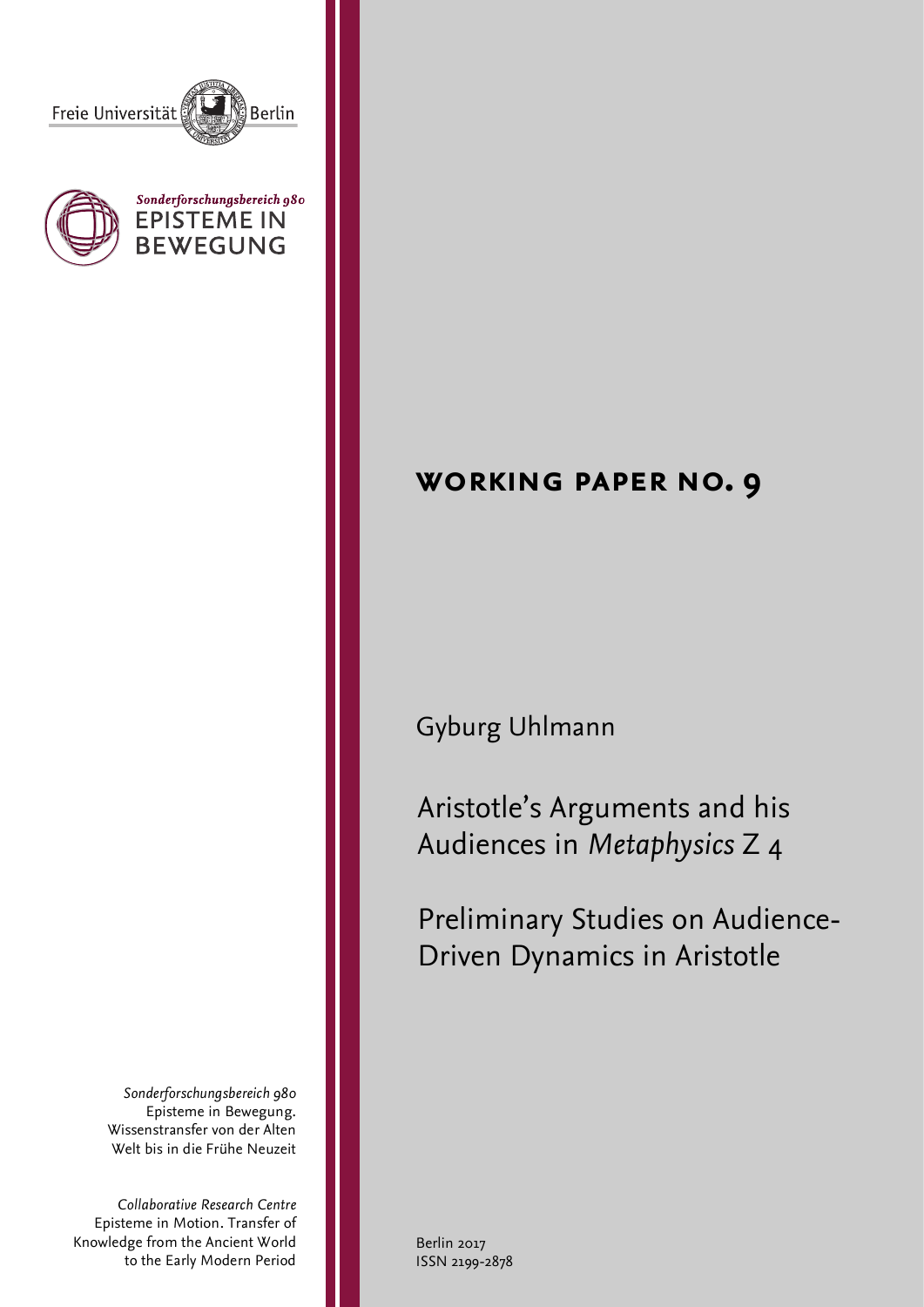Freie Universität Berlin

*Sonderforschungsbereich 980*
EPISTEME IN BEWEGUNG

# WORKING PAPER NO. 9

Gyburg Uhlmann

# Aristotle's Arguments and his Audiences in *Metaphysics* Z 4

## Preliminary Studies on Audience-Driven Dynamics in Aristotle

*Sonderforschungsbereich 980*
Episteme in Bewegung.
Wissenstransfer von der Alten Welt bis in die Frühe Neuzeit

*Collaborative Research Centre*
Episteme in Motion. Transfer of Knowledge from the Ancient World to the Early Modern Period

Berlin 2017
ISSN 2199-2878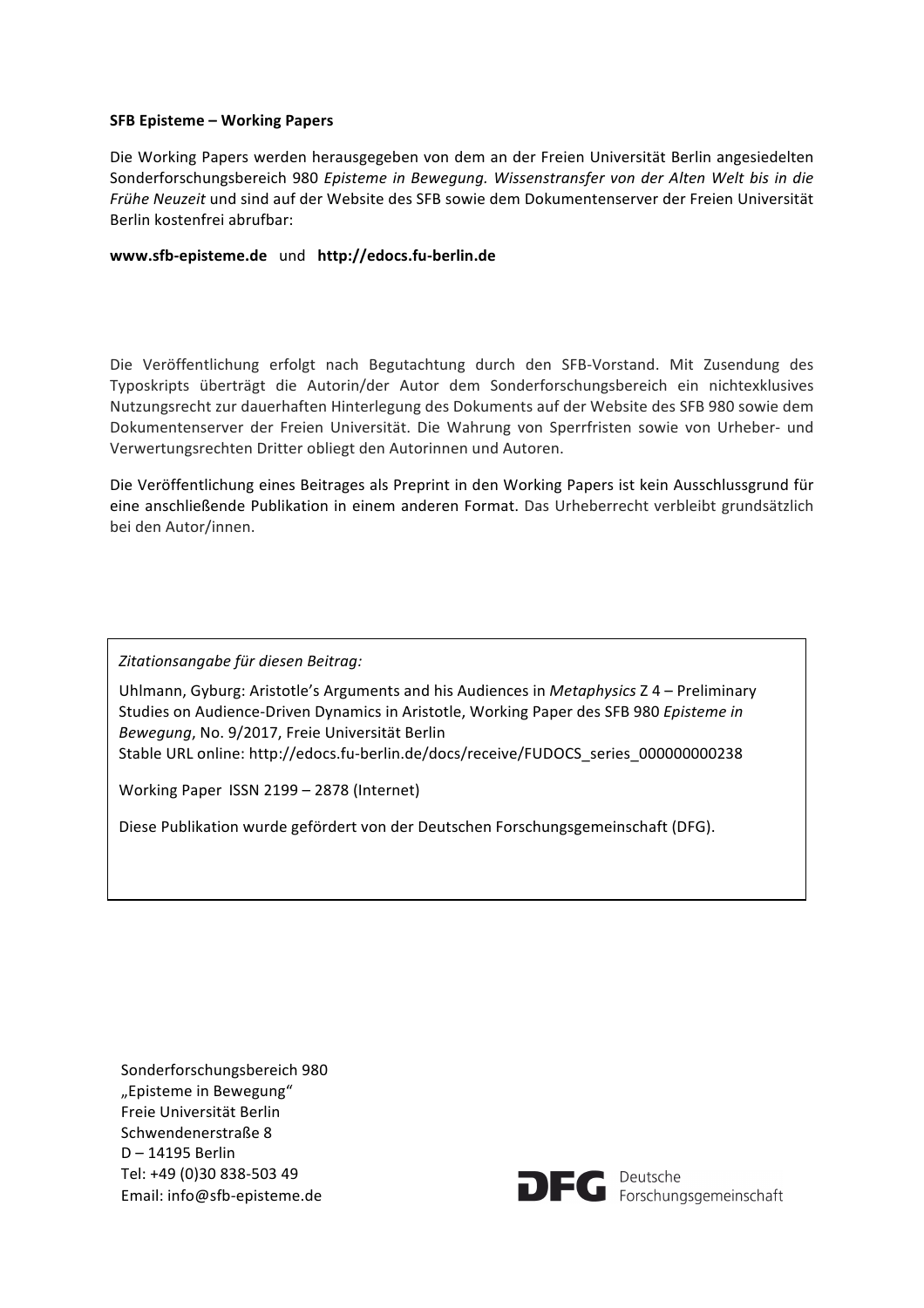**SFB Episteme – Working Papers**

Die Working Papers werden herausgegeben von dem an der Freien Universität Berlin angesiedelten Sonderforschungsbereich 980 *Episteme in Bewegung. Wissenstransfer von der Alten Welt bis in die Frühe Neuzeit* und sind auf der Website des SFB sowie dem Dokumentenserver der Freien Universität Berlin kostenfrei abrufbar:

**www.sfb-episteme.de** und **http://edocs.fu-berlin.de**

Die Veröffentlichung erfolgt nach Begutachtung durch den SFB-Vorstand. Mit Zusendung des Typoskripts überträgt die Autorin/der Autor dem Sonderforschungsbereich ein nichtexklusives Nutzungsrecht zur dauerhaften Hinterlegung des Dokuments auf der Website des SFB 980 sowie dem Dokumentenserver der Freien Universität. Die Wahrung von Sperrfristen sowie von Urheber- und Verwertungsrechten Dritter obliegt den Autorinnen und Autoren.

Die Veröffentlichung eines Beitrages als Preprint in den Working Papers ist kein Ausschlussgrund für eine anschließende Publikation in einem anderen Format. Das Urheberrecht verbleibt grundsätzlich bei den Autor/innen.

*Zitationsangabe für diesen Beitrag:*

Uhlmann, Gyburg: Aristotle's Arguments and his Audiences in *Metaphysics* Z 4 – Preliminary Studies on Audience-Driven Dynamics in Aristotle, Working Paper des SFB 980 *Episteme in Bewegung*, No. 9/2017, Freie Universität Berlin
Stable URL online: http://edocs.fu-berlin.de/docs/receive/FUDOCS_series_000000000238

Working Paper ISSN 2199 – 2878 (Internet)

Diese Publikation wurde gefördert von der Deutschen Forschungsgemeinschaft (DFG).

Sonderforschungsbereich 980
„Episteme in Bewegung"
Freie Universität Berlin
Schwendenerstraße 8
D – 14195 Berlin
Tel: +49 (0)30 838-503 49
Email: info@sfb-episteme.de

DFG Deutsche Forschungsgemeinschaft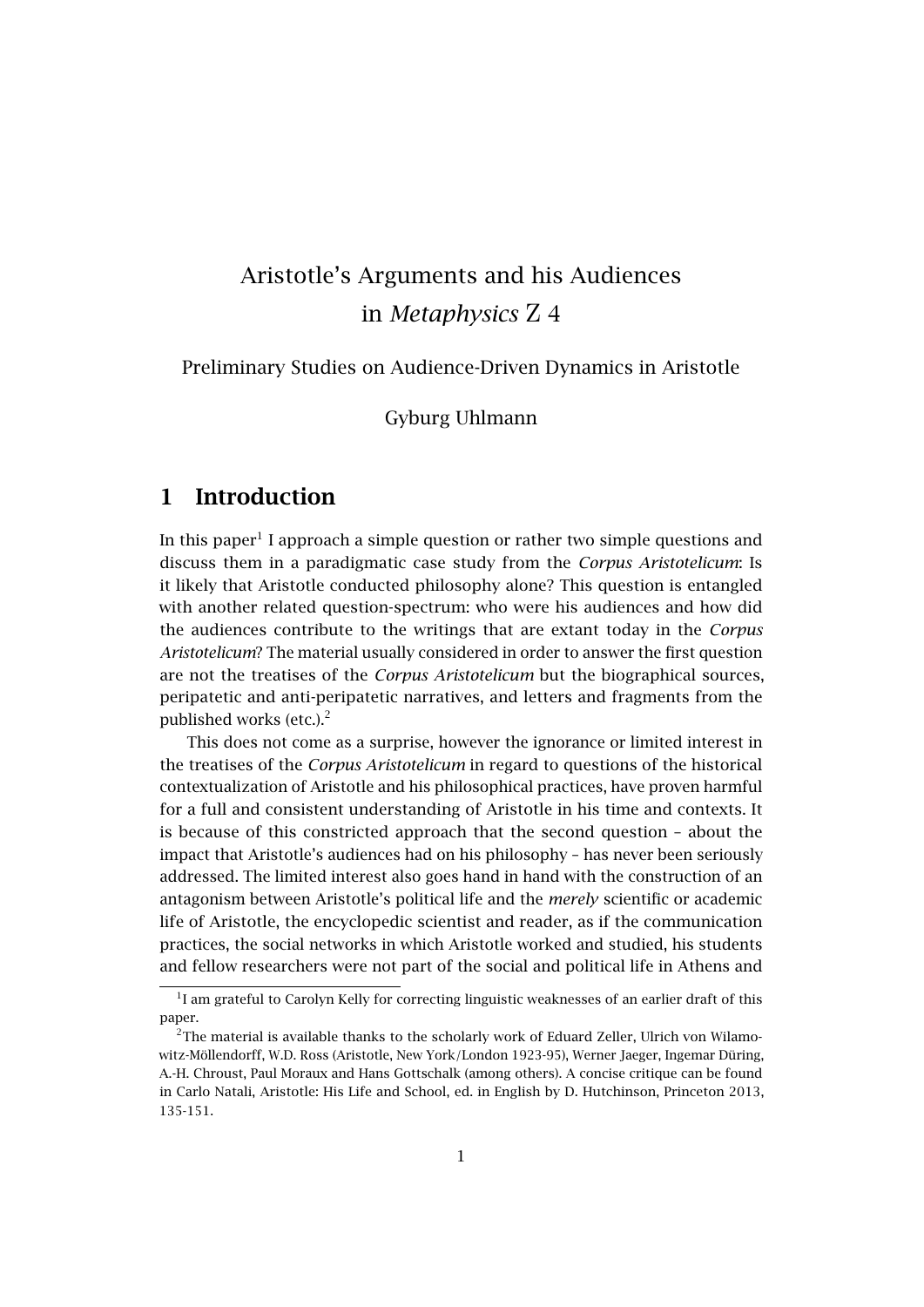# Aristotle's Arguments and his Audiences in *Metaphysics* Z 4

Preliminary Studies on Audience-Driven Dynamics in Aristotle

Gyburg Uhlmann

## 1 Introduction

In this paper[1] I approach a simple question or rather two simple questions and discuss them in a paradigmatic case study from the *Corpus Aristotelicum*: Is it likely that Aristotle conducted philosophy alone? This question is entangled with another related question-spectrum: who were his audiences and how did the audiences contribute to the writings that are extant today in the *Corpus Aristotelicum*? The material usually considered in order to answer the first question are not the treatises of the *Corpus Aristotelicum* but the biographical sources, peripatetic and anti-peripatetic narratives, and letters and fragments from the published works (etc.).[2]

This does not come as a surprise, however the ignorance or limited interest in the treatises of the *Corpus Aristotelicum* in regard to questions of the historical contextualization of Aristotle and his philosophical practices, have proven harmful for a full and consistent understanding of Aristotle in his time and contexts. It is because of this constricted approach that the second question – about the impact that Aristotle's audiences had on his philosophy – has never been seriously addressed. The limited interest also goes hand in hand with the construction of an antagonism between Aristotle's political life and the *merely* scientific or academic life of Aristotle, the encyclopedic scientist and reader, as if the communication practices, the social networks in which Aristotle worked and studied, his students and fellow researchers were not part of the social and political life in Athens and

---

[1] I am grateful to Carolyn Kelly for correcting linguistic weaknesses of an earlier draft of this paper.

[2] The material is available thanks to the scholarly work of Eduard Zeller, Ulrich von Wilamowitz-Möllendorff, W.D. Ross (Aristotle, New York/London 1923-95), Werner Jaeger, Ingemar Düring, A.-H. Chroust, Paul Moraux and Hans Gottschalk (among others). A concise critique can be found in Carlo Natali, Aristotle: His Life and School, ed. in English by D. Hutchinson, Princeton 2013, 135-151.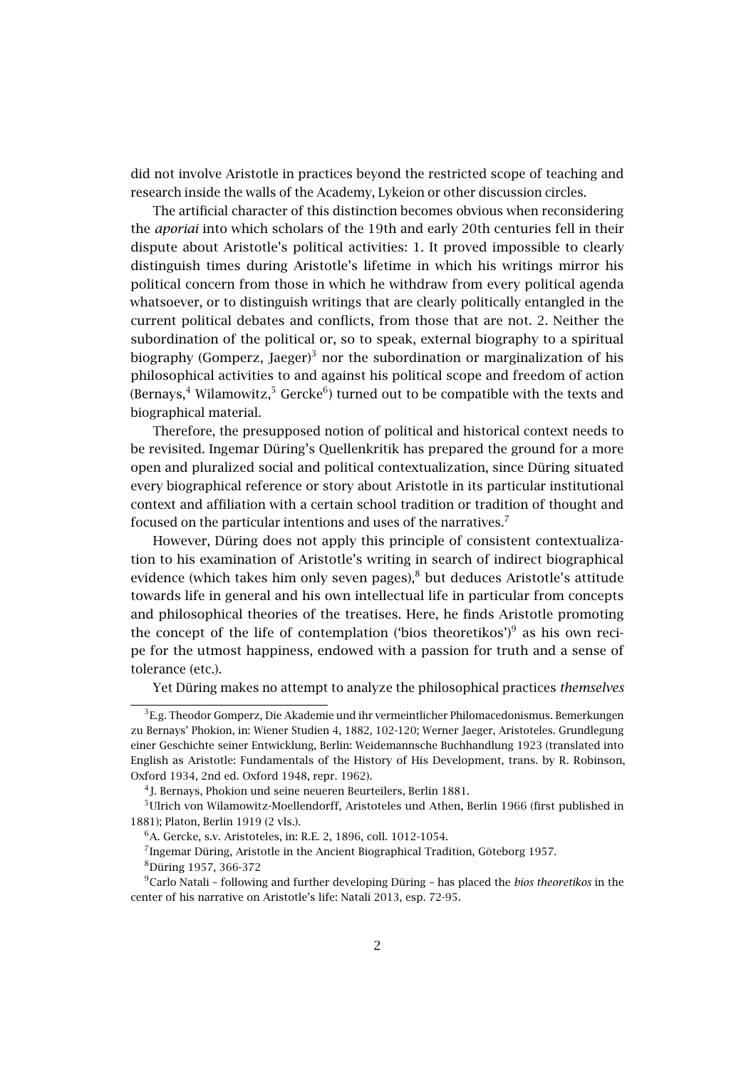did not involve Aristotle in practices beyond the restricted scope of teaching and research inside the walls of the Academy, Lykeion or other discussion circles.

The artificial character of this distinction becomes obvious when reconsidering the *aporiai* into which scholars of the 19th and early 20th centuries fell in their dispute about Aristotle's political activities: 1. It proved impossible to clearly distinguish times during Aristotle's lifetime in which his writings mirror his political concern from those in which he withdraw from every political agenda whatsoever, or to distinguish writings that are clearly politically entangled in the current political debates and conflicts, from those that are not. 2. Neither the subordination of the political or, so to speak, external biography to a spiritual biography (Gomperz, Jaeger)[3] nor the subordination or marginalization of his philosophical activities to and against his political scope and freedom of action (Bernays,[4] Wilamowitz,[5] Gercke[6]) turned out to be compatible with the texts and biographical material.

Therefore, the presupposed notion of political and historical context needs to be revisited. Ingemar Düring's Quellenkritik has prepared the ground for a more open and pluralized social and political contextualization, since Düring situated every biographical reference or story about Aristotle in its particular institutional context and affiliation with a certain school tradition or tradition of thought and focused on the particular intentions and uses of the narratives.[7]

However, Düring does not apply this principle of consistent contextualization to his examination of Aristotle's writing in search of indirect biographical evidence (which takes him only seven pages),[8] but deduces Aristotle's attitude towards life in general and his own intellectual life in particular from concepts and philosophical theories of the treatises. Here, he finds Aristotle promoting the concept of the life of contemplation ('bios theoretikos')[9] as his own recipe for the utmost happiness, endowed with a passion for truth and a sense of tolerance (etc.).

Yet Düring makes no attempt to analyze the philosophical practices *themselves*

---

[3] E.g. Theodor Gomperz, Die Akademie und ihr vermeintlicher Philomacedonismus. Bemerkungen zu Bernays' Phokion, in: Wiener Studien 4, 1882, 102-120; Werner Jaeger, Aristoteles. Grundlegung einer Geschichte seiner Entwicklung, Berlin: Weidemannsche Buchhandlung 1923 (translated into English as Aristotle: Fundamentals of the History of His Development, trans. by R. Robinson, Oxford 1934, 2nd ed. Oxford 1948, repr. 1962).

[4] J. Bernays, Phokion und seine neueren Beurteilers, Berlin 1881.

[5] Ulrich von Wilamowitz-Moellendorff, Aristoteles und Athen, Berlin 1966 (first published in 1881); Platon, Berlin 1919 (2 vls.).

[6] A. Gercke, s.v. Aristoteles, in: R.E. 2, 1896, coll. 1012-1054.

[7] Ingemar Düring, Aristotle in the Ancient Biographical Tradition, Göteborg 1957.

[8] Düring 1957, 366-372

[9] Carlo Natali – following and further developing Düring – has placed the *bios theoretikos* in the center of his narrative on Aristotle's life: Natali 2013, esp. 72-95.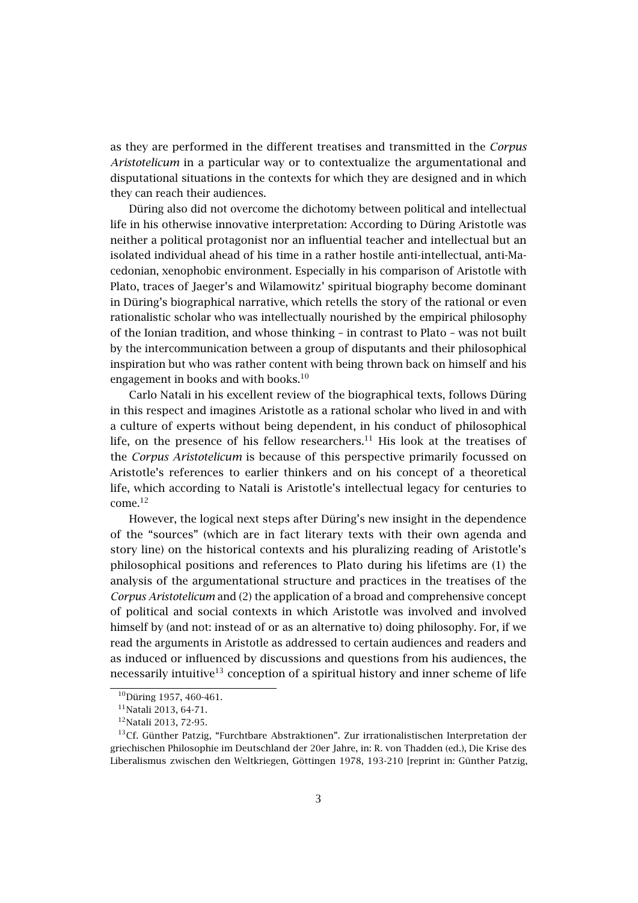as they are performed in the different treatises and transmitted in the *Corpus Aristotelicum* in a particular way or to contextualize the argumentational and disputational situations in the contexts for which they are designed and in which they can reach their audiences.

Düring also did not overcome the dichotomy between political and intellectual life in his otherwise innovative interpretation: According to Düring Aristotle was neither a political protagonist nor an influential teacher and intellectual but an isolated individual ahead of his time in a rather hostile anti-intellectual, anti-Macedonian, xenophobic environment. Especially in his comparison of Aristotle with Plato, traces of Jaeger's and Wilamowitz' spiritual biography become dominant in Düring's biographical narrative, which retells the story of the rational or even rationalistic scholar who was intellectually nourished by the empirical philosophy of the Ionian tradition, and whose thinking – in contrast to Plato – was not built by the intercommunication between a group of disputants and their philosophical inspiration but who was rather content with being thrown back on himself and his engagement in books and with books.[10]

Carlo Natali in his excellent review of the biographical texts, follows Düring in this respect and imagines Aristotle as a rational scholar who lived in and with a culture of experts without being dependent, in his conduct of philosophical life, on the presence of his fellow researchers.[11] His look at the treatises of the *Corpus Aristotelicum* is because of this perspective primarily focussed on Aristotle's references to earlier thinkers and on his concept of a theoretical life, which according to Natali is Aristotle's intellectual legacy for centuries to come.[12]

However, the logical next steps after Düring's new insight in the dependence of the "sources" (which are in fact literary texts with their own agenda and story line) on the historical contexts and his pluralizing reading of Aristotle's philosophical positions and references to Plato during his lifetims are (1) the analysis of the argumentational structure and practices in the treatises of the *Corpus Aristotelicum* and (2) the application of a broad and comprehensive concept of political and social contexts in which Aristotle was involved and involved himself by (and not: instead of or as an alternative to) doing philosophy. For, if we read the arguments in Aristotle as addressed to certain audiences and readers and as induced or influenced by discussions and questions from his audiences, the necessarily intuitive[13] conception of a spiritual history and inner scheme of life

---

[10] Düring 1957, 460-461.

[11] Natali 2013, 64-71.

[12] Natali 2013, 72-95.

[13] Cf. Günther Patzig, "Furchtbare Abstraktionen". Zur irrationalistischen Interpretation der griechischen Philosophie im Deutschland der 20er Jahre, in: R. von Thadden (ed.), Die Krise des Liberalismus zwischen den Weltkriegen, Göttingen 1978, 193-210 [reprint in: Günther Patzig,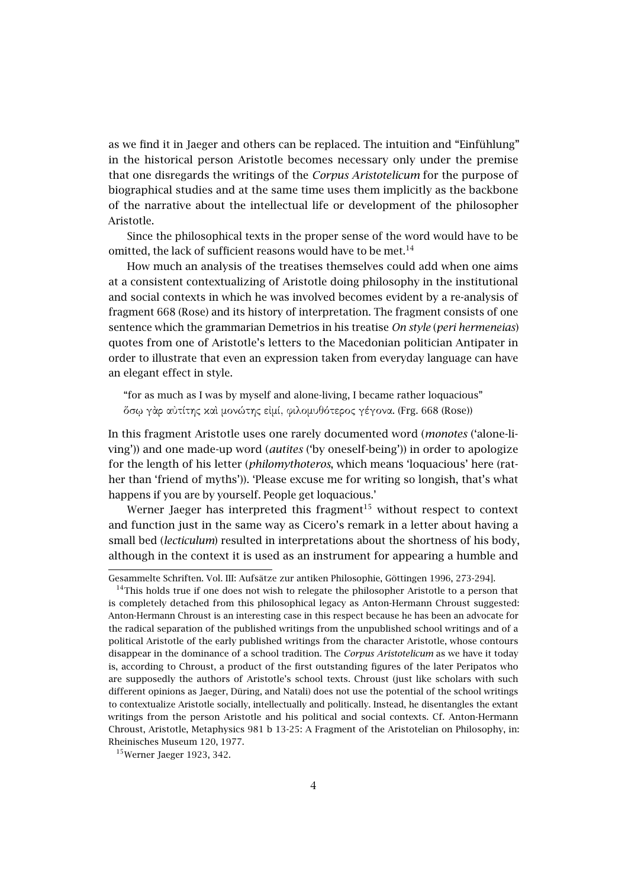as we find it in Jaeger and others can be replaced. The intuition and "Einfühlung" in the historical person Aristotle becomes necessary only under the premise that one disregards the writings of the *Corpus Aristotelicum* for the purpose of biographical studies and at the same time uses them implicitly as the backbone of the narrative about the intellectual life or development of the philosopher Aristotle.

Since the philosophical texts in the proper sense of the word would have to be omitted, the lack of sufficient reasons would have to be met.[14]

How much an analysis of the treatises themselves could add when one aims at a consistent contextualizing of Aristotle doing philosophy in the institutional and social contexts in which he was involved becomes evident by a re-analysis of fragment 668 (Rose) and its history of interpretation. The fragment consists of one sentence which the grammarian Demetrios in his treatise *On style* (*peri hermeneias*) quotes from one of Aristotle's letters to the Macedonian politician Antipater in order to illustrate that even an expression taken from everyday language can have an elegant effect in style.

> "for as much as I was by myself and alone-living, I became rather loquacious"
> ὅσῳ γὰρ αὐτίτης καὶ μονώτης εἰμί, φιλομυθότερος γέγονα. (Frg. 668 (Rose))

In this fragment Aristotle uses one rarely documented word (*monotes* ('alone-living')) and one made-up word (*autites* ('by oneself-being')) in order to apologize for the length of his letter (*philomythoteros*, which means 'loquacious' here (rather than 'friend of myths')). 'Please excuse me for writing so longish, that's what happens if you are by yourself. People get loquacious.'

Werner Jaeger has interpreted this fragment[15] without respect to context and function just in the same way as Cicero's remark in a letter about having a small bed (*lecticulum*) resulted in interpretations about the shortness of his body, although in the context it is used as an instrument for appearing a humble and

---

Gesammelte Schriften. Vol. III: Aufsätze zur antiken Philosophie, Göttingen 1996, 273-294].

[14] This holds true if one does not wish to relegate the philosopher Aristotle to a person that is completely detached from this philosophical legacy as Anton-Hermann Chroust suggested: Anton-Hermann Chroust is an interesting case in this respect because he has been an advocate for the radical separation of the published writings from the unpublished school writings and of a political Aristotle of the early published writings from the character Aristotle, whose contours disappear in the dominance of a school tradition. The *Corpus Aristotelicum* as we have it today is, according to Chroust, a product of the first outstanding figures of the later Peripatos who are supposedly the authors of Aristotle's school texts. Chroust (just like scholars with such different opinions as Jaeger, Düring, and Natali) does not use the potential of the school writings to contextualize Aristotle socially, intellectually and politically. Instead, he disentangles the extant writings from the person Aristotle and his political and social contexts. Cf. Anton-Hermann Chroust, Aristotle, Metaphysics 981 b 13-25: A Fragment of the Aristotelian on Philosophy, in: Rheinisches Museum 120, 1977.

[15] Werner Jaeger 1923, 342.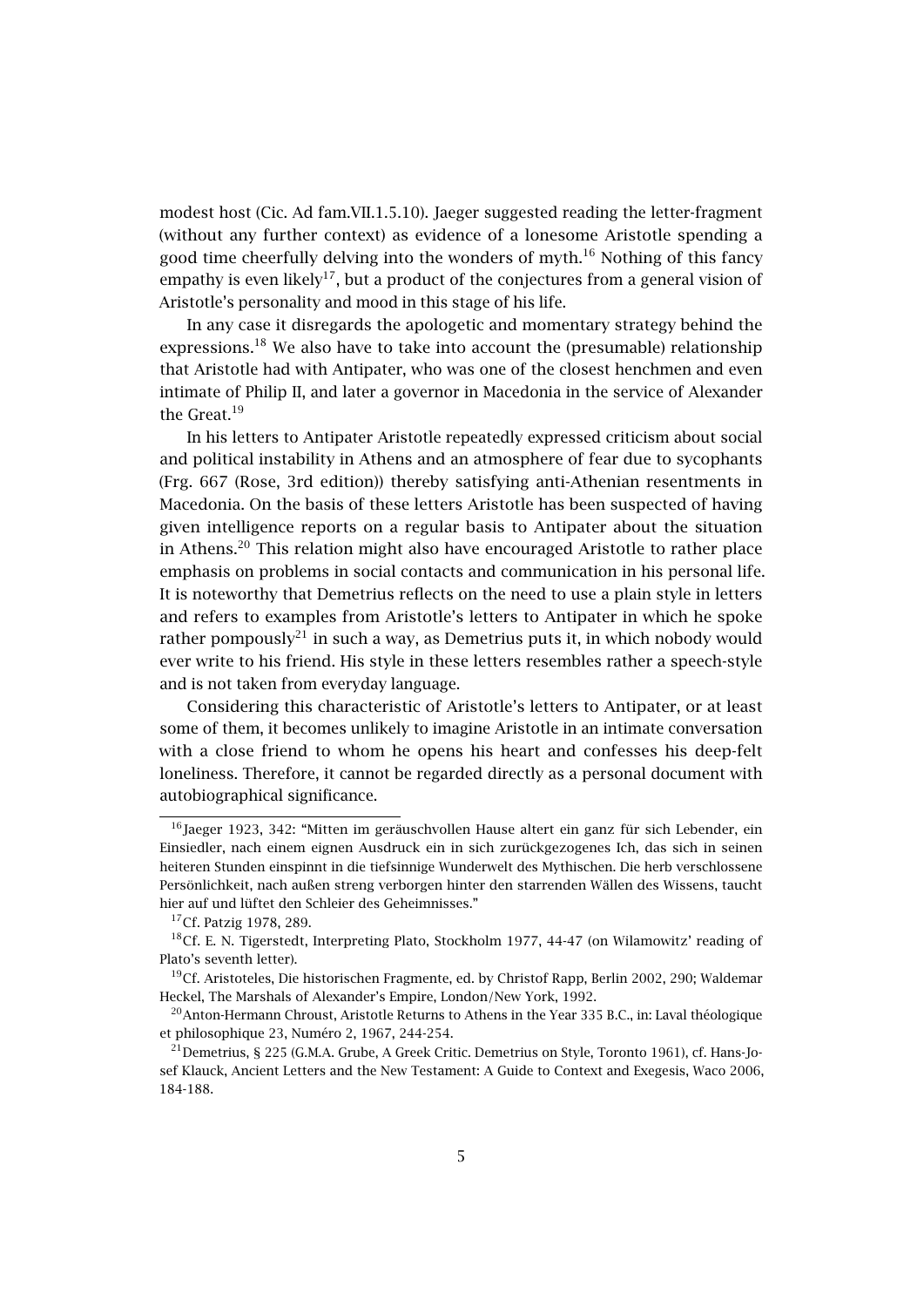modest host (Cic. Ad fam.VII.1.5.10). Jaeger suggested reading the letter-fragment (without any further context) as evidence of a lonesome Aristotle spending a good time cheerfully delving into the wonders of myth.[16] Nothing of this fancy empathy is even likely[17], but a product of the conjectures from a general vision of Aristotle's personality and mood in this stage of his life.

In any case it disregards the apologetic and momentary strategy behind the expressions.[18] We also have to take into account the (presumable) relationship that Aristotle had with Antipater, who was one of the closest henchmen and even intimate of Philip II, and later a governor in Macedonia in the service of Alexander the Great.[19]

In his letters to Antipater Aristotle repeatedly expressed criticism about social and political instability in Athens and an atmosphere of fear due to sycophants (Frg. 667 (Rose, 3rd edition)) thereby satisfying anti-Athenian resentments in Macedonia. On the basis of these letters Aristotle has been suspected of having given intelligence reports on a regular basis to Antipater about the situation in Athens.[20] This relation might also have encouraged Aristotle to rather place emphasis on problems in social contacts and communication in his personal life. It is noteworthy that Demetrius reflects on the need to use a plain style in letters and refers to examples from Aristotle's letters to Antipater in which he spoke rather pompously[21] in such a way, as Demetrius puts it, in which nobody would ever write to his friend. His style in these letters resembles rather a speech-style and is not taken from everyday language.

Considering this characteristic of Aristotle's letters to Antipater, or at least some of them, it becomes unlikely to imagine Aristotle in an intimate conversation with a close friend to whom he opens his heart and confesses his deep-felt loneliness. Therefore, it cannot be regarded directly as a personal document with autobiographical significance.

---

[16] Jaeger 1923, 342: "Mitten im geräuschvollen Hause altert ein ganz für sich Lebender, ein Einsiedler, nach einem eignen Ausdruck ein in sich zurückgezogenes Ich, das sich in seinen heiteren Stunden einspinnt in die tiefsinnige Wunderwelt des Mythischen. Die herb verschlossene Persönlichkeit, nach außen streng verborgen hinter den starrenden Wällen des Wissens, taucht hier auf und lüftet den Schleier des Geheimnisses."

[17] Cf. Patzig 1978, 289.

[18] Cf. E. N. Tigerstedt, Interpreting Plato, Stockholm 1977, 44-47 (on Wilamowitz' reading of Plato's seventh letter).

[19] Cf. Aristoteles, Die historischen Fragmente, ed. by Christof Rapp, Berlin 2002, 290; Waldemar Heckel, The Marshals of Alexander's Empire, London/New York, 1992.

[20] Anton-Hermann Chroust, Aristotle Returns to Athens in the Year 335 B.C., in: Laval théologique et philosophique 23, Numéro 2, 1967, 244-254.

[21] Demetrius, § 225 (G.M.A. Grube, A Greek Critic. Demetrius on Style, Toronto 1961), cf. Hans-Josef Klauck, Ancient Letters and the New Testament: A Guide to Context and Exegesis, Waco 2006, 184-188.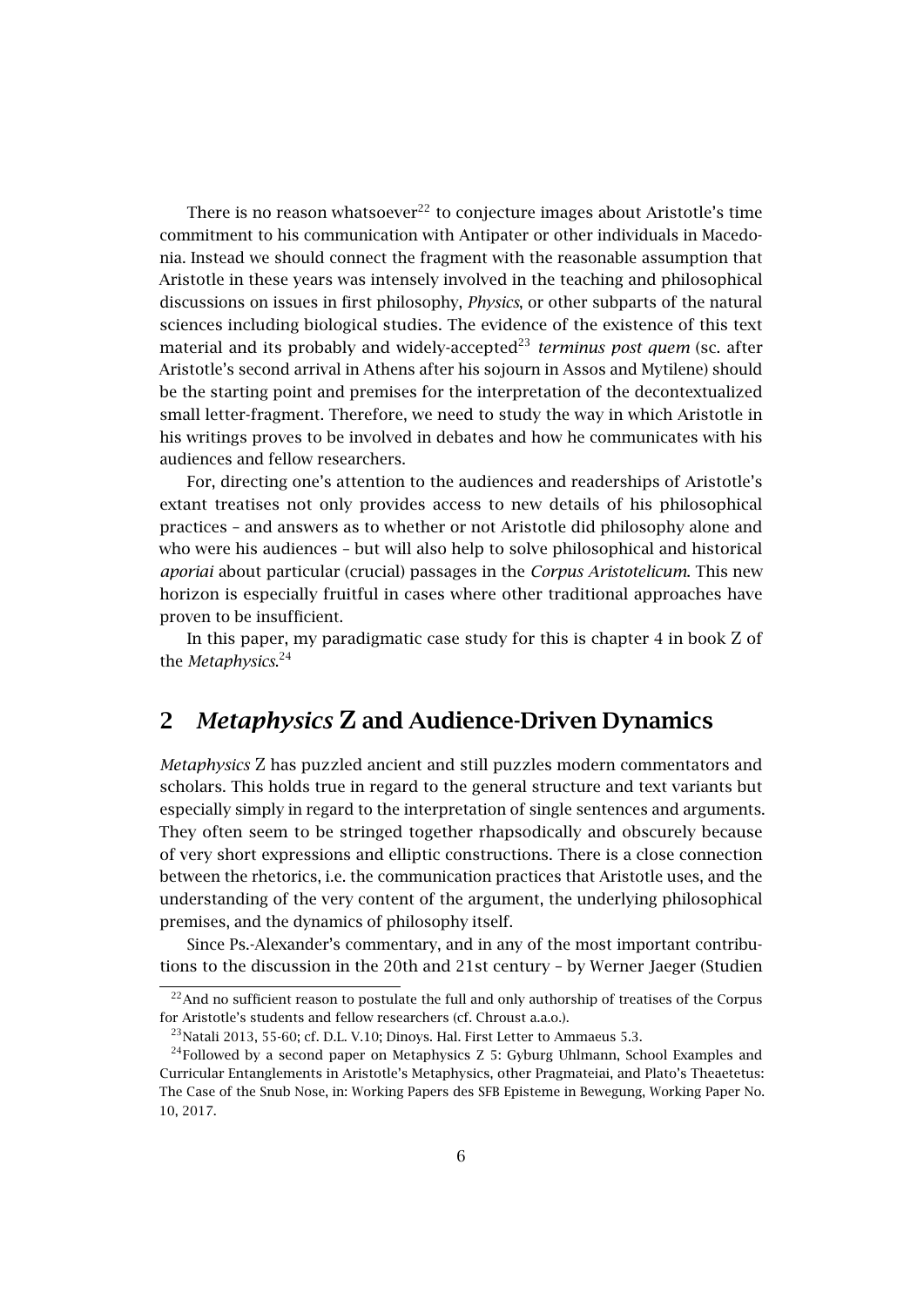There is no reason whatsoever[22] to conjecture images about Aristotle's time commitment to his communication with Antipater or other individuals in Macedonia. Instead we should connect the fragment with the reasonable assumption that Aristotle in these years was intensely involved in the teaching and philosophical discussions on issues in first philosophy, *Physics*, or other subparts of the natural sciences including biological studies. The evidence of the existence of this text material and its probably and widely-accepted[23] *terminus post quem* (sc. after Aristotle's second arrival in Athens after his sojourn in Assos and Mytilene) should be the starting point and premises for the interpretation of the decontextualized small letter-fragment. Therefore, we need to study the way in which Aristotle in his writings proves to be involved in debates and how he communicates with his audiences and fellow researchers.

For, directing one's attention to the audiences and readerships of Aristotle's extant treatises not only provides access to new details of his philosophical practices – and answers as to whether or not Aristotle did philosophy alone and who were his audiences – but will also help to solve philosophical and historical *aporiai* about particular (crucial) passages in the *Corpus Aristotelicum*. This new horizon is especially fruitful in cases where other traditional approaches have proven to be insufficient.

In this paper, my paradigmatic case study for this is chapter 4 in book Z of the *Metaphysics*.[24]

## 2 *Metaphysics* Z and Audience-Driven Dynamics

*Metaphysics* Z has puzzled ancient and still puzzles modern commentators and scholars. This holds true in regard to the general structure and text variants but especially simply in regard to the interpretation of single sentences and arguments. They often seem to be stringed together rhapsodically and obscurely because of very short expressions and elliptic constructions. There is a close connection between the rhetorics, i.e. the communication practices that Aristotle uses, and the understanding of the very content of the argument, the underlying philosophical premises, and the dynamics of philosophy itself.

Since Ps.-Alexander's commentary, and in any of the most important contributions to the discussion in the 20th and 21st century – by Werner Jaeger (Studien

---

[22] And no sufficient reason to postulate the full and only authorship of treatises of the Corpus for Aristotle's students and fellow researchers (cf. Chroust a.a.o.).

[23] Natali 2013, 55-60; cf. D.L. V.10; Dinoys. Hal. First Letter to Ammaeus 5.3.

[24] Followed by a second paper on Metaphysics Z 5: Gyburg Uhlmann, School Examples and Curricular Entanglements in Aristotle's Metaphysics, other Pragmateiai, and Plato's Theaetetus: The Case of the Snub Nose, in: Working Papers des SFB Episteme in Bewegung, Working Paper No. 10, 2017.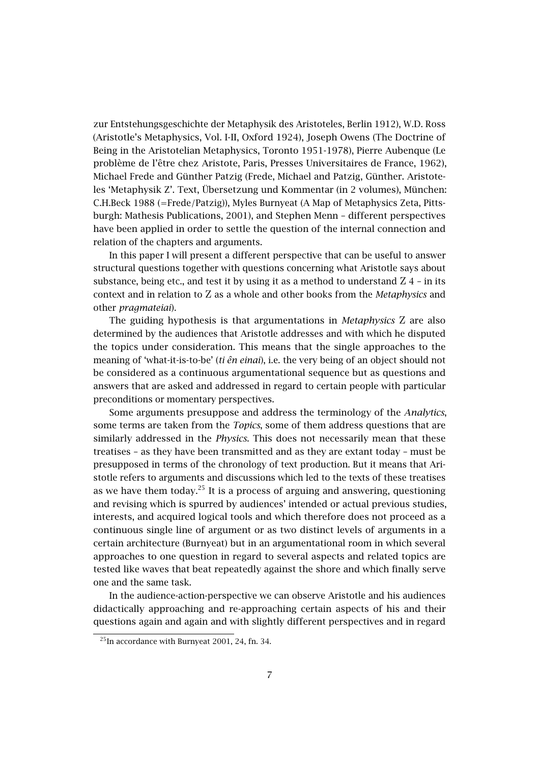zur Entstehungsgeschichte der Metaphysik des Aristoteles, Berlin 1912), W.D. Ross (Aristotle's Metaphysics, Vol. I-II, Oxford 1924), Joseph Owens (The Doctrine of Being in the Aristotelian Metaphysics, Toronto 1951-1978), Pierre Aubenque (Le problème de l'être chez Aristote, Paris, Presses Universitaires de France, 1962), Michael Frede and Günther Patzig (Frede, Michael and Patzig, Günther. Aristoteles 'Metaphysik Z'. Text, Übersetzung und Kommentar (in 2 volumes), München: C.H.Beck 1988 (=Frede/Patzig)), Myles Burnyeat (A Map of Metaphysics Zeta, Pittsburgh: Mathesis Publications, 2001), and Stephen Menn – different perspectives have been applied in order to settle the question of the internal connection and relation of the chapters and arguments.

In this paper I will present a different perspective that can be useful to answer structural questions together with questions concerning what Aristotle says about substance, being etc., and test it by using it as a method to understand Z 4 – in its context and in relation to Z as a whole and other books from the *Metaphysics* and other *pragmateiai*).

The guiding hypothesis is that argumentations in *Metaphysics* Z are also determined by the audiences that Aristotle addresses and with which he disputed the topics under consideration. This means that the single approaches to the meaning of 'what-it-is-to-be' (*ti ên einai*), i.e. the very being of an object should not be considered as a continuous argumentational sequence but as questions and answers that are asked and addressed in regard to certain people with particular preconditions or momentary perspectives.

Some arguments presuppose and address the terminology of the *Analytics*, some terms are taken from the *Topics*, some of them address questions that are similarly addressed in the *Physics*. This does not necessarily mean that these treatises – as they have been transmitted and as they are extant today – must be presupposed in terms of the chronology of text production. But it means that Aristotle refers to arguments and discussions which led to the texts of these treatises as we have them today.[25] It is a process of arguing and answering, questioning and revising which is spurred by audiences' intended or actual previous studies, interests, and acquired logical tools and which therefore does not proceed as a continuous single line of argument or as two distinct levels of arguments in a certain architecture (Burnyeat) but in an argumentational room in which several approaches to one question in regard to several aspects and related topics are tested like waves that beat repeatedly against the shore and which finally serve one and the same task.

In the audience-action-perspective we can observe Aristotle and his audiences didactically approaching and re-approaching certain aspects of his and their questions again and again and with slightly different perspectives and in regard

[25] In accordance with Burnyeat 2001, 24, fn. 34.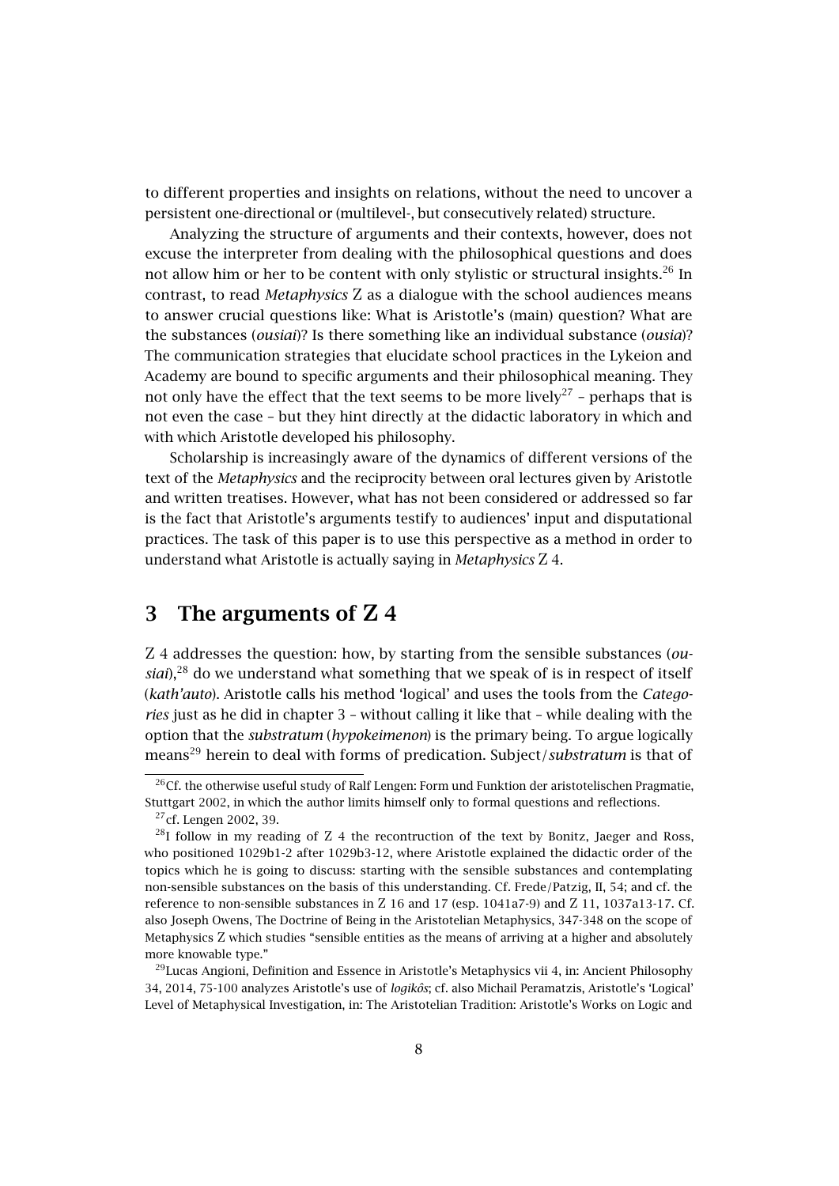to different properties and insights on relations, without the need to uncover a persistent one-directional or (multilevel-, but consecutively related) structure.

Analyzing the structure of arguments and their contexts, however, does not excuse the interpreter from dealing with the philosophical questions and does not allow him or her to be content with only stylistic or structural insights.[26] In contrast, to read *Metaphysics* Z as a dialogue with the school audiences means to answer crucial questions like: What is Aristotle's (main) question? What are the substances (*ousiai*)? Is there something like an individual substance (*ousia*)? The communication strategies that elucidate school practices in the Lykeion and Academy are bound to specific arguments and their philosophical meaning. They not only have the effect that the text seems to be more lively[27] – perhaps that is not even the case – but they hint directly at the didactic laboratory in which and with which Aristotle developed his philosophy.

Scholarship is increasingly aware of the dynamics of different versions of the text of the *Metaphysics* and the reciprocity between oral lectures given by Aristotle and written treatises. However, what has not been considered or addressed so far is the fact that Aristotle's arguments testify to audiences' input and disputational practices. The task of this paper is to use this perspective as a method in order to understand what Aristotle is actually saying in *Metaphysics* Z 4.

## 3 The arguments of Z 4

Z 4 addresses the question: how, by starting from the sensible substances (*ousiai*),[28] do we understand what something that we speak of is in respect of itself (*kath'auto*). Aristotle calls his method 'logical' and uses the tools from the *Categories* just as he did in chapter 3 – without calling it like that – while dealing with the option that the *substratum* (*hypokeimenon*) is the primary being. To argue logically means[29] herein to deal with forms of predication. Subject/*substratum* is that of

---

[26] Cf. the otherwise useful study of Ralf Lengen: Form und Funktion der aristotelischen Pragmatie, Stuttgart 2002, in which the author limits himself only to formal questions and reflections.

[27] cf. Lengen 2002, 39.

[28] I follow in my reading of Z 4 the recontruction of the text by Bonitz, Jaeger and Ross, who positioned 1029b1-2 after 1029b3-12, where Aristotle explained the didactic order of the topics which he is going to discuss: starting with the sensible substances and contemplating non-sensible substances on the basis of this understanding. Cf. Frede/Patzig, II, 54; and cf. the reference to non-sensible substances in Z 16 and 17 (esp. 1041a7-9) and Z 11, 1037a13-17. Cf. also Joseph Owens, The Doctrine of Being in the Aristotelian Metaphysics, 347-348 on the scope of Metaphysics Z which studies "sensible entities as the means of arriving at a higher and absolutely more knowable type."

[29] Lucas Angioni, Definition and Essence in Aristotle's Metaphysics vii 4, in: Ancient Philosophy 34, 2014, 75-100 analyzes Aristotle's use of *logikôs*; cf. also Michail Peramatzis, Aristotle's 'Logical' Level of Metaphysical Investigation, in: The Aristotelian Tradition: Aristotle's Works on Logic and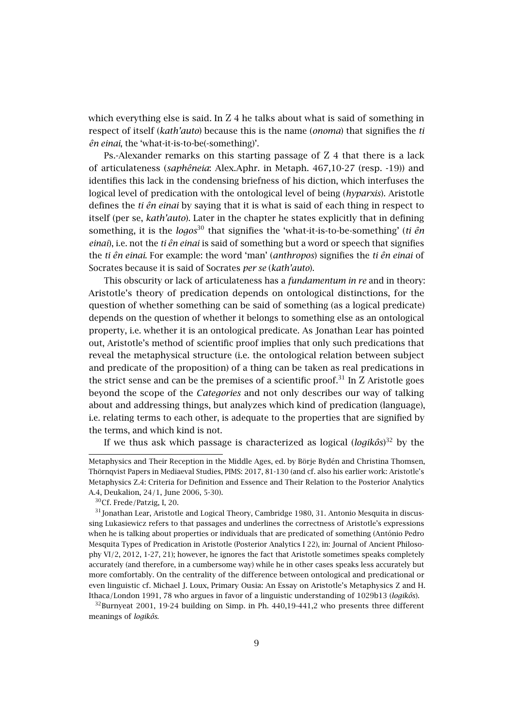which everything else is said. In Z 4 he talks about what is said of something in respect of itself (*kath'auto*) because this is the name (*onoma*) that signifies the *ti ên einai*, the 'what-it-is-to-be(-something)'.

Ps.-Alexander remarks on this starting passage of Z 4 that there is a lack of articulateness (*saphêneia*: Alex.Aphr. in Metaph. 467,10-27 (resp. -19)) and identifies this lack in the condensing briefness of his diction, which interfuses the logical level of predication with the ontological level of being (*hyparxis*). Aristotle defines the *ti ên einai* by saying that it is what is said of each thing in respect to itself (per se, *kath'auto*). Later in the chapter he states explicitly that in defining something, it is the *logos*[30] that signifies the 'what-it-is-to-be-something' (*ti ên einai*), i.e. not the *ti ên einai* is said of something but a word or speech that signifies the *ti ên einai*. For example: the word 'man' (*anthropos*) signifies the *ti ên einai* of Socrates because it is said of Socrates *per se* (*kath'auto*).

This obscurity or lack of articulateness has a *fundamentum in re* and in theory: Aristotle's theory of predication depends on ontological distinctions, for the question of whether something can be said of something (as a logical predicate) depends on the question of whether it belongs to something else as an ontological property, i.e. whether it is an ontological predicate. As Jonathan Lear has pointed out, Aristotle's method of scientific proof implies that only such predications that reveal the metaphysical structure (i.e. the ontological relation between subject and predicate of the proposition) of a thing can be taken as real predications in the strict sense and can be the premises of a scientific proof.[31] In Z Aristotle goes beyond the scope of the *Categories* and not only describes our way of talking about and addressing things, but analyzes which kind of predication (language), i.e. relating terms to each other, is adequate to the properties that are signified by the terms, and which kind is not.

If we thus ask which passage is characterized as logical (*logikôs*)[32] by the

---

Metaphysics and Their Reception in the Middle Ages, ed. by Börje Bydén and Christina Thomsen, Thörnqvist Papers in Mediaeval Studies, PIMS: 2017, 81-130 (and cf. also his earlier work: Aristotle's Metaphysics Z.4: Criteria for Definition and Essence and Their Relation to the Posterior Analytics A.4, Deukalion, 24/1, June 2006, 5-30).

[30] Cf. Frede/Patzig, I, 20.

[31] Jonathan Lear, Aristotle and Logical Theory, Cambridge 1980, 31. Antonio Mesquita in discussing Lukasiewicz refers to that passages and underlines the correctness of Aristotle's expressions when he is talking about properties or individuals that are predicated of something (António Pedro Mesquita Types of Predication in Aristotle (Posterior Analytics I 22), in: Journal of Ancient Philosophy VI/2, 2012, 1-27, 21); however, he ignores the fact that Aristotle sometimes speaks completely accurately (and therefore, in a cumbersome way) while he in other cases speaks less accurately but more comfortably. On the centrality of the difference between ontological and predicational or even linguistic cf. Michael J. Loux, Primary Ousia: An Essay on Aristotle's Metaphysics Z and H. Ithaca/London 1991, 78 who argues in favor of a linguistic understanding of 1029b13 (*logikôs*).

[32] Burnyeat 2001, 19-24 building on Simp. in Ph. 440,19-441,2 who presents three different meanings of *logikôs*.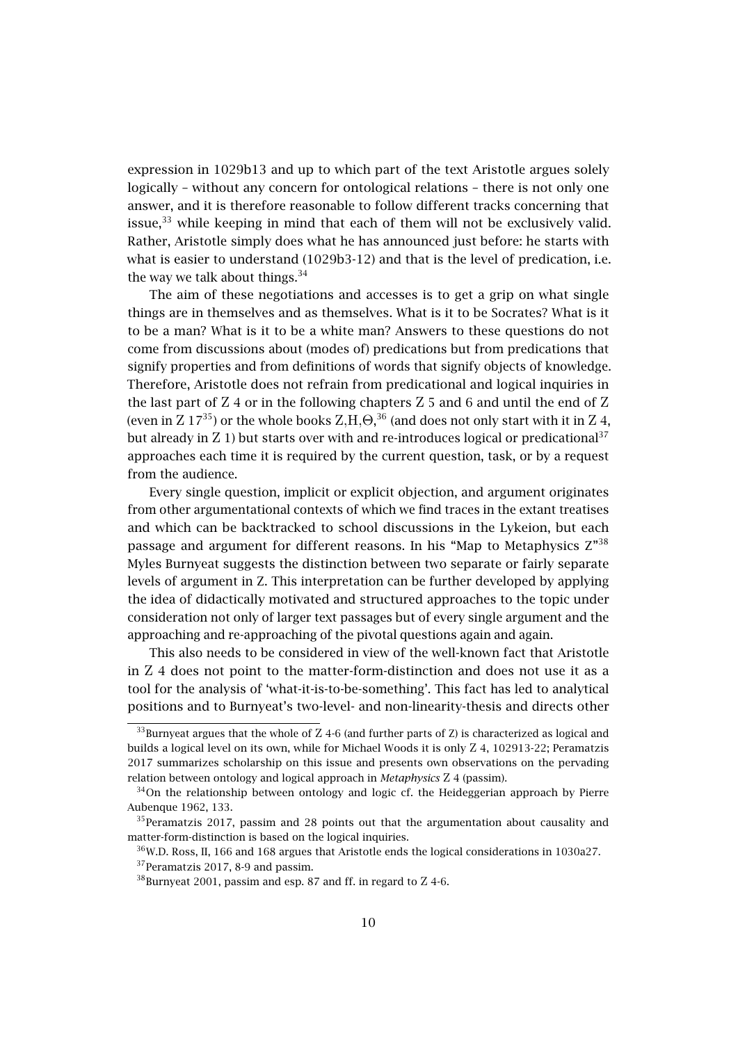expression in 1029b13 and up to which part of the text Aristotle argues solely logically – without any concern for ontological relations – there is not only one answer, and it is therefore reasonable to follow different tracks concerning that issue,[33] while keeping in mind that each of them will not be exclusively valid. Rather, Aristotle simply does what he has announced just before: he starts with what is easier to understand (1029b3-12) and that is the level of predication, i.e. the way we talk about things.[34]

The aim of these negotiations and accesses is to get a grip on what single things are in themselves and as themselves. What is it to be Socrates? What is it to be a man? What is it to be a white man? Answers to these questions do not come from discussions about (modes of) predications but from predications that signify properties and from definitions of words that signify objects of knowledge. Therefore, Aristotle does not refrain from predicational and logical inquiries in the last part of Z 4 or in the following chapters Z 5 and 6 and until the end of Z (even in Z 17[35]) or the whole books Z,H,Θ,[36] (and does not only start with it in Z 4, but already in Z 1) but starts over with and re-introduces logical or predicational[37] approaches each time it is required by the current question, task, or by a request from the audience.

Every single question, implicit or explicit objection, and argument originates from other argumentational contexts of which we find traces in the extant treatises and which can be backtracked to school discussions in the Lykeion, but each passage and argument for different reasons. In his "Map to Metaphysics Z"[38] Myles Burnyeat suggests the distinction between two separate or fairly separate levels of argument in Z. This interpretation can be further developed by applying the idea of didactically motivated and structured approaches to the topic under consideration not only of larger text passages but of every single argument and the approaching and re-approaching of the pivotal questions again and again.

This also needs to be considered in view of the well-known fact that Aristotle in Z 4 does not point to the matter-form-distinction and does not use it as a tool for the analysis of 'what-it-is-to-be-something'. This fact has led to analytical positions and to Burnyeat's two-level- and non-linearity-thesis and directs other

---

[33] Burnyeat argues that the whole of Z 4-6 (and further parts of Z) is characterized as logical and builds a logical level on its own, while for Michael Woods it is only Z 4, 102913-22; Peramatzis 2017 summarizes scholarship on this issue and presents own observations on the pervading relation between ontology and logical approach in *Metaphysics* Z 4 (passim).

[34] On the relationship between ontology and logic cf. the Heideggerian approach by Pierre Aubenque 1962, 133.

[35] Peramatzis 2017, passim and 28 points out that the argumentation about causality and matter-form-distinction is based on the logical inquiries.

[36] W.D. Ross, II, 166 and 168 argues that Aristotle ends the logical considerations in 1030a27.

[37] Peramatzis 2017, 8-9 and passim.

[38] Burnyeat 2001, passim and esp. 87 and ff. in regard to Z 4-6.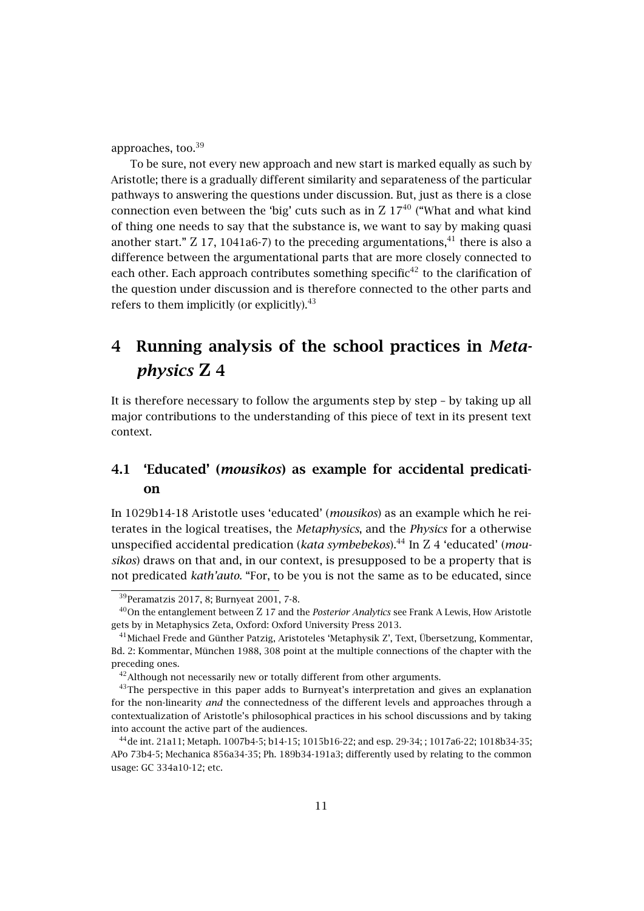approaches, too.[39]

To be sure, not every new approach and new start is marked equally as such by Aristotle; there is a gradually different similarity and separateness of the particular pathways to answering the questions under discussion. But, just as there is a close connection even between the 'big' cuts such as in Z 17[40] ("What and what kind of thing one needs to say that the substance is, we want to say by making quasi another start." Z 17, 1041a6-7) to the preceding argumentations,[41] there is also a difference between the argumentational parts that are more closely connected to each other. Each approach contributes something specific[42] to the clarification of the question under discussion and is therefore connected to the other parts and refers to them implicitly (or explicitly).[43]

# 4 Running analysis of the school practices in *Metaphysics* Z 4

It is therefore necessary to follow the arguments step by step – by taking up all major contributions to the understanding of this piece of text in its present text context.

## 4.1 'Educated' (*mousikos*) as example for accidental predication

In 1029b14-18 Aristotle uses 'educated' (*mousikos*) as an example which he reiterates in the logical treatises, the *Metaphysics*, and the *Physics* for a otherwise unspecified accidental predication (*kata symbebekos*).[44] In Z 4 'educated' (*mousikos*) draws on that and, in our context, is presupposed to be a property that is not predicated *kath'auto*. "For, to be you is not the same as to be educated, since

[39] Peramatzis 2017, 8; Burnyeat 2001, 7-8.

[40] On the entanglement between Z 17 and the *Posterior Analytics* see Frank A Lewis, How Aristotle gets by in Metaphysics Zeta, Oxford: Oxford University Press 2013.

[41] Michael Frede and Günther Patzig, Aristoteles 'Metaphysik Z', Text, Übersetzung, Kommentar, Bd. 2: Kommentar, München 1988, 308 point at the multiple connections of the chapter with the preceding ones.

[42] Although not necessarily new or totally different from other arguments.

[43] The perspective in this paper adds to Burnyeat's interpretation and gives an explanation for the non-linearity *and* the connectedness of the different levels and approaches through a contextualization of Aristotle's philosophical practices in his school discussions and by taking into account the active part of the audiences.

[44] de int. 21a11; Metaph. 1007b4-5; b14-15; 1015b16-22; and esp. 29-34; ; 1017a6-22; 1018b34-35; APo 73b4-5; Mechanica 856a34-35; Ph. 189b34-191a3; differently used by relating to the common usage: GC 334a10-12; etc.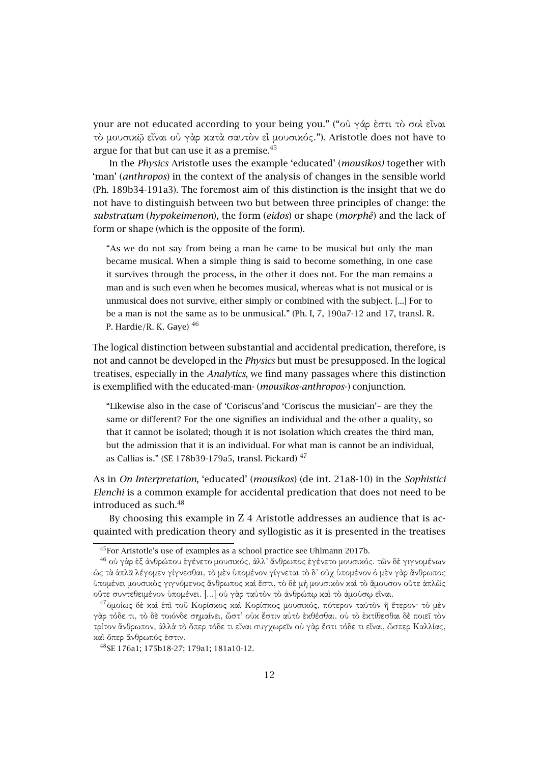your are not educated according to your being you." ("οὐ γάρ ἐστι τὸ σοὶ εἶναι τὸ μουσικῷ εἶναι οὐ γὰρ κατὰ σαυτὸν εἶ μουσικός."). Aristotle does not have to argue for that but can use it as a premise.[45]

In the *Physics* Aristotle uses the example 'educated' (*mousikos)* together with 'man' (*anthropos*) in the context of the analysis of changes in the sensible world (Ph. 189b34-191a3). The foremost aim of this distinction is the insight that we do not have to distinguish between two but between three principles of change: the *substratum* (*hypokeimenon*), the form (*eidos*) or shape (*morphê*) and the lack of form or shape (which is the opposite of the form).

> "As we do not say from being a man he came to be musical but only the man became musical. When a simple thing is said to become something, in one case it survives through the process, in the other it does not. For the man remains a man and is such even when he becomes musical, whereas what is not musical or is unmusical does not survive, either simply or combined with the subject. [...] For to be a man is not the same as to be unmusical." (Ph. I, 7, 190a7-12 and 17, transl. R. P. Hardie/R. K. Gaye) [46]

The logical distinction between substantial and accidental predication, therefore, is not and cannot be developed in the *Physics* but must be presupposed. In the logical treatises, especially in the *Analytics*, we find many passages where this distinction is exemplified with the educated-man- (*mousikos-anthropos*-) conjunction.

> "Likewise also in the case of 'Coriscus'and 'Coriscus the musician'– are they the same or different? For the one signifies an individual and the other a quality, so that it cannot be isolated; though it is not isolation which creates the third man, but the admission that it is an individual. For what man is cannot be an individual, as Callias is." (SE 178b39-179a5, transl. Pickard) [47]

As in *On Interpretation*, 'educated' (*mousikos*) (de int. 21a8-10) in the *Sophistici Elenchi* is a common example for accidental predication that does not need to be introduced as such.[48]

By choosing this example in Z 4 Aristotle addresses an audience that is acquainted with predication theory and syllogistic as it is presented in the treatises

---

[45] For Aristotle's use of examples as a school practice see Uhlmann 2017b.

[46] οὐ γὰρ ἐξ ἀνθρώπου ἐγένετο μουσικός, ἀλλ' ἄνθρωπος ἐγένετο μουσικός. τῶν δὲ γιγνομένων ὡς τὰ ἁπλᾶ λέγομεν γίγνεσθαι, τὸ μὲν ὑπομένον γίγνεται τὸ δ' οὐχ ὑπομένον· ὁ μὲν γὰρ ἄνθρωπος ὑπομένει μουσικὸς γιγνόμενος ἄνθρωπος καὶ ἔστι, τὸ δὲ μὴ μουσικὸν καὶ τὸ ἄμουσον οὔτε ἁπλῶς οὔτε συντεθειμένον ὑπομένει. [...] οὐ γὰρ ταὐτὸν τὸ ἀνθρώπῳ καὶ τὸ ἀμούσῳ εἶναι.

[47] ὁμοίως δὲ καὶ ἐπὶ τοῦ Κορίσκος καὶ Κορίσκος μουσικός, πότερον ταὐτὸν ἢ ἕτερον· τὸ μὲν γὰρ τόδε τι, τὸ δὲ τοιόνδε σημαίνει, ὥστ' οὐκ ἔστιν αὐτὸ ἐκθέσθαι. οὐ τὸ ἐκτίθεσθαι δὲ ποιεῖ τὸν τρίτον ἄνθρωπον, ἀλλὰ τὸ ὅπερ τόδε τι εἶναι συγχωρεῖν οὐ γὰρ ἔστι τόδε τι εἶναι, ὥσπερ Καλλίας, καὶ ὅπερ ἄνθρωπός ἐστιν.

[48] SE 176a1; 175b18-27; 179a1; 181a10-12.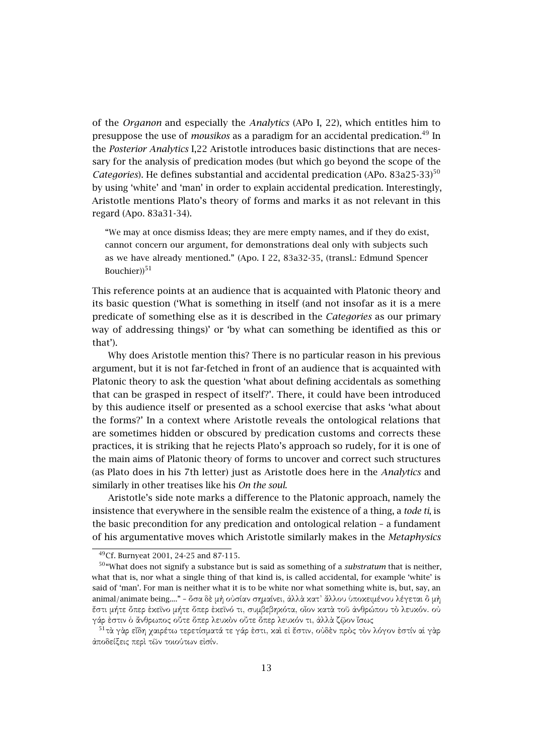of the *Organon* and especially the *Analytics* (APo I, 22), which entitles him to presuppose the use of *mousikos* as a paradigm for an accidental predication.[49] In the *Posterior Analytics* I,22 Aristotle introduces basic distinctions that are necessary for the analysis of predication modes (but which go beyond the scope of the *Categories*). He defines substantial and accidental predication (APo. 83a25-33)[50] by using 'white' and 'man' in order to explain accidental predication. Interestingly, Aristotle mentions Plato's theory of forms and marks it as not relevant in this regard (Apo. 83a31-34).

> "We may at once dismiss Ideas; they are mere empty names, and if they do exist, cannot concern our argument, for demonstrations deal only with subjects such as we have already mentioned." (Apo. I 22, 83a32-35, (transl.: Edmund Spencer Bouchier))[51]

This reference points at an audience that is acquainted with Platonic theory and its basic question ('What is something in itself (and not insofar as it is a mere predicate of something else as it is described in the *Categories* as our primary way of addressing things)' or 'by what can something be identified as this or that').

Why does Aristotle mention this? There is no particular reason in his previous argument, but it is not far-fetched in front of an audience that is acquainted with Platonic theory to ask the question 'what about defining accidentals as something that can be grasped in respect of itself?'. There, it could have been introduced by this audience itself or presented as a school exercise that asks 'what about the forms?' In a context where Aristotle reveals the ontological relations that are sometimes hidden or obscured by predication customs and corrects these practices, it is striking that he rejects Plato's approach so rudely, for it is one of the main aims of Platonic theory of forms to uncover and correct such structures (as Plato does in his 7th letter) just as Aristotle does here in the *Analytics* and similarly in other treatises like his *On the soul*.

Aristotle's side note marks a difference to the Platonic approach, namely the insistence that everywhere in the sensible realm the existence of a thing, a *tode ti*, is the basic precondition for any predication and ontological relation – a fundament of his argumentative moves which Aristotle similarly makes in the *Metaphysics*

---

[49] Cf. Burnyeat 2001, 24-25 and 87-115.

[50] "What does not signify a substance but is said as something of a *substratum* that is neither, what that is, nor what a single thing of that kind is, is called accidental, for example 'white' is said of 'man'. For man is neither what it is to be white nor what something white is, but, say, an animal/animate being...." – ὅσα δὲ μὴ οὐσίαν σημαίνει, ἀλλὰ κατ᾽ ἄλλου ὑποκειμένου λέγεται ὃ μὴ ἔστι μήτε ὅπερ ἐκεῖνο μήτε ὅπερ ἐκεῖνό τι, συμβεβηκότα, οἷον κατὰ τοῦ ἀνθρώπου τὸ λευκόν. οὐ γάρ ἐστιν ὁ ἄνθρωπος οὔτε ὅπερ λευκὸν οὔτε ὅπερ λευκόν τι, ἀλλὰ ζῷον ἴσως

[51] τὰ γὰρ εἴδη χαιρέτω τερετίσματά τε γάρ ἐστι, καὶ εἰ ἔστιν, οὐδὲν πρὸς τὸν λόγον ἐστίν αἱ γὰρ ἀποδείξεις περὶ τῶν τοιούτων εἰσίν.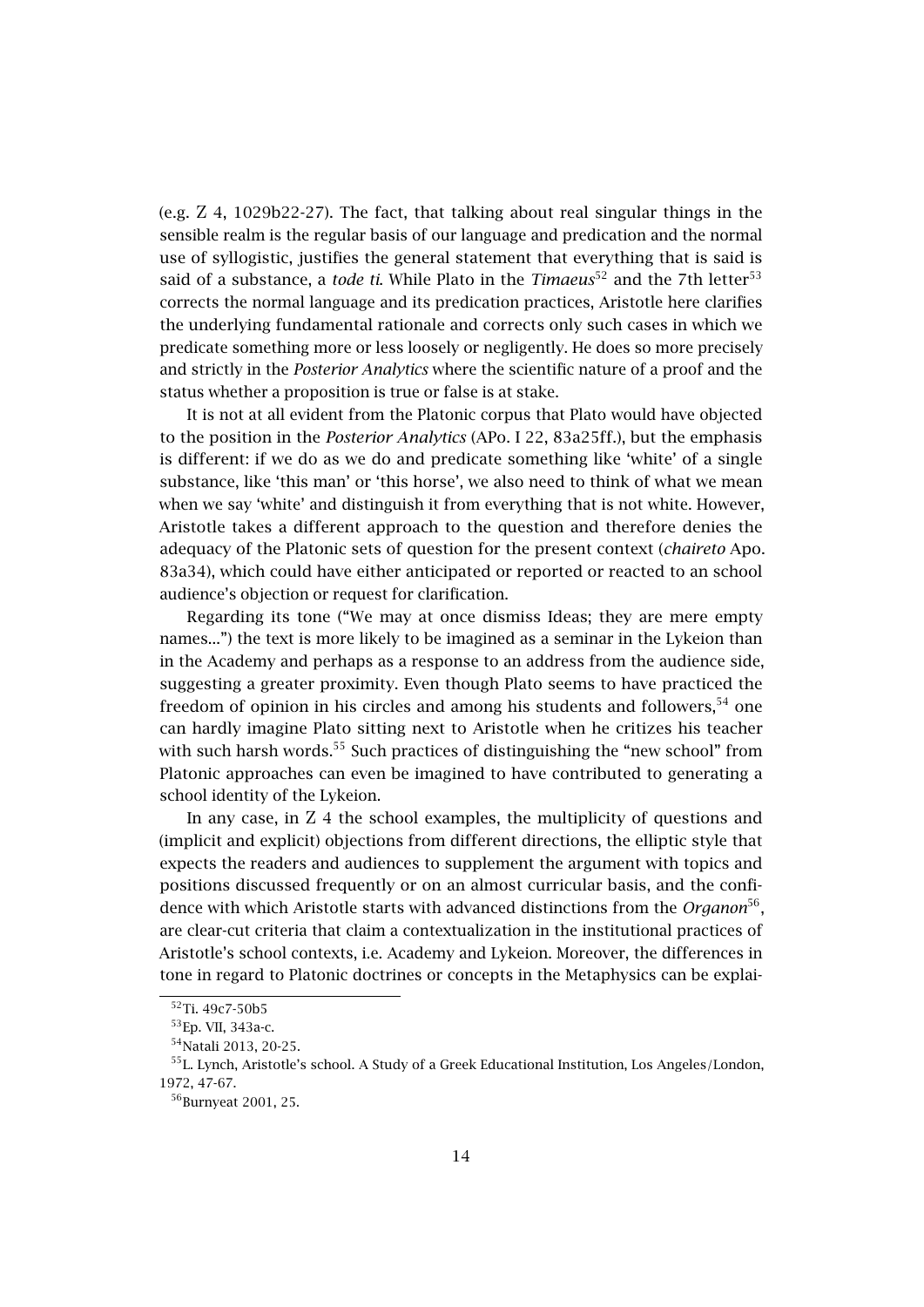(e.g. Z 4, 1029b22-27). The fact, that talking about real singular things in the sensible realm is the regular basis of our language and predication and the normal use of syllogistic, justifies the general statement that everything that is said is said of a substance, a *tode ti*. While Plato in the *Timaeus*[52] and the 7th letter[53] corrects the normal language and its predication practices, Aristotle here clarifies the underlying fundamental rationale and corrects only such cases in which we predicate something more or less loosely or negligently. He does so more precisely and strictly in the *Posterior Analytics* where the scientific nature of a proof and the status whether a proposition is true or false is at stake.

It is not at all evident from the Platonic corpus that Plato would have objected to the position in the *Posterior Analytics* (APo. I 22, 83a25ff.), but the emphasis is different: if we do as we do and predicate something like 'white' of a single substance, like 'this man' or 'this horse', we also need to think of what we mean when we say 'white' and distinguish it from everything that is not white. However, Aristotle takes a different approach to the question and therefore denies the adequacy of the Platonic sets of question for the present context (*chaireto* Apo. 83a34), which could have either anticipated or reported or reacted to an school audience's objection or request for clarification.

Regarding its tone ("We may at once dismiss Ideas; they are mere empty names...") the text is more likely to be imagined as a seminar in the Lykeion than in the Academy and perhaps as a response to an address from the audience side, suggesting a greater proximity. Even though Plato seems to have practiced the freedom of opinion in his circles and among his students and followers,[54] one can hardly imagine Plato sitting next to Aristotle when he critizes his teacher with such harsh words.[55] Such practices of distinguishing the "new school" from Platonic approaches can even be imagined to have contributed to generating a school identity of the Lykeion.

In any case, in Z 4 the school examples, the multiplicity of questions and (implicit and explicit) objections from different directions, the elliptic style that expects the readers and audiences to supplement the argument with topics and positions discussed frequently or on an almost curricular basis, and the confidence with which Aristotle starts with advanced distinctions from the *Organon*[56], are clear-cut criteria that claim a contextualization in the institutional practices of Aristotle's school contexts, i.e. Academy and Lykeion. Moreover, the differences in tone in regard to Platonic doctrines or concepts in the Metaphysics can be explai-

---

[52] Ti. 49c7-50b5

[53] Ep. VII, 343a-c.

[54] Natali 2013, 20-25.

[55] L. Lynch, Aristotle's school. A Study of a Greek Educational Institution, Los Angeles/London, 1972, 47-67.

[56] Burnyeat 2001, 25.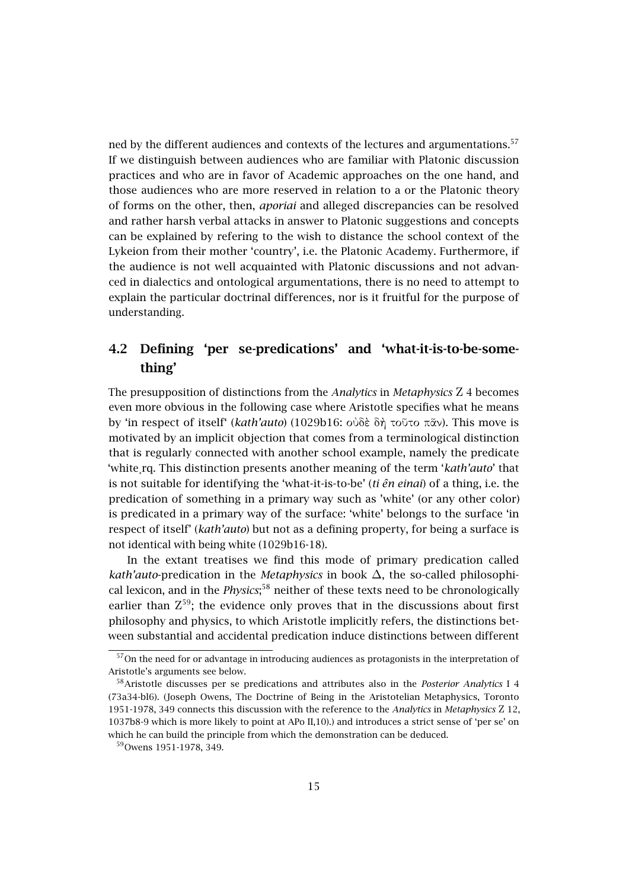ned by the different audiences and contexts of the lectures and argumentations.[57] If we distinguish between audiences who are familiar with Platonic discussion practices and who are in favor of Academic approaches on the one hand, and those audiences who are more reserved in relation to a or the Platonic theory of forms on the other, then, *aporiai* and alleged discrepancies can be resolved and rather harsh verbal attacks in answer to Platonic suggestions and concepts can be explained by refering to the wish to distance the school context of the Lykeion from their mother 'country', i.e. the Platonic Academy. Furthermore, if the audience is not well acquainted with Platonic discussions and not advanced in dialectics and ontological argumentations, there is no need to attempt to explain the particular doctrinal differences, nor is it fruitful for the purpose of understanding.

## 4.2 Defining 'per se-predications' and 'what-it-is-to-be-something'

The presupposition of distinctions from the *Analytics* in *Metaphysics* Z 4 becomes even more obvious in the following case where Aristotle specifies what he means by 'in respect of itself' (*kath'auto*) (1029b16: οὐδὲ δὴ τοῦτο πᾶν). This move is motivated by an implicit objection that comes from a terminological distinction that is regularly connected with another school example, namely the predicate 'white¸rq. This distinction presents another meaning of the term '*kath'auto*' that is not suitable for identifying the 'what-it-is-to-be' (*ti ên einai*) of a thing, i.e. the predication of something in a primary way such as 'white' (or any other color) is predicated in a primary way of the surface: 'white' belongs to the surface 'in respect of itself' (*kath'auto*) but not as a defining property, for being a surface is not identical with being white (1029b16-18).

In the extant treatises we find this mode of primary predication called *kath'auto*-predication in the *Metaphysics* in book Δ, the so-called philosophical lexicon, and in the *Physics*;[58] neither of these texts need to be chronologically earlier than Z[59]; the evidence only proves that in the discussions about first philosophy and physics, to which Aristotle implicitly refers, the distinctions between substantial and accidental predication induce distinctions between different

[57] On the need for or advantage in introducing audiences as protagonists in the interpretation of Aristotle's arguments see below.

[58] Aristotle discusses per se predications and attributes also in the *Posterior Analytics* I 4 (73a34-bl6). (Joseph Owens, The Doctrine of Being in the Aristotelian Metaphysics, Toronto 1951-1978, 349 connects this discussion with the reference to the *Analytics* in *Metaphysics* Z 12, 1037b8-9 which is more likely to point at APo II,10).) and introduces a strict sense of 'per se' on which he can build the principle from which the demonstration can be deduced.

[59] Owens 1951-1978, 349.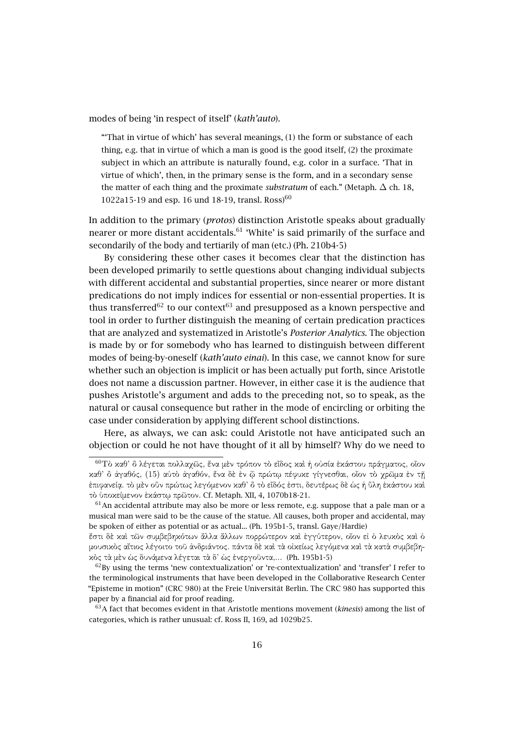modes of being 'in respect of itself' (*kath'auto*).

> "'That in virtue of which' has several meanings, (1) the form or substance of each thing, e.g. that in virtue of which a man is good is the good itself, (2) the proximate subject in which an attribute is naturally found, e.g. color in a surface. 'That in virtue of which', then, in the primary sense is the form, and in a secondary sense the matter of each thing and the proximate *substratum* of each." (Metaph. Δ ch. 18, 1022a15-19 and esp. 16 und 18-19, transl. Ross)[60]

In addition to the primary (*protos*) distinction Aristotle speaks about gradually nearer or more distant accidentals.[61] 'White' is said primarily of the surface and secondarily of the body and tertiarily of man (etc.) (Ph. 210b4-5)

By considering these other cases it becomes clear that the distinction has been developed primarily to settle questions about changing individual subjects with different accidental and substantial properties, since nearer or more distant predications do not imply indices for essential or non-essential properties. It is thus transferred[62] to our context[63] and presupposed as a known perspective and tool in order to further distinguish the meaning of certain predication practices that are analyzed and systematized in Aristotle's *Posterior Analytics*. The objection is made by or for somebody who has learned to distinguish between different modes of being-by-oneself (*kath'auto einai*). In this case, we cannot know for sure whether such an objection is implicit or has been actually put forth, since Aristotle does not name a discussion partner. However, in either case it is the audience that pushes Aristotle's argument and adds to the preceding not, so to speak, as the natural or causal consequence but rather in the mode of encircling or orbiting the case under consideration by applying different school distinctions.

Here, as always, we can ask: could Aristotle not have anticipated such an objection or could he not have thought of it all by himself? Why do we need to

---

[60] Τὸ καθ' ὃ λέγεται πολλαχῶς, ἕνα μὲν τρόπον τὸ εἶδος καὶ ἡ οὐσία ἑκάστου πράγματος, οἷον καθ' ὃ ἀγαθός, (15) αὐτὸ ἀγαθόν, ἕνα δὲ ἐν ᾧ πρώτῳ πέφυκε γίγνεσθαι, οἷον τὸ χρῶμα ἐν τῇ ἐπιφανείᾳ. τὸ μὲν οὖν πρώτως λεγόμενον καθ' ὃ τὸ εἶδός ἐστι, δευτέρως δὲ ὡς ἡ ὕλη ἑκάστου καὶ τὸ ὑποκείμενον ἑκάστῳ πρῶτον. Cf. Metaph. XII, 4, 1070b18-21.

[61] An accidental attribute may also be more or less remote, e.g. suppose that a pale man or a musical man were said to be the cause of the statue. All causes, both proper and accidental, may be spoken of either as potential or as actual... (Ph. 195b1-5, transl. Gaye/Hardie)
ἔστι δὲ καὶ τῶν συμβεβηκότων ἄλλα ἄλλων πορρώτερον καὶ ἐγγύτερον, οἷον εἰ ὁ λευκὸς καὶ ὁ μουσικὸς αἴτιος λέγοιτο τοῦ ἀνδριάντος. πάντα δὲ καὶ τὰ οἰκείως λεγόμενα καὶ τὰ κατὰ συμβεβηκὸς τὰ μὲν ὡς δυνάμενα λέγεται τὰ δ' ὡς ἐνεργοῦντα,... (Ph. 195b1-5)

[62] By using the terms 'new contextualization' or 're-contextualization' and 'transfer' I refer to the terminological instruments that have been developed in the Collaborative Research Center "Episteme in motion" (CRC 980) at the Freie Universität Berlin. The CRC 980 has supported this paper by a financial aid for proof reading.

[63] A fact that becomes evident in that Aristotle mentions movement (*kinesis*) among the list of categories, which is rather unusual: cf. Ross II, 169, ad 1029b25.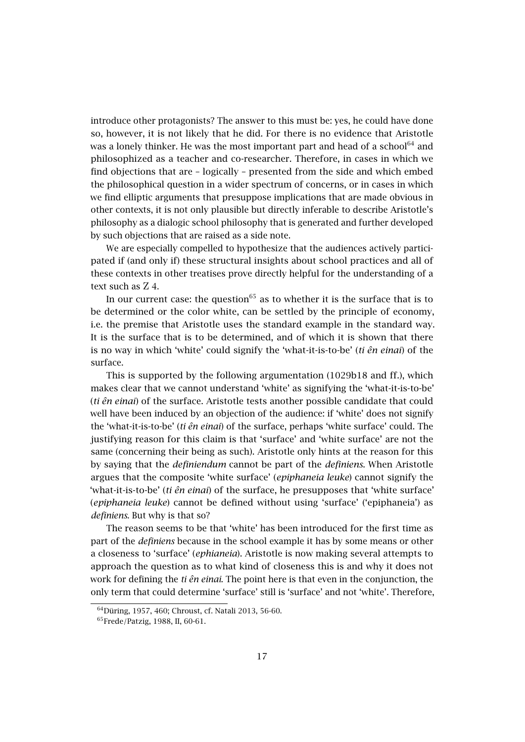introduce other protagonists? The answer to this must be: yes, he could have done so, however, it is not likely that he did. For there is no evidence that Aristotle was a lonely thinker. He was the most important part and head of a school[64] and philosophized as a teacher and co-researcher. Therefore, in cases in which we find objections that are – logically – presented from the side and which embed the philosophical question in a wider spectrum of concerns, or in cases in which we find elliptic arguments that presuppose implications that are made obvious in other contexts, it is not only plausible but directly inferable to describe Aristotle's philosophy as a dialogic school philosophy that is generated and further developed by such objections that are raised as a side note.

We are especially compelled to hypothesize that the audiences actively participated if (and only if) these structural insights about school practices and all of these contexts in other treatises prove directly helpful for the understanding of a text such as Z 4.

In our current case: the question[65] as to whether it is the surface that is to be determined or the color white, can be settled by the principle of economy, i.e. the premise that Aristotle uses the standard example in the standard way. It is the surface that is to be determined, and of which it is shown that there is no way in which 'white' could signify the 'what-it-is-to-be' (*ti ên einai*) of the surface.

This is supported by the following argumentation (1029b18 and ff.), which makes clear that we cannot understand 'white' as signifying the 'what-it-is-to-be' (*ti ên einai*) of the surface. Aristotle tests another possible candidate that could well have been induced by an objection of the audience: if 'white' does not signify the 'what-it-is-to-be' (*ti ên einai*) of the surface, perhaps 'white surface' could. The justifying reason for this claim is that 'surface' and 'white surface' are not the same (concerning their being as such). Aristotle only hints at the reason for this by saying that the *definiendum* cannot be part of the *definiens*. When Aristotle argues that the composite 'white surface' (*epiphaneia leuke*) cannot signify the 'what-it-is-to-be' (*ti ên einai*) of the surface, he presupposes that 'white surface' (*epiphaneia leuke*) cannot be defined without using 'surface' ('epiphaneia') as *definiens*. But why is that so?

The reason seems to be that 'white' has been introduced for the first time as part of the *definiens* because in the school example it has by some means or other a closeness to 'surface' (*ephianeia*). Aristotle is now making several attempts to approach the question as to what kind of closeness this is and why it does not work for defining the *ti ên einai*. The point here is that even in the conjunction, the only term that could determine 'surface' still is 'surface' and not 'white'. Therefore,

[64] Düring, 1957, 460; Chroust, cf. Natali 2013, 56-60.

[65] Frede/Patzig, 1988, II, 60-61.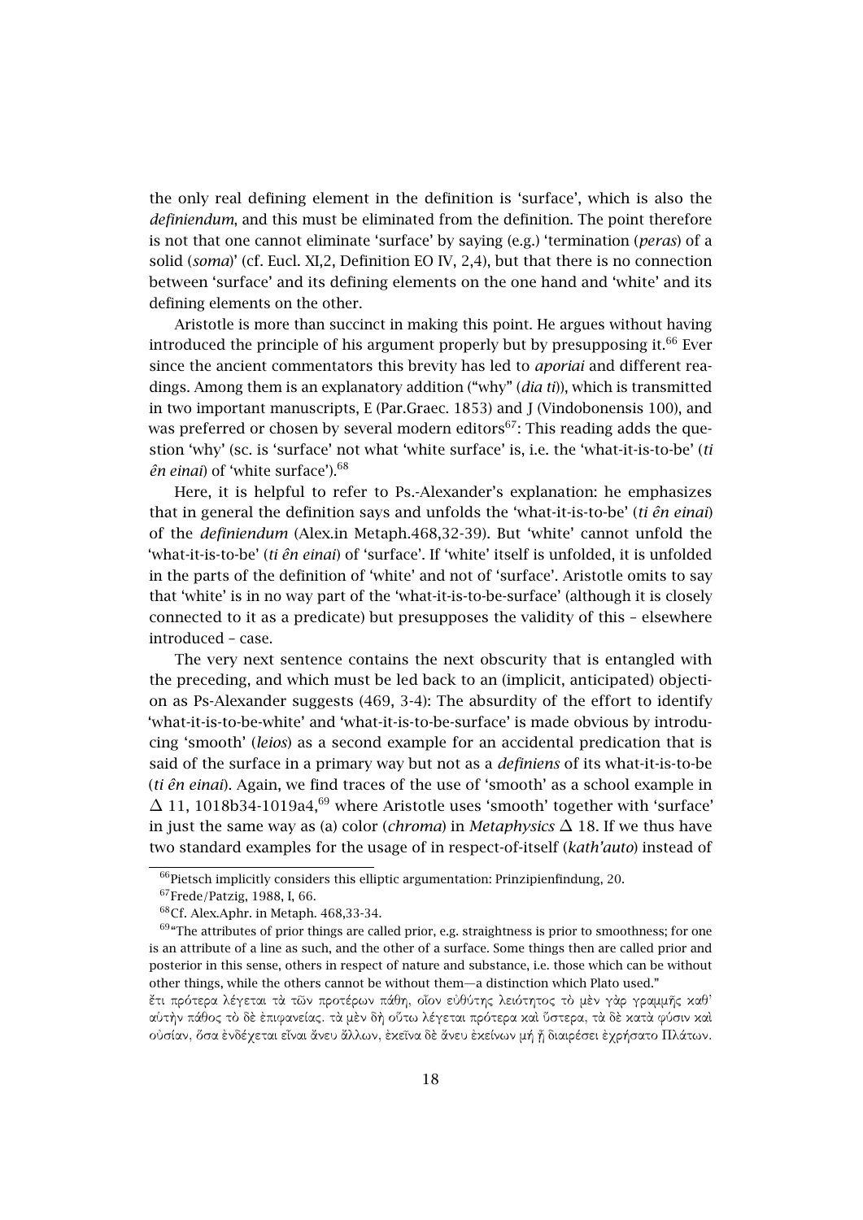the only real defining element in the definition is 'surface', which is also the *definiendum*, and this must be eliminated from the definition. The point therefore is not that one cannot eliminate 'surface' by saying (e.g.) 'termination (*peras*) of a solid (*soma*)' (cf. Eucl. XI,2, Definition EO IV, 2,4), but that there is no connection between 'surface' and its defining elements on the one hand and 'white' and its defining elements on the other.

Aristotle is more than succinct in making this point. He argues without having introduced the principle of his argument properly but by presupposing it.[66] Ever since the ancient commentators this brevity has led to *aporiai* and different readings. Among them is an explanatory addition ("why" (*dia ti*)), which is transmitted in two important manuscripts, E (Par.Graec. 1853) and J (Vindobonensis 100), and was preferred or chosen by several modern editors[67]: This reading adds the question 'why' (sc. is 'surface' not what 'white surface' is, i.e. the 'what-it-is-to-be' (*ti ên einai*) of 'white surface').[68]

Here, it is helpful to refer to Ps.-Alexander's explanation: he emphasizes that in general the definition says and unfolds the 'what-it-is-to-be' (*ti ên einai*) of the *definiendum* (Alex.in Metaph.468,32-39). But 'white' cannot unfold the 'what-it-is-to-be' (*ti ên einai*) of 'surface'. If 'white' itself is unfolded, it is unfolded in the parts of the definition of 'white' and not of 'surface'. Aristotle omits to say that 'white' is in no way part of the 'what-it-is-to-be-surface' (although it is closely connected to it as a predicate) but presupposes the validity of this – elsewhere introduced – case.

The very next sentence contains the next obscurity that is entangled with the preceding, and which must be led back to an (implicit, anticipated) objection as Ps-Alexander suggests (469, 3-4): The absurdity of the effort to identify 'what-it-is-to-be-white' and 'what-it-is-to-be-surface' is made obvious by introducing 'smooth' (*leios*) as a second example for an accidental predication that is said of the surface in a primary way but not as a *definiens* of its what-it-is-to-be (*ti ên einai*). Again, we find traces of the use of 'smooth' as a school example in $\Delta$ 11, 1018b34-1019a4,[69] where Aristotle uses 'smooth' together with 'surface' in just the same way as (a) color (*chroma*) in *Metaphysics* $\Delta$ 18. If we thus have two standard examples for the usage of in respect-of-itself (*kath'auto*) instead of

[66] Pietsch implicitly considers this elliptic argumentation: Prinzipienfindung, 20.

[67] Frede/Patzig, 1988, I, 66.

[68] Cf. Alex.Aphr. in Metaph. 468,33-34.

[69] "The attributes of prior things are called prior, e.g. straightness is prior to smoothness; for one is an attribute of a line as such, and the other of a surface. Some things then are called prior and posterior in this sense, others in respect of nature and substance, i.e. those which can be without other things, while the others cannot be without them—a distinction which Plato used."
ἔτι πρότερα λέγεται τὰ τῶν προτέρων πάθη, οἷον εὐθύτης λειότητος τὸ μὲν γὰρ γραμμῆς καθ' αὑτὴν πάθος τὸ δὲ ἐπιφανείας. τὰ μὲν δὴ οὕτω λέγεται πρότερα καὶ ὕστερα, τὰ δὲ κατὰ φύσιν καὶ οὐσίαν, ὅσα ἐνδέχεται εἶναι ἄνευ ἄλλων, ἐκεῖνα δὲ ἄνευ ἐκείνων μή ᾗ διαιρέσει ἐχρήσατο Πλάτων.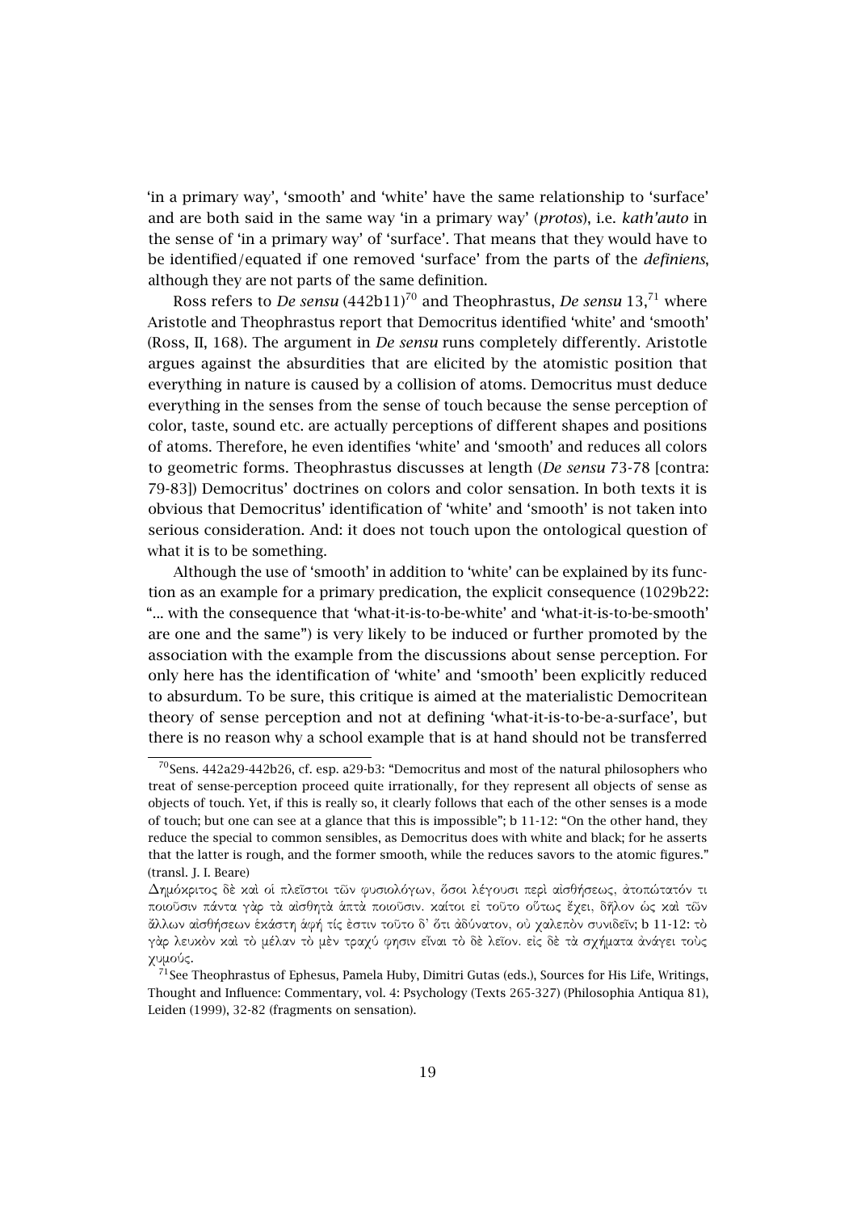'in a primary way', 'smooth' and 'white' have the same relationship to 'surface' and are both said in the same way 'in a primary way' (*protos*), i.e. *kath'auto* in the sense of 'in a primary way' of 'surface'. That means that they would have to be identified/equated if one removed 'surface' from the parts of the *definiens*, although they are not parts of the same definition.

Ross refers to *De sensu* (442b11)[70] and Theophrastus, *De sensu* 13,[71] where Aristotle and Theophrastus report that Democritus identified 'white' and 'smooth' (Ross, II, 168). The argument in *De sensu* runs completely differently. Aristotle argues against the absurdities that are elicited by the atomistic position that everything in nature is caused by a collision of atoms. Democritus must deduce everything in the senses from the sense of touch because the sense perception of color, taste, sound etc. are actually perceptions of different shapes and positions of atoms. Therefore, he even identifies 'white' and 'smooth' and reduces all colors to geometric forms. Theophrastus discusses at length (*De sensu* 73-78 [contra: 79-83]) Democritus' doctrines on colors and color sensation. In both texts it is obvious that Democritus' identification of 'white' and 'smooth' is not taken into serious consideration. And: it does not touch upon the ontological question of what it is to be something.

Although the use of 'smooth' in addition to 'white' can be explained by its function as an example for a primary predication, the explicit consequence (1029b22: "... with the consequence that 'what-it-is-to-be-white' and 'what-it-is-to-be-smooth' are one and the same") is very likely to be induced or further promoted by the association with the example from the discussions about sense perception. For only here has the identification of 'white' and 'smooth' been explicitly reduced to absurdum. To be sure, this critique is aimed at the materialistic Democritean theory of sense perception and not at defining 'what-it-is-to-be-a-surface', but there is no reason why a school example that is at hand should not be transferred

---

[70] Sens. 442a29-442b26, cf. esp. a29-b3: "Democritus and most of the natural philosophers who treat of sense-perception proceed quite irrationally, for they represent all objects of sense as objects of touch. Yet, if this is really so, it clearly follows that each of the other senses is a mode of touch; but one can see at a glance that this is impossible"; b 11-12: "On the other hand, they reduce the special to common sensibles, as Democritus does with white and black; for he asserts that the latter is rough, and the former smooth, while the reduces savors to the atomic figures." (transl. J. I. Beare)

Δημόκριτος δὲ καὶ οἱ πλεῖστοι τῶν φυσιολόγων, ὅσοι λέγουσι περὶ αἰσθήσεως, ἀτοπώτατόν τι ποιοῦσιν πάντα γὰρ τὰ αἰσθητὰ ἁπτὰ ποιοῦσιν. καίτοι εἰ τοῦτο οὕτως ἔχει, δῆλον ὡς καὶ τῶν ἄλλων αἰσθήσεων ἑκάστη ἁφή τίς ἐστιν τοῦτο δ' ὅτι ἀδύνατον, οὐ χαλεπὸν συνιδεῖν; b 11-12: τὸ γὰρ λευκὸν καὶ τὸ μέλαν τὸ μὲν τραχύ φησιν εἶναι τὸ δὲ λεῖον. εἰς δὲ τὰ σχήματα ἀνάγει τοὺς χυμούς.

[71] See Theophrastus of Ephesus, Pamela Huby, Dimitri Gutas (eds.), Sources for His Life, Writings, Thought and Influence: Commentary, vol. 4: Psychology (Texts 265-327) (Philosophia Antiqua 81), Leiden (1999), 32-82 (fragments on sensation).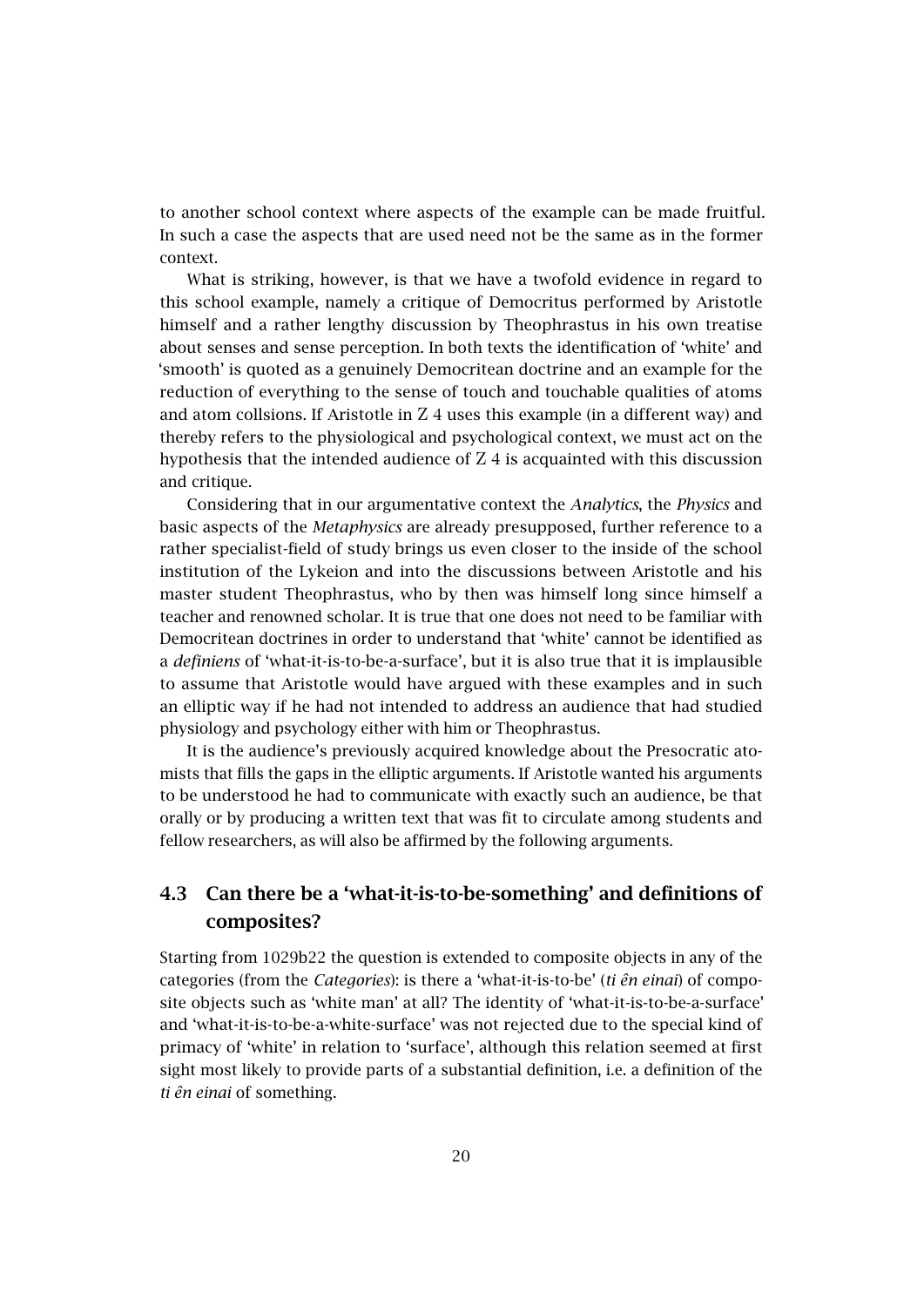to another school context where aspects of the example can be made fruitful. In such a case the aspects that are used need not be the same as in the former context.

What is striking, however, is that we have a twofold evidence in regard to this school example, namely a critique of Democritus performed by Aristotle himself and a rather lengthy discussion by Theophrastus in his own treatise about senses and sense perception. In both texts the identification of 'white' and 'smooth' is quoted as a genuinely Democritean doctrine and an example for the reduction of everything to the sense of touch and touchable qualities of atoms and atom collsions. If Aristotle in Z 4 uses this example (in a different way) and thereby refers to the physiological and psychological context, we must act on the hypothesis that the intended audience of Z 4 is acquainted with this discussion and critique.

Considering that in our argumentative context the *Analytics*, the *Physics* and basic aspects of the *Metaphysics* are already presupposed, further reference to a rather specialist-field of study brings us even closer to the inside of the school institution of the Lykeion and into the discussions between Aristotle and his master student Theophrastus, who by then was himself long since himself a teacher and renowned scholar. It is true that one does not need to be familiar with Democritean doctrines in order to understand that 'white' cannot be identified as a *definiens* of 'what-it-is-to-be-a-surface', but it is also true that it is implausible to assume that Aristotle would have argued with these examples and in such an elliptic way if he had not intended to address an audience that had studied physiology and psychology either with him or Theophrastus.

It is the audience's previously acquired knowledge about the Presocratic atomists that fills the gaps in the elliptic arguments. If Aristotle wanted his arguments to be understood he had to communicate with exactly such an audience, be that orally or by producing a written text that was fit to circulate among students and fellow researchers, as will also be affirmed by the following arguments.

## 4.3 Can there be a 'what-it-is-to-be-something' and definitions of composites?

Starting from 1029b22 the question is extended to composite objects in any of the categories (from the *Categories*): is there a 'what-it-is-to-be' (*ti ên einai*) of composite objects such as 'white man' at all? The identity of 'what-it-is-to-be-a-surface' and 'what-it-is-to-be-a-white-surface' was not rejected due to the special kind of primacy of 'white' in relation to 'surface', although this relation seemed at first sight most likely to provide parts of a substantial definition, i.e. a definition of the *ti ên einai* of something.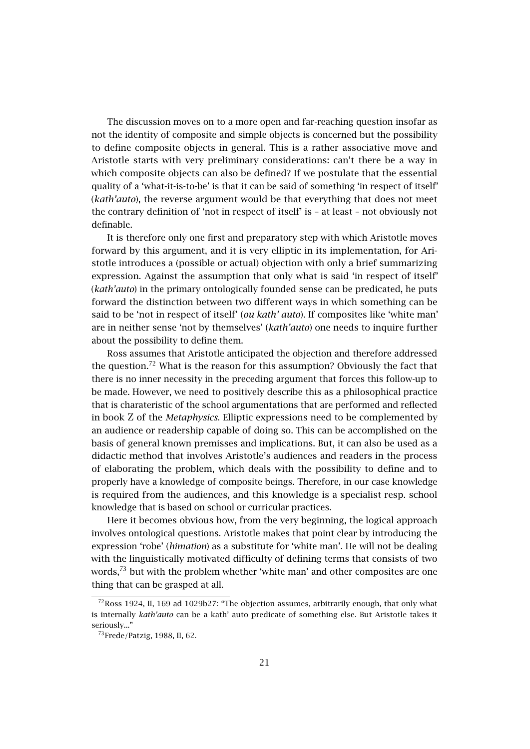The discussion moves on to a more open and far-reaching question insofar as not the identity of composite and simple objects is concerned but the possibility to define composite objects in general. This is a rather associative move and Aristotle starts with very preliminary considerations: can't there be a way in which composite objects can also be defined? If we postulate that the essential quality of a 'what-it-is-to-be' is that it can be said of something 'in respect of itself' (*kath'auto*), the reverse argument would be that everything that does not meet the contrary definition of 'not in respect of itself' is – at least – not obviously not definable.

It is therefore only one first and preparatory step with which Aristotle moves forward by this argument, and it is very elliptic in its implementation, for Aristotle introduces a (possible or actual) objection with only a brief summarizing expression. Against the assumption that only what is said 'in respect of itself' (*kath'auto*) in the primary ontologically founded sense can be predicated, he puts forward the distinction between two different ways in which something can be said to be 'not in respect of itself' (*ou kath' auto*). If composites like 'white man' are in neither sense 'not by themselves' (*kath'auto*) one needs to inquire further about the possibility to define them.

Ross assumes that Aristotle anticipated the objection and therefore addressed the question.[72] What is the reason for this assumption? Obviously the fact that there is no inner necessity in the preceding argument that forces this follow-up to be made. However, we need to positively describe this as a philosophical practice that is charateristic of the school argumentations that are performed and reflected in book Z of the *Metaphysics*. Elliptic expressions need to be complemented by an audience or readership capable of doing so. This can be accomplished on the basis of general known premisses and implications. But, it can also be used as a didactic method that involves Aristotle's audiences and readers in the process of elaborating the problem, which deals with the possibility to define and to properly have a knowledge of composite beings. Therefore, in our case knowledge is required from the audiences, and this knowledge is a specialist resp. school knowledge that is based on school or curricular practices.

Here it becomes obvious how, from the very beginning, the logical approach involves ontological questions. Aristotle makes that point clear by introducing the expression 'robe' (*himation*) as a substitute for 'white man'. He will not be dealing with the linguistically motivated difficulty of defining terms that consists of two words,[73] but with the problem whether 'white man' and other composites are one thing that can be grasped at all.

[72] Ross 1924, II, 169 ad 1029b27: "The objection assumes, arbitrarily enough, that only what is internally *kath'auto* can be a kath' auto predicate of something else. But Aristotle takes it seriously..."

[73] Frede/Patzig, 1988, II, 62.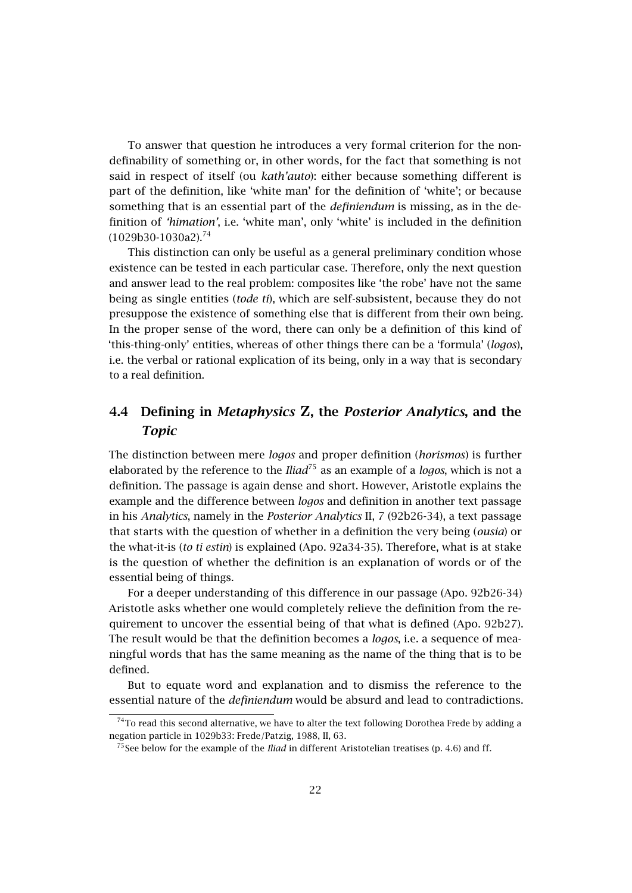To answer that question he introduces a very formal criterion for the non-definability of something or, in other words, for the fact that something is not said in respect of itself (ou *kath'auto*): either because something different is part of the definition, like 'white man' for the definition of 'white'; or because something that is an essential part of the *definiendum* is missing, as in the definition of *'himation'*, i.e. 'white man', only 'white' is included in the definition (1029b30-1030a2).[74]

This distinction can only be useful as a general preliminary condition whose existence can be tested in each particular case. Therefore, only the next question and answer lead to the real problem: composites like 'the robe' have not the same being as single entities (*tode ti*), which are self-subsistent, because they do not presuppose the existence of something else that is different from their own being. In the proper sense of the word, there can only be a definition of this kind of 'this-thing-only' entities, whereas of other things there can be a 'formula' (*logos*), i.e. the verbal or rational explication of its being, only in a way that is secondary to a real definition.

## 4.4 Defining in *Metaphysics* Z, the *Posterior Analytics*, and the *Topic*

The distinction between mere *logos* and proper definition (*horismos*) is further elaborated by the reference to the *Iliad*[75] as an example of a *logos*, which is not a definition. The passage is again dense and short. However, Aristotle explains the example and the difference between *logos* and definition in another text passage in his *Analytics*, namely in the *Posterior Analytics* II, 7 (92b26-34), a text passage that starts with the question of whether in a definition the very being (*ousia*) or the what-it-is (*to ti estin*) is explained (Apo. 92a34-35). Therefore, what is at stake is the question of whether the definition is an explanation of words or of the essential being of things.

For a deeper understanding of this difference in our passage (Apo. 92b26-34) Aristotle asks whether one would completely relieve the definition from the requirement to uncover the essential being of that what is defined (Apo. 92b27). The result would be that the definition becomes a *logos*, i.e. a sequence of meaningful words that has the same meaning as the name of the thing that is to be defined.

But to equate word and explanation and to dismiss the reference to the essential nature of the *definiendum* would be absurd and lead to contradictions.

[74] To read this second alternative, we have to alter the text following Dorothea Frede by adding a negation particle in 1029b33: Frede/Patzig, 1988, II, 63.

[75] See below for the example of the *Iliad* in different Aristotelian treatises (p. 4.6) and ff.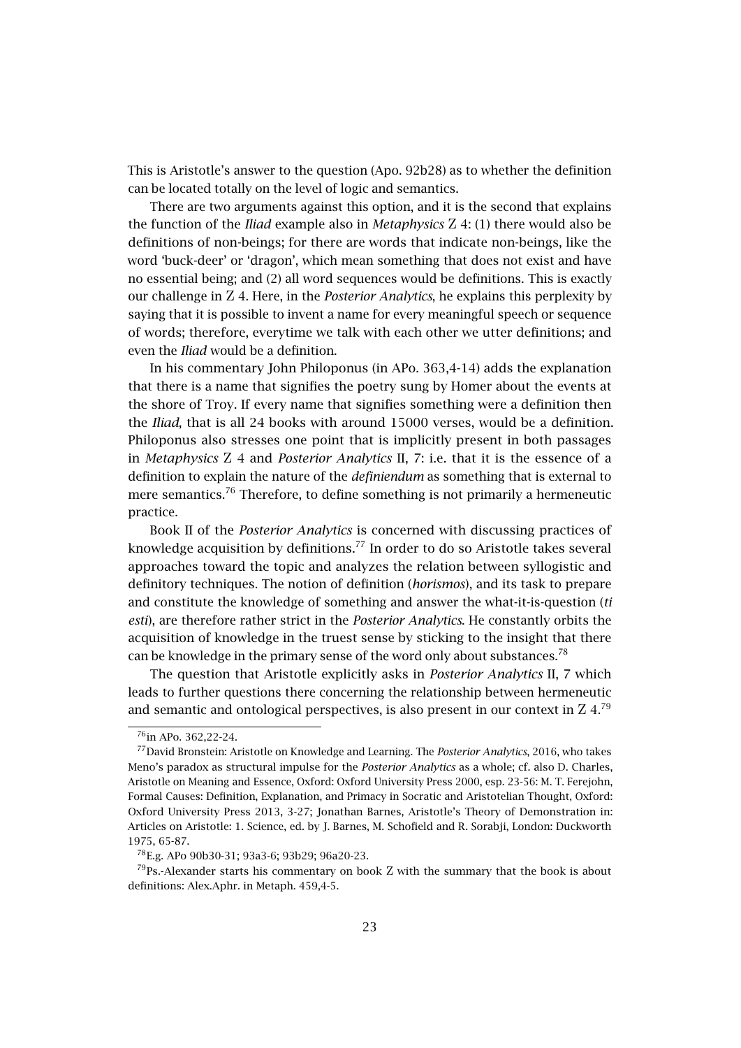This is Aristotle's answer to the question (Apo. 92b28) as to whether the definition can be located totally on the level of logic and semantics.

There are two arguments against this option, and it is the second that explains the function of the *Iliad* example also in *Metaphysics* Z 4: (1) there would also be definitions of non-beings; for there are words that indicate non-beings, like the word 'buck-deer' or 'dragon', which mean something that does not exist and have no essential being; and (2) all word sequences would be definitions. This is exactly our challenge in Z 4. Here, in the *Posterior Analytics*, he explains this perplexity by saying that it is possible to invent a name for every meaningful speech or sequence of words; therefore, everytime we talk with each other we utter definitions; and even the *Iliad* would be a definition.

In his commentary John Philoponus (in APo. 363,4-14) adds the explanation that there is a name that signifies the poetry sung by Homer about the events at the shore of Troy. If every name that signifies something were a definition then the *Iliad*, that is all 24 books with around 15000 verses, would be a definition. Philoponus also stresses one point that is implicitly present in both passages in *Metaphysics* Z 4 and *Posterior Analytics* II, 7: i.e. that it is the essence of a definition to explain the nature of the *definiendum* as something that is external to mere semantics.[76] Therefore, to define something is not primarily a hermeneutic practice.

Book II of the *Posterior Analytics* is concerned with discussing practices of knowledge acquisition by definitions.[77] In order to do so Aristotle takes several approaches toward the topic and analyzes the relation between syllogistic and definitory techniques. The notion of definition (*horismos*), and its task to prepare and constitute the knowledge of something and answer the what-it-is-question (*ti esti*), are therefore rather strict in the *Posterior Analytics*. He constantly orbits the acquisition of knowledge in the truest sense by sticking to the insight that there can be knowledge in the primary sense of the word only about substances.[78]

The question that Aristotle explicitly asks in *Posterior Analytics* II, 7 which leads to further questions there concerning the relationship between hermeneutic and semantic and ontological perspectives, is also present in our context in Z 4.[79]

---

[76] in APo. 362,22-24.

[77] David Bronstein: Aristotle on Knowledge and Learning. The *Posterior Analytics*, 2016, who takes Meno's paradox as structural impulse for the *Posterior Analytics* as a whole; cf. also D. Charles, Aristotle on Meaning and Essence, Oxford: Oxford University Press 2000, esp. 23-56: M. T. Ferejohn, Formal Causes: Definition, Explanation, and Primacy in Socratic and Aristotelian Thought, Oxford: Oxford University Press 2013, 3-27; Jonathan Barnes, Aristotle's Theory of Demonstration in: Articles on Aristotle: 1. Science, ed. by J. Barnes, M. Schofield and R. Sorabji, London: Duckworth 1975, 65-87.

[78] E.g. APo 90b30-31; 93a3-6; 93b29; 96a20-23.

[79] Ps.-Alexander starts his commentary on book Z with the summary that the book is about definitions: Alex.Aphr. in Metaph. 459,4-5.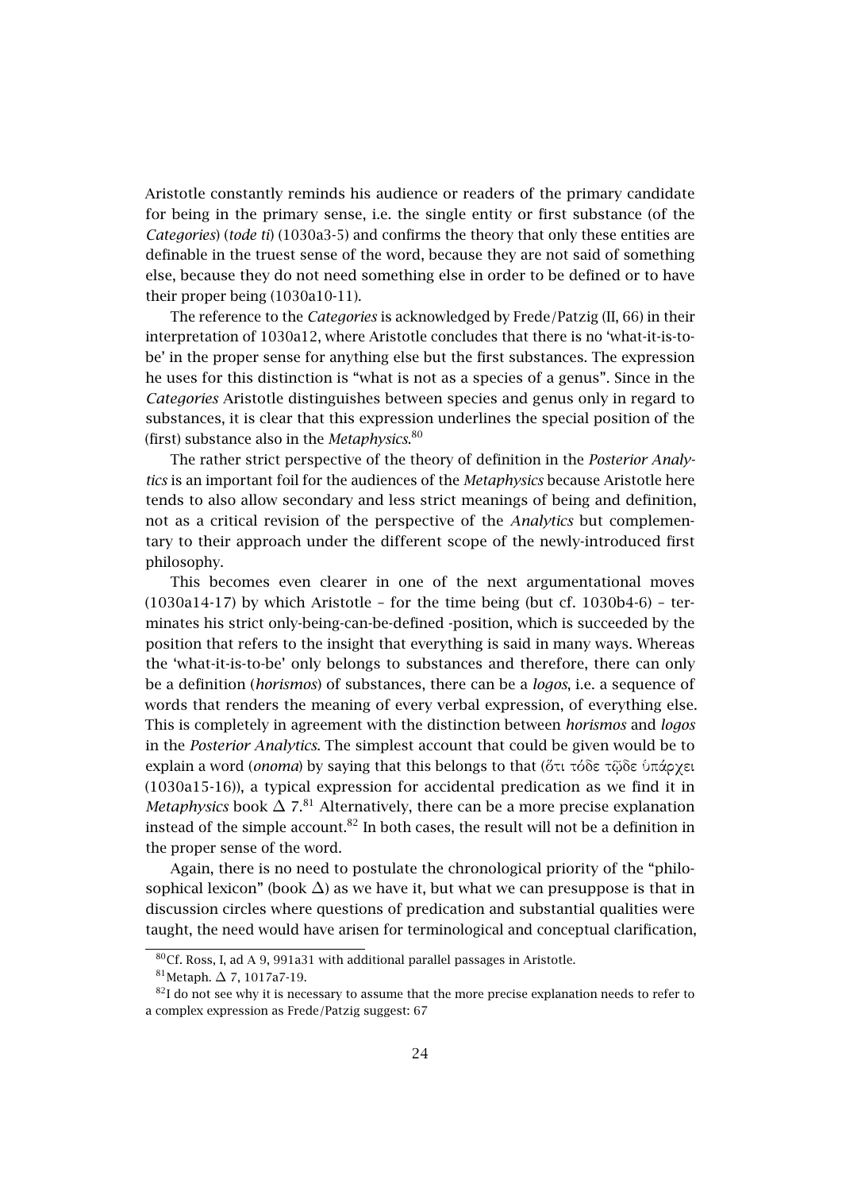Aristotle constantly reminds his audience or readers of the primary candidate for being in the primary sense, i.e. the single entity or first substance (of the *Categories*) (*tode ti*) (1030a3-5) and confirms the theory that only these entities are definable in the truest sense of the word, because they are not said of something else, because they do not need something else in order to be defined or to have their proper being (1030a10-11).

The reference to the *Categories* is acknowledged by Frede/Patzig (II, 66) in their interpretation of 1030a12, where Aristotle concludes that there is no 'what-it-is-to-be' in the proper sense for anything else but the first substances. The expression he uses for this distinction is "what is not as a species of a genus". Since in the *Categories* Aristotle distinguishes between species and genus only in regard to substances, it is clear that this expression underlines the special position of the (first) substance also in the *Metaphysics*.[80]

The rather strict perspective of the theory of definition in the *Posterior Analytics* is an important foil for the audiences of the *Metaphysics* because Aristotle here tends to also allow secondary and less strict meanings of being and definition, not as a critical revision of the perspective of the *Analytics* but complementary to their approach under the different scope of the newly-introduced first philosophy.

This becomes even clearer in one of the next argumentational moves (1030a14-17) by which Aristotle – for the time being (but cf. 1030b4-6) – terminates his strict only-being-can-be-defined -position, which is succeeded by the position that refers to the insight that everything is said in many ways. Whereas the 'what-it-is-to-be' only belongs to substances and therefore, there can only be a definition (*horismos*) of substances, there can be a *logos*, i.e. a sequence of words that renders the meaning of every verbal expression, of everything else. This is completely in agreement with the distinction between *horismos* and *logos* in the *Posterior Analytics*. The simplest account that could be given would be to explain a word (*onoma*) by saying that this belongs to that (ὅτι τόδε τῷδε ὑπάρχει (1030a15-16)), a typical expression for accidental predication as we find it in *Metaphysics* book Δ 7.[81] Alternatively, there can be a more precise explanation instead of the simple account.[82] In both cases, the result will not be a definition in the proper sense of the word.

Again, there is no need to postulate the chronological priority of the "philosophical lexicon" (book Δ) as we have it, but what we can presuppose is that in discussion circles where questions of predication and substantial qualities were taught, the need would have arisen for terminological and conceptual clarification,

---

[80] Cf. Ross, I, ad A 9, 991a31 with additional parallel passages in Aristotle.

[81] Metaph. Δ 7, 1017a7-19.

[82] I do not see why it is necessary to assume that the more precise explanation needs to refer to a complex expression as Frede/Patzig suggest: 67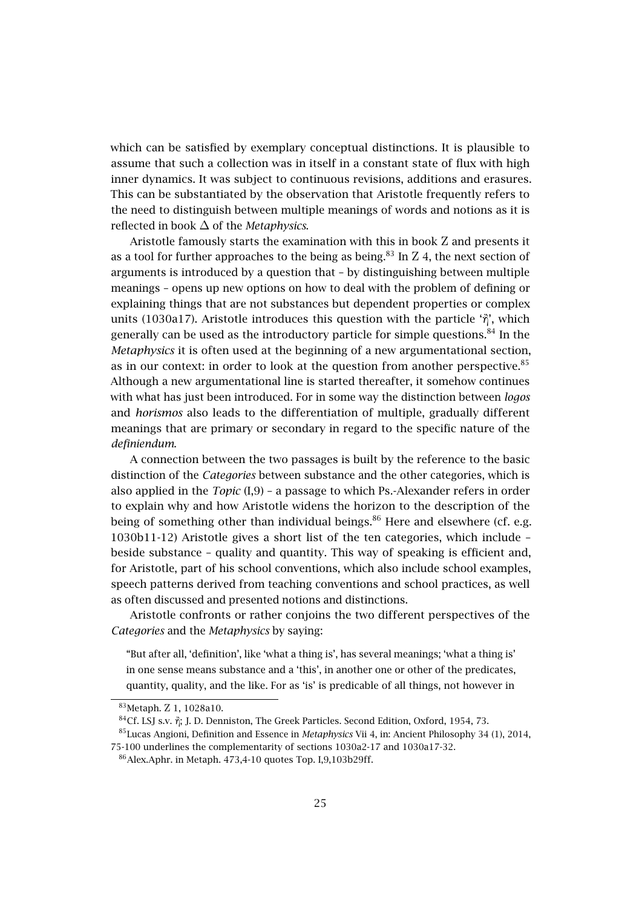which can be satisfied by exemplary conceptual distinctions. It is plausible to assume that such a collection was in itself in a constant state of flux with high inner dynamics. It was subject to continuous revisions, additions and erasures. This can be substantiated by the observation that Aristotle frequently refers to the need to distinguish between multiple meanings of words and notions as it is reflected in book Δ of the *Metaphysics*.

Aristotle famously starts the examination with this in book Z and presents it as a tool for further approaches to the being as being.[83] In Z 4, the next section of arguments is introduced by a question that – by distinguishing between multiple meanings – opens up new options on how to deal with the problem of defining or explaining things that are not substances but dependent properties or complex units (1030a17). Aristotle introduces this question with the particle 'ἦ', which generally can be used as the introductory particle for simple questions.[84] In the *Metaphysics* it is often used at the beginning of a new argumentational section, as in our context: in order to look at the question from another perspective.[85] Although a new argumentational line is started thereafter, it somehow continues with what has just been introduced. For in some way the distinction between *logos* and *horismos* also leads to the differentiation of multiple, gradually different meanings that are primary or secondary in regard to the specific nature of the *definiendum*.

A connection between the two passages is built by the reference to the basic distinction of the *Categories* between substance and the other categories, which is also applied in the *Topic* (I,9) – a passage to which Ps.-Alexander refers in order to explain why and how Aristotle widens the horizon to the description of the being of something other than individual beings.[86] Here and elsewhere (cf. e.g. 1030b11-12) Aristotle gives a short list of the ten categories, which include – beside substance – quality and quantity. This way of speaking is efficient and, for Aristotle, part of his school conventions, which also include school examples, speech patterns derived from teaching conventions and school practices, as well as often discussed and presented notions and distinctions.

Aristotle confronts or rather conjoins the two different perspectives of the *Categories* and the *Metaphysics* by saying:

> "But after all, 'definition', like 'what a thing is', has several meanings; 'what a thing is' in one sense means substance and a 'this', in another one or other of the predicates, quantity, quality, and the like. For as 'is' is predicable of all things, not however in

[83] Metaph. Z 1, 1028a10.

[84] Cf. LSJ s.v. ἦ; J. D. Denniston, The Greek Particles. Second Edition, Oxford, 1954, 73.

[85] Lucas Angioni, Definition and Essence in *Metaphysics* Vii 4, in: Ancient Philosophy 34 (1), 2014, 75-100 underlines the complementarity of sections 1030a2-17 and 1030a17-32.

[86] Alex.Aphr. in Metaph. 473,4-10 quotes Top. I,9,103b29ff.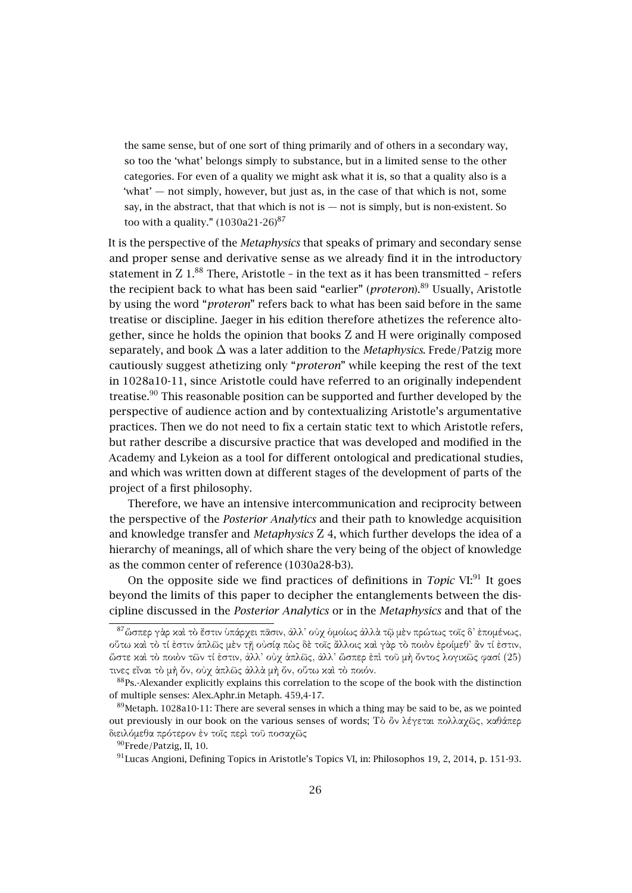> the same sense, but of one sort of thing primarily and of others in a secondary way, so too the 'what' belongs simply to substance, but in a limited sense to the other categories. For even of a quality we might ask what it is, so that a quality also is a 'what' — not simply, however, but just as, in the case of that which is not, some say, in the abstract, that that which is not is — not is simply, but is non-existent. So too with a quality." (1030a21-26)[87]

It is the perspective of the *Metaphysics* that speaks of primary and secondary sense and proper sense and derivative sense as we already find it in the introductory statement in Z 1.[88] There, Aristotle – in the text as it has been transmitted – refers the recipient back to what has been said "earlier" (*proteron*).[89] Usually, Aristotle by using the word "*proteron*" refers back to what has been said before in the same treatise or discipline. Jaeger in his edition therefore athetizes the reference altogether, since he holds the opinion that books Z and H were originally composed separately, and book $\Delta$ was a later addition to the *Metaphysics*. Frede/Patzig more cautiously suggest athetizing only "*proteron*" while keeping the rest of the text in 1028a10-11, since Aristotle could have referred to an originally independent treatise.[90] This reasonable position can be supported and further developed by the perspective of audience action and by contextualizing Aristotle's argumentative practices. Then we do not need to fix a certain static text to which Aristotle refers, but rather describe a discursive practice that was developed and modified in the Academy and Lykeion as a tool for different ontological and predicational studies, and which was written down at different stages of the development of parts of the project of a first philosophy.

Therefore, we have an intensive intercommunication and reciprocity between the perspective of the *Posterior Analytics* and their path to knowledge acquisition and knowledge transfer and *Metaphysics* Z 4, which further develops the idea of a hierarchy of meanings, all of which share the very being of the object of knowledge as the common center of reference (1030a28-b3).

On the opposite side we find practices of definitions in *Topic* VI:[91] It goes beyond the limits of this paper to decipher the entanglements between the discipline discussed in the *Posterior Analytics* or in the *Metaphysics* and that of the

---

[87] ὥσπερ γὰρ καὶ τὸ ἔστιν ὑπάρχει πᾶσιν, ἀλλ᾽ οὐχ ὁμοίως ἀλλὰ τῷ μὲν πρώτως τοῖς δ᾽ ἑπομένως, οὕτω καὶ τὸ τί ἐστιν ἁπλῶς μὲν τῇ οὐσίᾳ πὼς δὲ τοῖς ἄλλοις καὶ γὰρ τὸ ποιὸν ἐροίμεθ᾽ ἂν τί ἐστιν, ὥστε καὶ τὸ ποιὸν τῶν τί ἐστιν, ἀλλ᾽ οὐχ ἁπλῶς, ἀλλ᾽ ὥσπερ ἐπὶ τοῦ μὴ ὄντος λογικῶς φασί (25) τινες εἶναι τὸ μὴ ὄν, οὐχ ἁπλῶς ἀλλὰ μὴ ὄν, οὕτω καὶ τὸ ποιόν.

[88] Ps.-Alexander explicitly explains this correlation to the scope of the book with the distinction of multiple senses: Alex.Aphr.in Metaph. 459,4-17.

[89] Metaph. 1028a10-11: There are several senses in which a thing may be said to be, as we pointed out previously in our book on the various senses of words; Τὸ ὂν λέγεται πολλαχῶς, καθάπερ διειλόμεθα πρότερον ἐν τοῖς περὶ τοῦ ποσαχῶς

[90] Frede/Patzig, II, 10.

[91] Lucas Angioni, Defining Topics in Aristotle's Topics VI, in: Philosophos 19, 2, 2014, p. 151-93.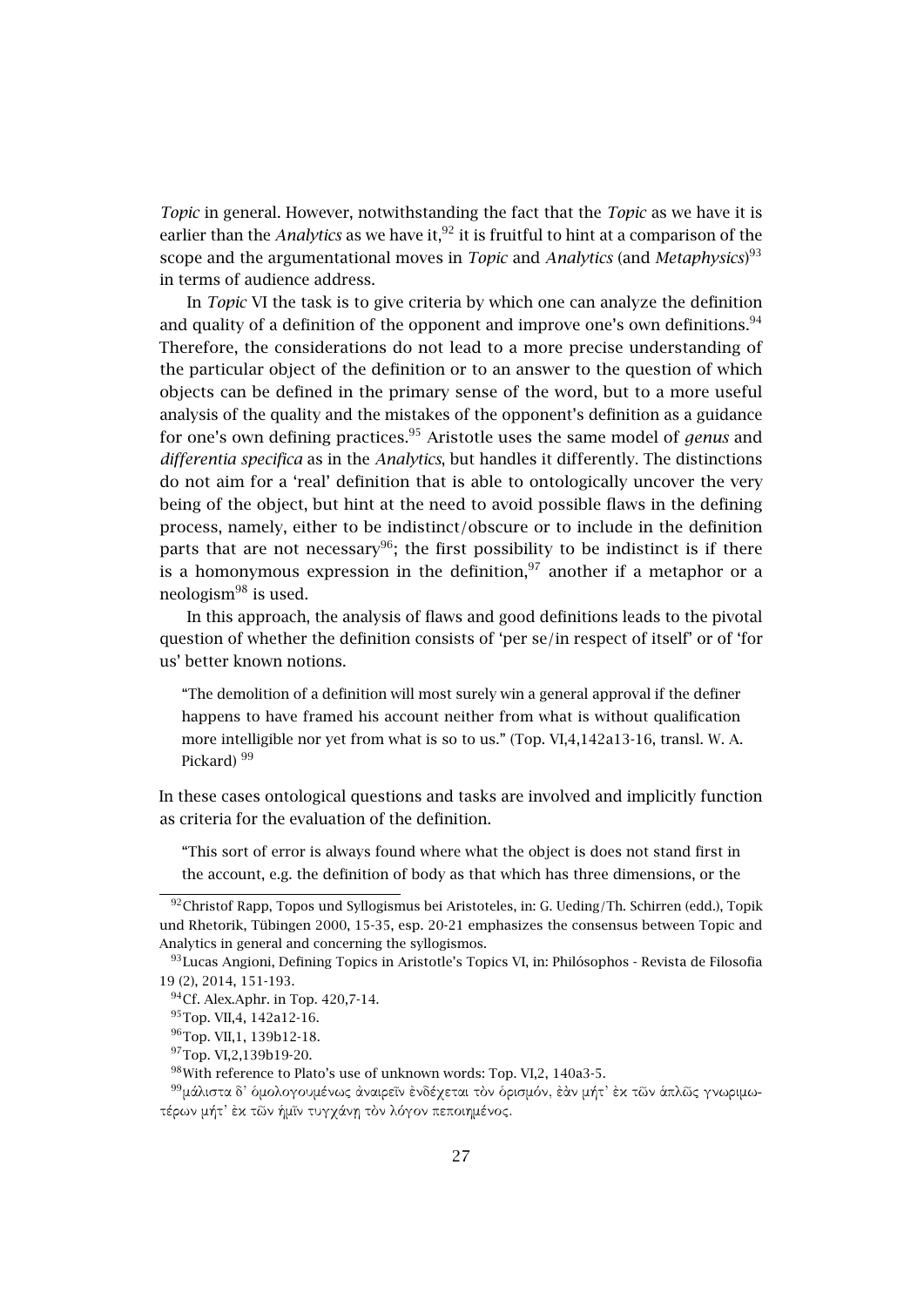*Topic* in general. However, notwithstanding the fact that the *Topic* as we have it is earlier than the *Analytics* as we have it,[92] it is fruitful to hint at a comparison of the scope and the argumentational moves in *Topic* and *Analytics* (and *Metaphysics*)[93] in terms of audience address.

In *Topic* VI the task is to give criteria by which one can analyze the definition and quality of a definition of the opponent and improve one's own definitions.[94] Therefore, the considerations do not lead to a more precise understanding of the particular object of the definition or to an answer to the question of which objects can be defined in the primary sense of the word, but to a more useful analysis of the quality and the mistakes of the opponent's definition as a guidance for one's own defining practices.[95] Aristotle uses the same model of *genus* and *differentia specifica* as in the *Analytics*, but handles it differently. The distinctions do not aim for a 'real' definition that is able to ontologically uncover the very being of the object, but hint at the need to avoid possible flaws in the defining process, namely, either to be indistinct/obscure or to include in the definition parts that are not necessary[96]; the first possibility to be indistinct is if there is a homonymous expression in the definition,[97] another if a metaphor or a neologism[98] is used.

In this approach, the analysis of flaws and good definitions leads to the pivotal question of whether the definition consists of 'per se/in respect of itself' or of 'for us' better known notions.

> "The demolition of a definition will most surely win a general approval if the definer happens to have framed his account neither from what is without qualification more intelligible nor yet from what is so to us." (Top. VI,4,142a13-16, transl. W. A. Pickard) [99]

In these cases ontological questions and tasks are involved and implicitly function as criteria for the evaluation of the definition.

> "This sort of error is always found where what the object is does not stand first in the account, e.g. the definition of body as that which has three dimensions, or the

---

[92] Christof Rapp, Topos und Syllogismus bei Aristoteles, in: G. Ueding/Th. Schirren (edd.), Topik und Rhetorik, Tübingen 2000, 15-35, esp. 20-21 emphasizes the consensus between Topic and Analytics in general and concerning the syllogismos.

[93] Lucas Angioni, Defining Topics in Aristotle's Topics VI, in: Philósophos - Revista de Filosofia 19 (2), 2014, 151-193.

[94] Cf. Alex.Aphr. in Top. 420,7-14.

[95] Top. VII,4, 142a12-16.

[96] Top. VII,1, 139b12-18.

[97] Top. VI,2,139b19-20.

[98] With reference to Plato's use of unknown words: Top. VI,2, 140a3-5.

[99] μάλιστα δ' ὁμολογουμένως ἀναιρεῖν ἐνδέχεται τὸν ὁρισμόν, ἐὰν μήτ' ἐκ τῶν ἁπλῶς γνωριμωτέρων μήτ' ἐκ τῶν ἡμῖν τυγχάνῃ τὸν λόγον πεποιημένος.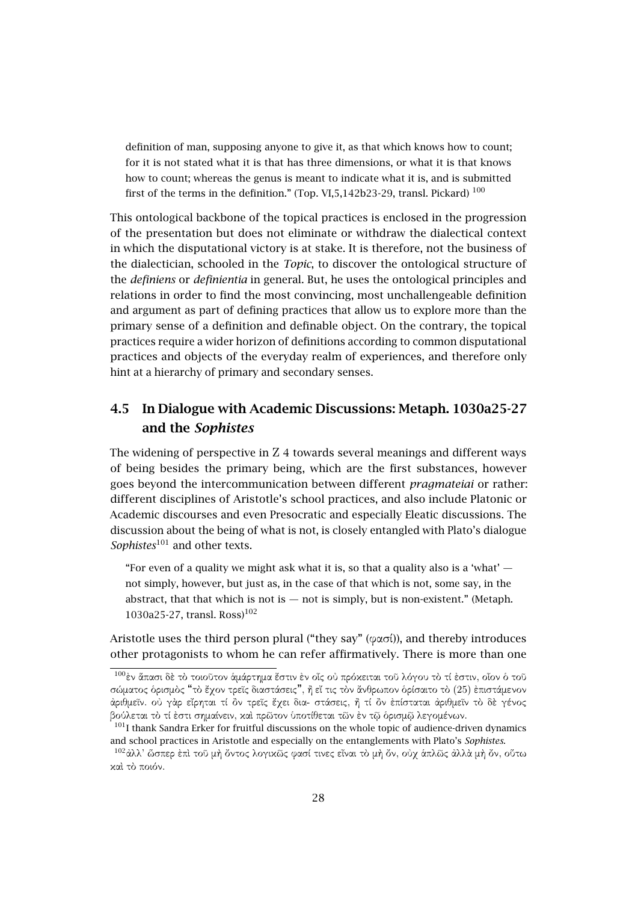definition of man, supposing anyone to give it, as that which knows how to count; for it is not stated what it is that has three dimensions, or what it is that knows how to count; whereas the genus is meant to indicate what it is, and is submitted first of the terms in the definition." (Top. VI,5,142b23-29, transl. Pickard) [100]

This ontological backbone of the topical practices is enclosed in the progression of the presentation but does not eliminate or withdraw the dialectical context in which the disputational victory is at stake. It is therefore, not the business of the dialectician, schooled in the *Topic*, to discover the ontological structure of the *definiens* or *definientia* in general. But, he uses the ontological principles and relations in order to find the most convincing, most unchallengeable definition and argument as part of defining practices that allow us to explore more than the primary sense of a definition and definable object. On the contrary, the topical practices require a wider horizon of definitions according to common disputational practices and objects of the everyday realm of experiences, and therefore only hint at a hierarchy of primary and secondary senses.

## 4.5 In Dialogue with Academic Discussions: Metaph. 1030a25-27 and the *Sophistes*

The widening of perspective in Z 4 towards several meanings and different ways of being besides the primary being, which are the first substances, however goes beyond the intercommunication between different *pragmateiai* or rather: different disciplines of Aristotle's school practices, and also include Platonic or Academic discourses and even Presocratic and especially Eleatic discussions. The discussion about the being of what is not, is closely entangled with Plato's dialogue *Sophistes*[101] and other texts.

> "For even of a quality we might ask what it is, so that a quality also is a 'what' — not simply, however, but just as, in the case of that which is not, some say, in the abstract, that that which is not is — not is simply, but is non-existent." (Metaph. 1030a25-27, transl. Ross)[102]

Aristotle uses the third person plural ("they say" (φασί)), and thereby introduces other protagonists to whom he can refer affirmatively. There is more than one

---

[100] ἐν ἅπασι δὲ τὸ τοιοῦτον ἁμάρτημα ἔστιν ἐν οἷς οὐ πρόκειται τοῦ λόγου τὸ τί ἐστιν, οἷον ὁ τοῦ σώματος ὁρισμὸς "τὸ ἔχον τρεῖς διαστάσεις", ἢ εἴ τις τὸν ἄνθρωπον ὁρίσαιτο τὸ (25) ἐπιστάμενον ἀριθμεῖν. οὐ γὰρ εἴρηται τί ὂν τρεῖς ἔχει δια- στάσεις, ἢ τί ὂν ἐπίσταται ἀριθμεῖν τὸ δὲ γένος βούλεται τὸ τί ἐστι σημαίνειν, καὶ πρῶτον ὑποτίθεται τῶν ἐν τῷ ὁρισμῷ λεγομένων.

[101] I thank Sandra Erker for fruitful discussions on the whole topic of audience-driven dynamics and school practices in Aristotle and especially on the entanglements with Plato's *Sophistes*.

[102] ἀλλ' ὥσπερ ἐπὶ τοῦ μὴ ὄντος λογικῶς φασί τινες εἶναι τὸ μὴ ὄν, οὐχ ἁπλῶς ἀλλὰ μὴ ὄν, οὕτω καὶ τὸ ποιόν.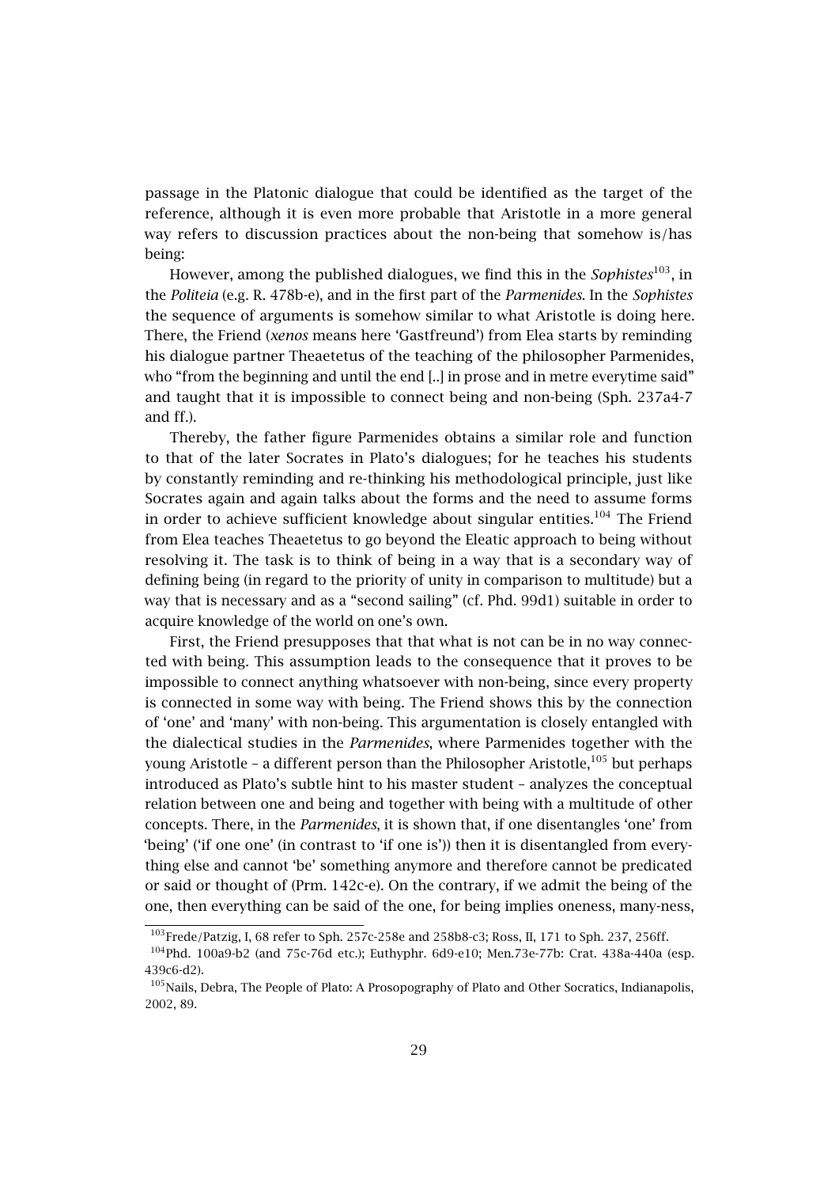passage in the Platonic dialogue that could be identified as the target of the reference, although it is even more probable that Aristotle in a more general way refers to discussion practices about the non-being that somehow is/has being:

However, among the published dialogues, we find this in the *Sophistes*[103], in the *Politeia* (e.g. R. 478b-e), and in the first part of the *Parmenides*. In the *Sophistes* the sequence of arguments is somehow similar to what Aristotle is doing here. There, the Friend (*xenos* means here 'Gastfreund') from Elea starts by reminding his dialogue partner Theaetetus of the teaching of the philosopher Parmenides, who "from the beginning and until the end [..] in prose and in metre everytime said" and taught that it is impossible to connect being and non-being (Sph. 237a4-7 and ff.).

Thereby, the father figure Parmenides obtains a similar role and function to that of the later Socrates in Plato's dialogues; for he teaches his students by constantly reminding and re-thinking his methodological principle, just like Socrates again and again talks about the forms and the need to assume forms in order to achieve sufficient knowledge about singular entities.[104] The Friend from Elea teaches Theaetetus to go beyond the Eleatic approach to being without resolving it. The task is to think of being in a way that is a secondary way of defining being (in regard to the priority of unity in comparison to multitude) but a way that is necessary and as a "second sailing" (cf. Phd. 99d1) suitable in order to acquire knowledge of the world on one's own.

First, the Friend presupposes that that what is not can be in no way connected with being. This assumption leads to the consequence that it proves to be impossible to connect anything whatsoever with non-being, since every property is connected in some way with being. The Friend shows this by the connection of 'one' and 'many' with non-being. This argumentation is closely entangled with the dialectical studies in the *Parmenides*, where Parmenides together with the young Aristotle – a different person than the Philosopher Aristotle,[105] but perhaps introduced as Plato's subtle hint to his master student – analyzes the conceptual relation between one and being and together with being with a multitude of other concepts. There, in the *Parmenides*, it is shown that, if one disentangles 'one' from 'being' ('if one one' (in contrast to 'if one is')) then it is disentangled from everything else and cannot 'be' something anymore and therefore cannot be predicated or said or thought of (Prm. 142c-e). On the contrary, if we admit the being of the one, then everything can be said of the one, for being implies oneness, many-ness,

[103] Frede/Patzig, I, 68 refer to Sph. 257c-258e and 258b8-c3; Ross, II, 171 to Sph. 237, 256ff.

[104] Phd. 100a9-b2 (and 75c-76d etc.); Euthyphr. 6d9-e10; Men.73e-77b: Crat. 438a-440a (esp. 439c6-d2).

[105] Nails, Debra, The People of Plato: A Prosopography of Plato and Other Socratics, Indianapolis, 2002, 89.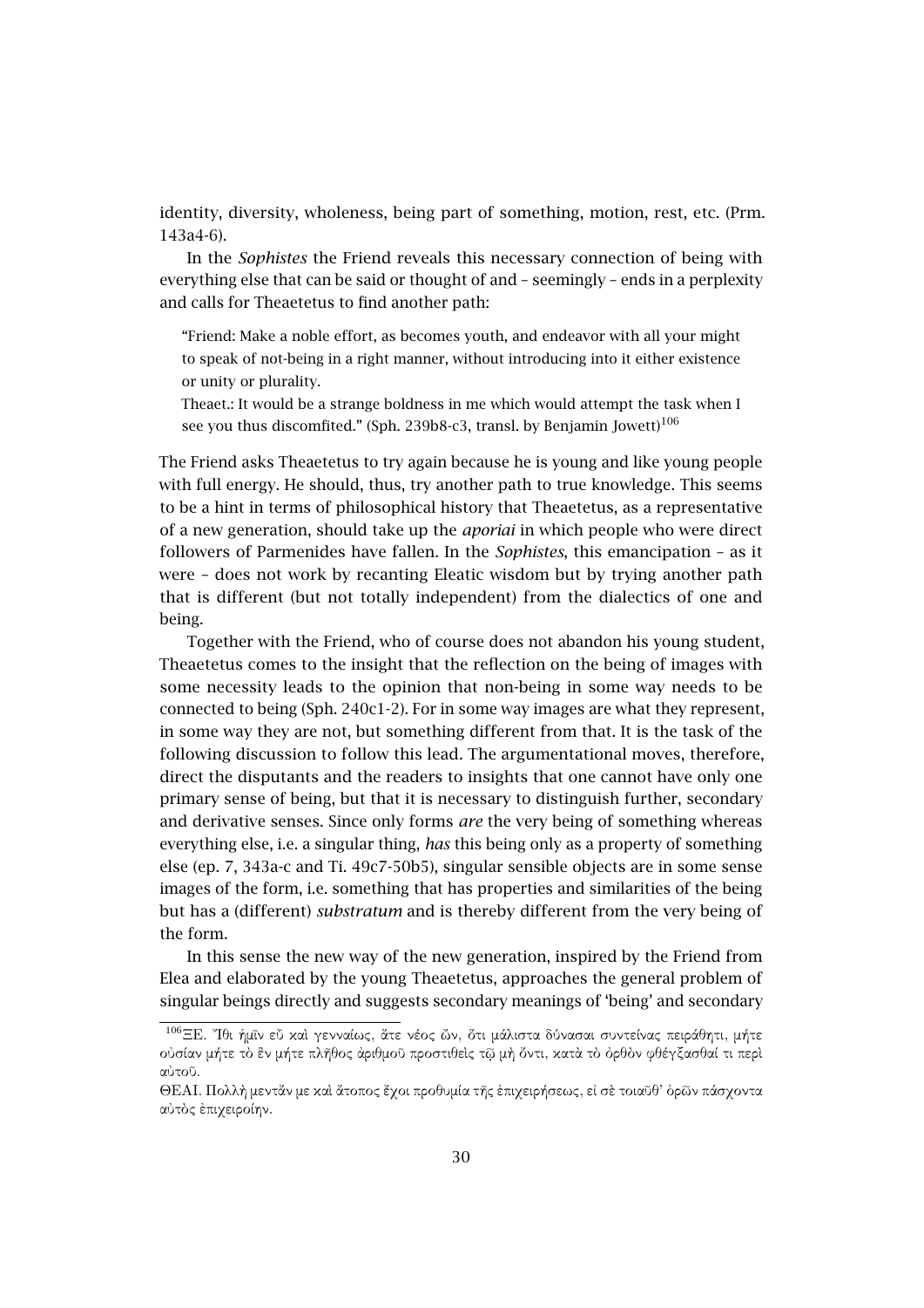identity, diversity, wholeness, being part of something, motion, rest, etc. (Prm. 143a4-6).

In the *Sophistes* the Friend reveals this necessary connection of being with everything else that can be said or thought of and – seemingly – ends in a perplexity and calls for Theaetetus to find another path:

> "Friend: Make a noble effort, as becomes youth, and endeavor with all your might to speak of not-being in a right manner, without introducing into it either existence or unity or plurality.
>
> Theaet.: It would be a strange boldness in me which would attempt the task when I see you thus discomfited." (Sph. 239b8-c3, transl. by Benjamin Jowett)[106]

The Friend asks Theaetetus to try again because he is young and like young people with full energy. He should, thus, try another path to true knowledge. This seems to be a hint in terms of philosophical history that Theaetetus, as a representative of a new generation, should take up the *aporiai* in which people who were direct followers of Parmenides have fallen. In the *Sophistes*, this emancipation – as it were – does not work by recanting Eleatic wisdom but by trying another path that is different (but not totally independent) from the dialectics of one and being.

Together with the Friend, who of course does not abandon his young student, Theaetetus comes to the insight that the reflection on the being of images with some necessity leads to the opinion that non-being in some way needs to be connected to being (Sph. 240c1-2). For in some way images are what they represent, in some way they are not, but something different from that. It is the task of the following discussion to follow this lead. The argumentational moves, therefore, direct the disputants and the readers to insights that one cannot have only one primary sense of being, but that it is necessary to distinguish further, secondary and derivative senses. Since only forms *are* the very being of something whereas everything else, i.e. a singular thing, *has* this being only as a property of something else (ep. 7, 343a-c and Ti. 49c7-50b5), singular sensible objects are in some sense images of the form, i.e. something that has properties and similarities of the being but has a (different) *substratum* and is thereby different from the very being of the form.

In this sense the new way of the new generation, inspired by the Friend from Elea and elaborated by the young Theaetetus, approaches the general problem of singular beings directly and suggests secondary meanings of 'being' and secondary

---

[106] ΞΕ. Ἴθι ἡμῖν εὖ καὶ γενναίως, ἅτε νέος ὤν, ὅτι μάλιστα δύνασαι συντείνας πειράθητι, μήτε οὐσίαν μήτε τὸ ἓν μήτε πλῆθος ἀριθμοῦ προστιθεὶς τῷ μὴ ὄντι, κατὰ τὸ ὀρθὸν φθέγξασθαί τι περὶ αὐτοῦ.

ΘΕΑΙ. Πολλὴ μεντἄν με καὶ ἄτοπος ἔχοι προθυμία τῆς ἐπιχειρήσεως, εἰ σὲ τοιαῦθ' ὁρῶν πάσχοντα αὐτὸς ἐπιχειροίην.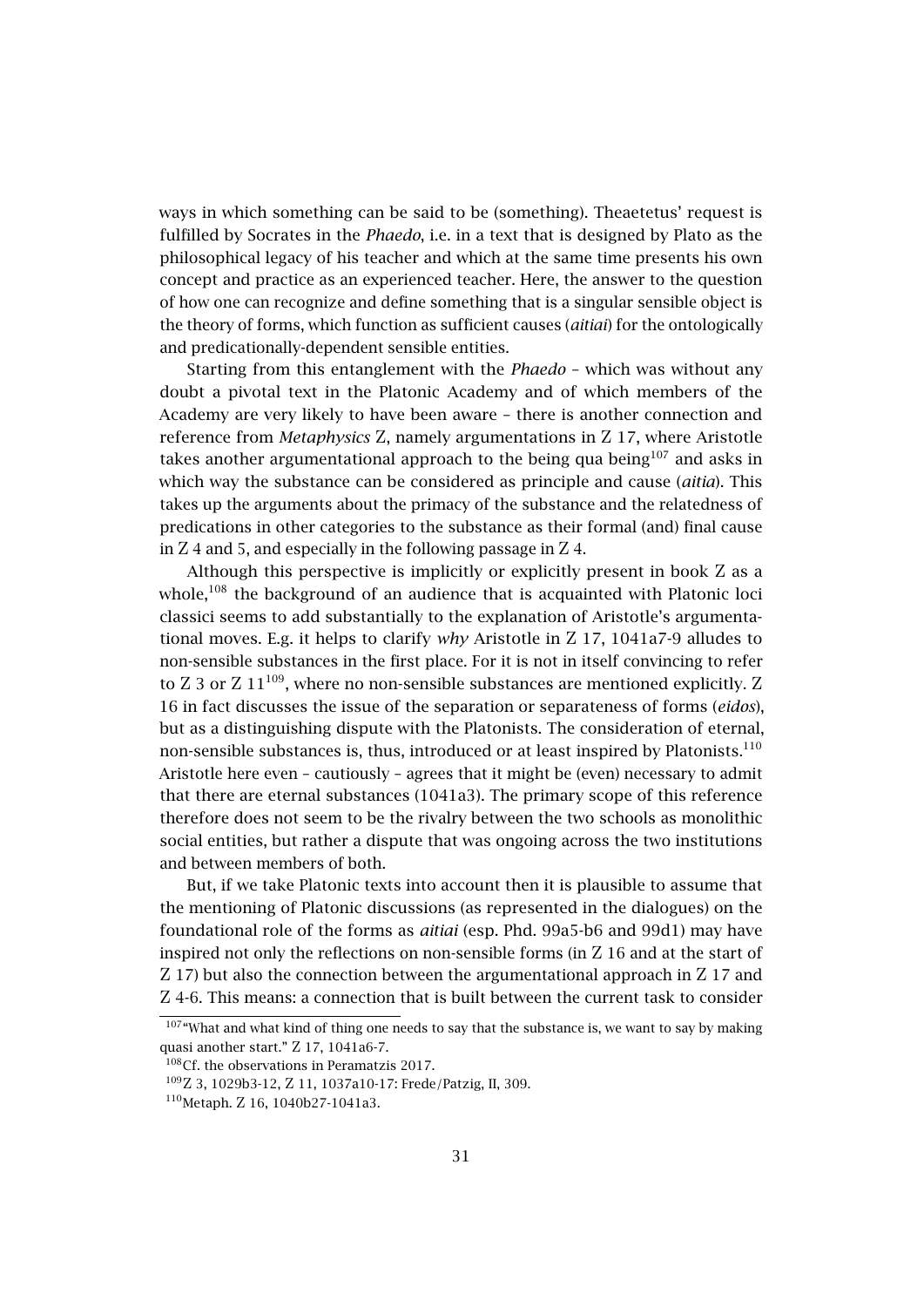ways in which something can be said to be (something). Theaetetus' request is fulfilled by Socrates in the *Phaedo*, i.e. in a text that is designed by Plato as the philosophical legacy of his teacher and which at the same time presents his own concept and practice as an experienced teacher. Here, the answer to the question of how one can recognize and define something that is a singular sensible object is the theory of forms, which function as sufficient causes (*aitiai*) for the ontologically and predicationally-dependent sensible entities.

Starting from this entanglement with the *Phaedo* – which was without any doubt a pivotal text in the Platonic Academy and of which members of the Academy are very likely to have been aware – there is another connection and reference from *Metaphysics* Z, namely argumentations in Z 17, where Aristotle takes another argumentational approach to the being qua being[107] and asks in which way the substance can be considered as principle and cause (*aitia*). This takes up the arguments about the primacy of the substance and the relatedness of predications in other categories to the substance as their formal (and) final cause in Z 4 and 5, and especially in the following passage in Z 4.

Although this perspective is implicitly or explicitly present in book Z as a whole,[108] the background of an audience that is acquainted with Platonic loci classici seems to add substantially to the explanation of Aristotle's argumentational moves. E.g. it helps to clarify *why* Aristotle in Z 17, 1041a7-9 alludes to non-sensible substances in the first place. For it is not in itself convincing to refer to Z 3 or Z 11[109], where no non-sensible substances are mentioned explicitly. Z 16 in fact discusses the issue of the separation or separateness of forms (*eidos*), but as a distinguishing dispute with the Platonists. The consideration of eternal, non-sensible substances is, thus, introduced or at least inspired by Platonists.[110] Aristotle here even – cautiously – agrees that it might be (even) necessary to admit that there are eternal substances (1041a3). The primary scope of this reference therefore does not seem to be the rivalry between the two schools as monolithic social entities, but rather a dispute that was ongoing across the two institutions and between members of both.

But, if we take Platonic texts into account then it is plausible to assume that the mentioning of Platonic discussions (as represented in the dialogues) on the foundational role of the forms as *aitiai* (esp. Phd. 99a5-b6 and 99d1) may have inspired not only the reflections on non-sensible forms (in Z 16 and at the start of Z 17) but also the connection between the argumentational approach in Z 17 and Z 4-6. This means: a connection that is built between the current task to consider

---

[107] "What and what kind of thing one needs to say that the substance is, we want to say by making quasi another start." Z 17, 1041a6-7.

[108] Cf. the observations in Peramatzis 2017.

[109] Z 3, 1029b3-12, Z 11, 1037a10-17: Frede/Patzig, II, 309.

[110] Metaph. Z 16, 1040b27-1041a3.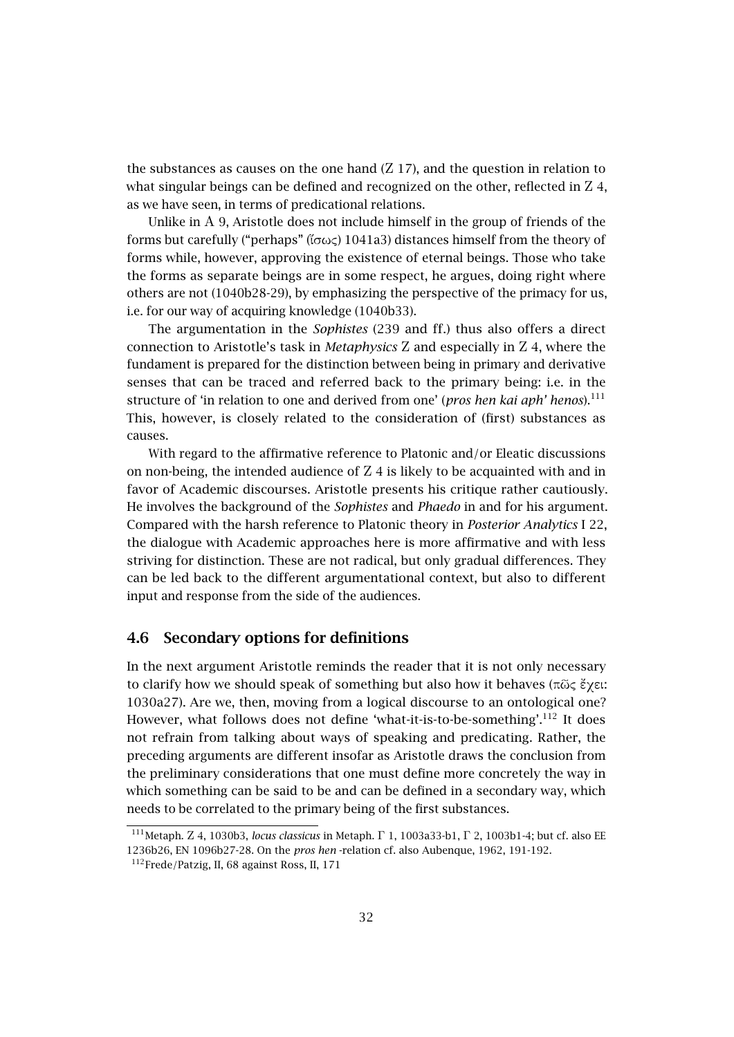the substances as causes on the one hand (Z 17), and the question in relation to what singular beings can be defined and recognized on the other, reflected in Z 4, as we have seen, in terms of predicational relations.

Unlike in A 9, Aristotle does not include himself in the group of friends of the forms but carefully ("perhaps" (ἴσως) 1041a3) distances himself from the theory of forms while, however, approving the existence of eternal beings. Those who take the forms as separate beings are in some respect, he argues, doing right where others are not (1040b28-29), by emphasizing the perspective of the primacy for us, i.e. for our way of acquiring knowledge (1040b33).

The argumentation in the *Sophistes* (239 and ff.) thus also offers a direct connection to Aristotle's task in *Metaphysics* Z and especially in Z 4, where the fundament is prepared for the distinction between being in primary and derivative senses that can be traced and referred back to the primary being: i.e. in the structure of 'in relation to one and derived from one' (*pros hen kai aph' henos*).[111] This, however, is closely related to the consideration of (first) substances as causes.

With regard to the affirmative reference to Platonic and/or Eleatic discussions on non-being, the intended audience of Z 4 is likely to be acquainted with and in favor of Academic discourses. Aristotle presents his critique rather cautiously. He involves the background of the *Sophistes* and *Phaedo* in and for his argument. Compared with the harsh reference to Platonic theory in *Posterior Analytics* I 22, the dialogue with Academic approaches here is more affirmative and with less striving for distinction. These are not radical, but only gradual differences. They can be led back to the different argumentational context, but also to different input and response from the side of the audiences.

## 4.6 Secondary options for definitions

In the next argument Aristotle reminds the reader that it is not only necessary to clarify how we should speak of something but also how it behaves (πῶς ἔχει: 1030a27). Are we, then, moving from a logical discourse to an ontological one? However, what follows does not define 'what-it-is-to-be-something'.[112] It does not refrain from talking about ways of speaking and predicating. Rather, the preceding arguments are different insofar as Aristotle draws the conclusion from the preliminary considerations that one must define more concretely the way in which something can be said to be and can be defined in a secondary way, which needs to be correlated to the primary being of the first substances.

[111] Metaph. Z 4, 1030b3, *locus classicus* in Metaph. Γ 1, 1003a33-b1, Γ 2, 1003b1-4; but cf. also EE 1236b26, EN 1096b27-28. On the *pros hen* -relation cf. also Aubenque, 1962, 191-192.

[112] Frede/Patzig, II, 68 against Ross, II, 171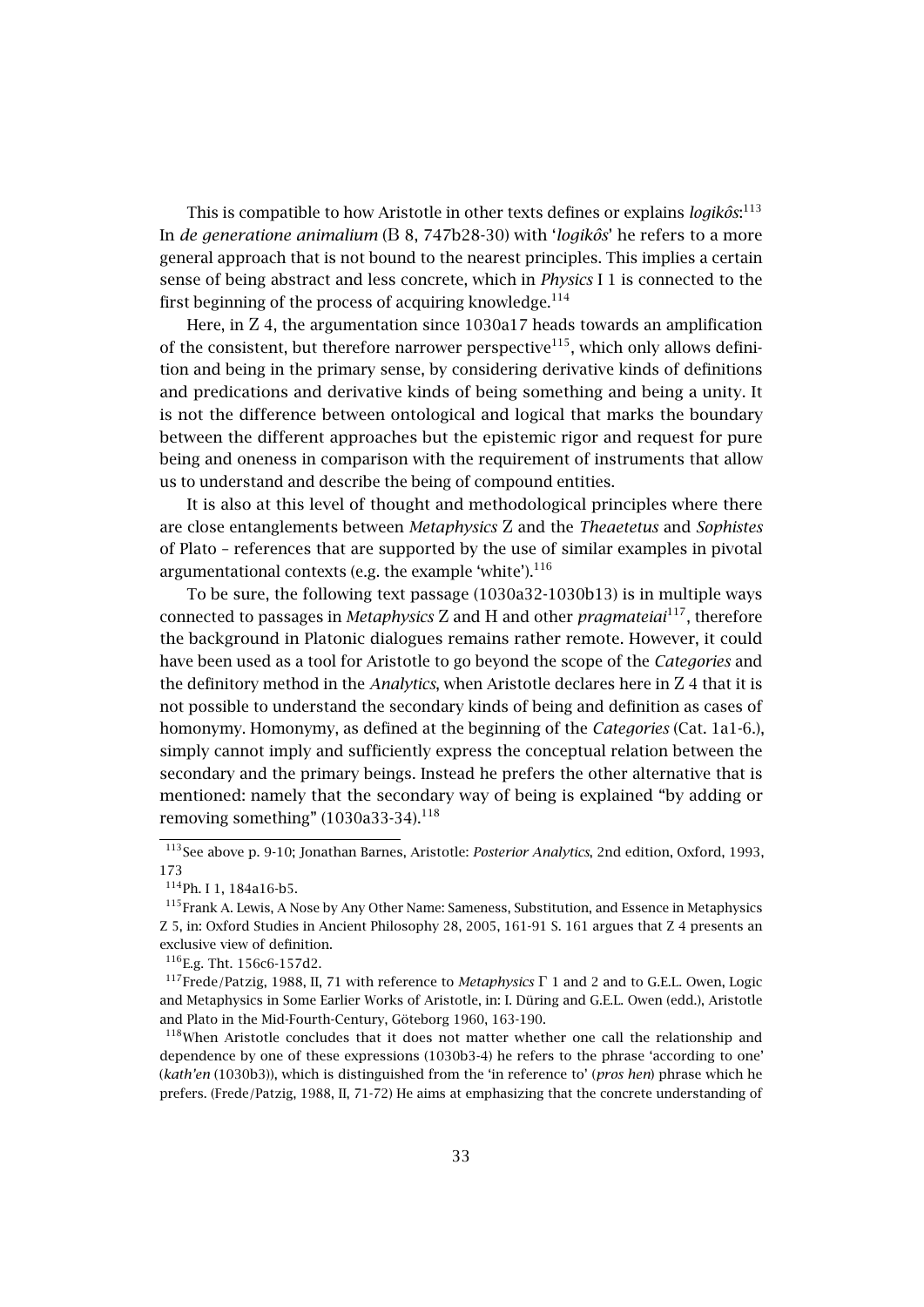This is compatible to how Aristotle in other texts defines or explains *logikôs*:[113] In *de generatione animalium* (B 8, 747b28-30) with '*logikôs*' he refers to a more general approach that is not bound to the nearest principles. This implies a certain sense of being abstract and less concrete, which in *Physics* I 1 is connected to the first beginning of the process of acquiring knowledge.[114]

Here, in Z 4, the argumentation since 1030a17 heads towards an amplification of the consistent, but therefore narrower perspective[115], which only allows definition and being in the primary sense, by considering derivative kinds of definitions and predications and derivative kinds of being something and being a unity. It is not the difference between ontological and logical that marks the boundary between the different approaches but the epistemic rigor and request for pure being and oneness in comparison with the requirement of instruments that allow us to understand and describe the being of compound entities.

It is also at this level of thought and methodological principles where there are close entanglements between *Metaphysics* Z and the *Theaetetus* and *Sophistes* of Plato – references that are supported by the use of similar examples in pivotal argumentational contexts (e.g. the example 'white').[116]

To be sure, the following text passage (1030a32-1030b13) is in multiple ways connected to passages in *Metaphysics* Z and H and other *pragmateiai*[117], therefore the background in Platonic dialogues remains rather remote. However, it could have been used as a tool for Aristotle to go beyond the scope of the *Categories* and the definitory method in the *Analytics*, when Aristotle declares here in Z 4 that it is not possible to understand the secondary kinds of being and definition as cases of homonymy. Homonymy, as defined at the beginning of the *Categories* (Cat. 1a1-6.), simply cannot imply and sufficiently express the conceptual relation between the secondary and the primary beings. Instead he prefers the other alternative that is mentioned: namely that the secondary way of being is explained "by adding or removing something" (1030a33-34).[118]

---

[113] See above p. 9-10; Jonathan Barnes, Aristotle: *Posterior Analytics*, 2nd edition, Oxford, 1993, 173

[114] Ph. I 1, 184a16-b5.

[115] Frank A. Lewis, A Nose by Any Other Name: Sameness, Substitution, and Essence in Metaphysics Z 5, in: Oxford Studies in Ancient Philosophy 28, 2005, 161-91 S. 161 argues that Z 4 presents an exclusive view of definition.

[116] E.g. Tht. 156c6-157d2.

[117] Frede/Patzig, 1988, II, 71 with reference to *Metaphysics* Γ 1 and 2 and to G.E.L. Owen, Logic and Metaphysics in Some Earlier Works of Aristotle, in: I. Düring and G.E.L. Owen (edd.), Aristotle and Plato in the Mid-Fourth-Century, Göteborg 1960, 163-190.

[118] When Aristotle concludes that it does not matter whether one call the relationship and dependence by one of these expressions (1030b3-4) he refers to the phrase 'according to one' (*kath'en* (1030b3)), which is distinguished from the 'in reference to' (*pros hen*) phrase which he prefers. (Frede/Patzig, 1988, II, 71-72) He aims at emphasizing that the concrete understanding of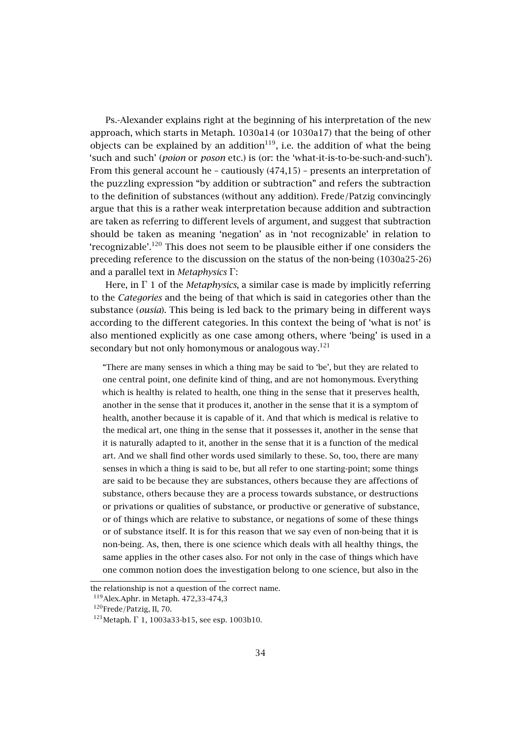Ps.-Alexander explains right at the beginning of his interpretation of the new approach, which starts in Metaph. 1030a14 (or 1030a17) that the being of other objects can be explained by an addition[119], i.e. the addition of what the being 'such and such' (*poion* or *poson* etc.) is (or: the 'what-it-is-to-be-such-and-such'). From this general account he – cautiously (474,15) – presents an interpretation of the puzzling expression "by addition or subtraction" and refers the subtraction to the definition of substances (without any addition). Frede/Patzig convincingly argue that this is a rather weak interpretation because addition and subtraction are taken as referring to different levels of argument, and suggest that subtraction should be taken as meaning 'negation' as in 'not recognizable' in relation to 'recognizable'.[120] This does not seem to be plausible either if one considers the preceding reference to the discussion on the status of the non-being (1030a25-26) and a parallel text in *Metaphysics* Γ:

Here, in Γ 1 of the *Metaphysics*, a similar case is made by implicitly referring to the *Categories* and the being of that which is said in categories other than the substance (*ousia*). This being is led back to the primary being in different ways according to the different categories. In this context the being of 'what is not' is also mentioned explicitly as one case among others, where 'being' is used in a secondary but not only homonymous or analogous way.[121]

> "There are many senses in which a thing may be said to 'be', but they are related to one central point, one definite kind of thing, and are not homonymous. Everything which is healthy is related to health, one thing in the sense that it preserves health, another in the sense that it produces it, another in the sense that it is a symptom of health, another because it is capable of it. And that which is medical is relative to the medical art, one thing in the sense that it possesses it, another in the sense that it is naturally adapted to it, another in the sense that it is a function of the medical art. And we shall find other words used similarly to these. So, too, there are many senses in which a thing is said to be, but all refer to one starting-point; some things are said to be because they are substances, others because they are affections of substance, others because they are a process towards substance, or destructions or privations or qualities of substance, or productive or generative of substance, or of things which are relative to substance, or negations of some of these things or of substance itself. It is for this reason that we say even of non-being that it is non-being. As, then, there is one science which deals with all healthy things, the same applies in the other cases also. For not only in the case of things which have one common notion does the investigation belong to one science, but also in the

the relationship is not a question of the correct name.

[119] Alex.Aphr. in Metaph. 472,33-474,3

[120] Frede/Patzig, II, 70.

[121] Metaph. Γ 1, 1003a33-b15, see esp. 1003b10.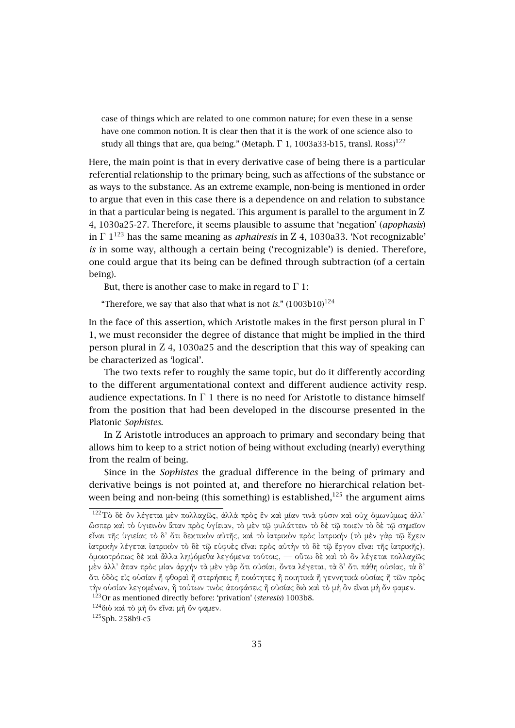case of things which are related to one common nature; for even these in a sense have one common notion. It is clear then that it is the work of one science also to study all things that are, qua being." (Metaph. Γ 1, 1003a33-b15, transl. Ross)[122]

Here, the main point is that in every derivative case of being there is a particular referential relationship to the primary being, such as affections of the substance or as ways to the substance. As an extreme example, non-being is mentioned in order to argue that even in this case there is a dependence on and relation to substance in that a particular being is negated. This argument is parallel to the argument in Z 4, 1030a25-27. Therefore, it seems plausible to assume that 'negation' (*apophasis*) in Γ 1[123] has the same meaning as *aphairesis* in Z 4, 1030a33. 'Not recognizable' *is* in some way, although a certain being ('recognizable') is denied. Therefore, one could argue that its being can be defined through subtraction (of a certain being).

But, there is another case to make in regard to Γ 1:

"Therefore, we say that also that what is not *is*." (1003b10)[124]

In the face of this assertion, which Aristotle makes in the first person plural in Γ 1, we must reconsider the degree of distance that might be implied in the third person plural in Z 4, 1030a25 and the description that this way of speaking can be characterized as 'logical'.

The two texts refer to roughly the same topic, but do it differently according to the different argumentational context and different audience activity resp. audience expectations. In Γ 1 there is no need for Aristotle to distance himself from the position that had been developed in the discourse presented in the Platonic *Sophistes*.

In Z Aristotle introduces an approach to primary and secondary being that allows him to keep to a strict notion of being without excluding (nearly) everything from the realm of being.

Since in the *Sophistes* the gradual difference in the being of primary and derivative beings is not pointed at, and therefore no hierarchical relation between being and non-being (this something) is established,[125] the argument aims

---

[122] Τὸ δὲ ὂν λέγεται μὲν πολλαχῶς, ἀλλὰ πρὸς ἓν καὶ μίαν τινὰ φύσιν καὶ οὐχ ὁμωνύμως ἀλλ' ὥσπερ καὶ τὸ ὑγιεινὸν ἅπαν πρὸς ὑγίειαν, τὸ μὲν τῷ φυλάττειν τὸ δὲ τῷ ποιεῖν τὸ δὲ τῷ σημεῖον εἶναι τῆς ὑγιείας τὸ δ' ὅτι δεκτικὸν αὐτῆς, καὶ τὸ ἰατρικὸν πρὸς ἰατρικήν (τὸ μὲν γὰρ τῷ ἔχειν ἰατρικὴν λέγεται ἰατρικὸν τὸ δὲ τῷ εὐφυὲς εἶναι πρὸς αὐτὴν τὸ δὲ τῷ ἔργον εἶναι τῆς ἰατρικῆς), ὁμοιοτρόπως δὲ καὶ ἄλλα ληψόμεθα λεγόμενα τούτοις, — οὕτω δὲ καὶ τὸ ὂν λέγεται πολλαχῶς μὲν ἀλλ' ἅπαν πρὸς μίαν ἀρχήν τὰ μὲν γὰρ ὅτι οὐσίαι, ὄντα λέγεται, τὰ δ' ὅτι πάθη οὐσίας, τὰ δ' ὅτι ὁδὸς εἰς οὐσίαν ἢ φθοραὶ ἢ στερήσεις ἢ ποιότητες ἢ ποιητικὰ ἢ γεννητικὰ οὐσίας ἢ τῶν πρὸς τὴν οὐσίαν λεγομένων, ἢ τούτων τινὸς ἀποφάσεις ἢ οὐσίας διὸ καὶ τὸ μὴ ὂν εἶναι μὴ ὄν φαμεν.

[123] Or as mentioned directly before: 'privation' (*steresis*) 1003b8.

[124] διὸ καὶ τὸ μὴ ὂν εἶναι μὴ ὄν φαμεν.

[125] Sph. 258b9-c5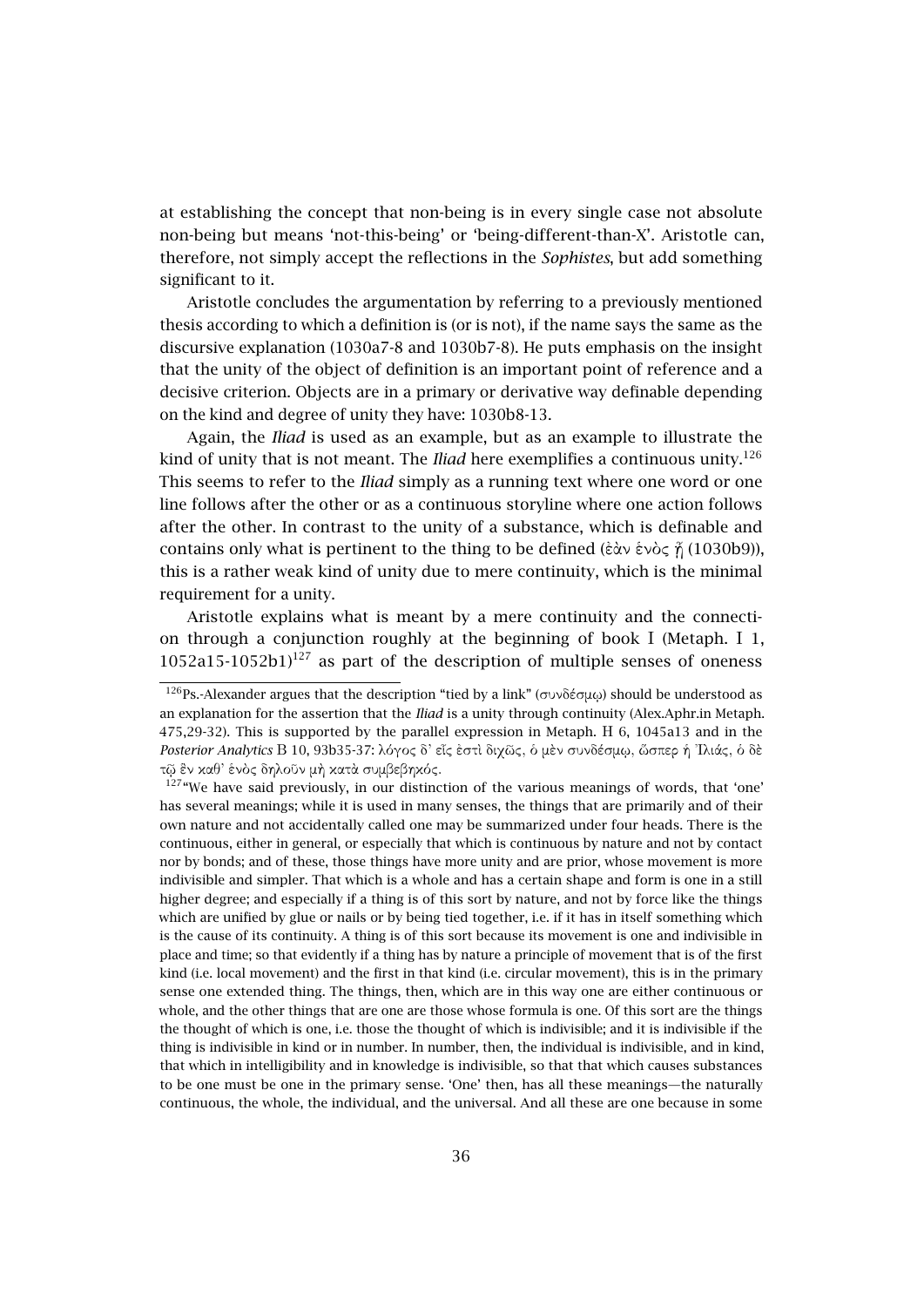at establishing the concept that non-being is in every single case not absolute non-being but means 'not-this-being' or 'being-different-than-X'. Aristotle can, therefore, not simply accept the reflections in the *Sophistes*, but add something significant to it.

Aristotle concludes the argumentation by referring to a previously mentioned thesis according to which a definition is (or is not), if the name says the same as the discursive explanation (1030a7-8 and 1030b7-8). He puts emphasis on the insight that the unity of the object of definition is an important point of reference and a decisive criterion. Objects are in a primary or derivative way definable depending on the kind and degree of unity they have: 1030b8-13.

Again, the *Iliad* is used as an example, but as an example to illustrate the kind of unity that is not meant. The *Iliad* here exemplifies a continuous unity.[126] This seems to refer to the *Iliad* simply as a running text where one word or one line follows after the other or as a continuous storyline where one action follows after the other. In contrast to the unity of a substance, which is definable and contains only what is pertinent to the thing to be defined (ἐὰν ἑνὸς ᾖ (1030b9)), this is a rather weak kind of unity due to mere continuity, which is the minimal requirement for a unity.

Aristotle explains what is meant by a mere continuity and the connection through a conjunction roughly at the beginning of book I (Metaph. I 1, 1052a15-1052b1)[127] as part of the description of multiple senses of oneness

[126] Ps.-Alexander argues that the description "tied by a link" (συνδέσμῳ) should be understood as an explanation for the assertion that the *Iliad* is a unity through continuity (Alex.Aphr.in Metaph. 475,29-32). This is supported by the parallel expression in Metaph. H 6, 1045a13 and in the *Posterior Analytics* B 10, 93b35-37: λόγος δ' εἷς ἐστὶ διχῶς, ὁ μὲν συνδέσμῳ, ὥσπερ ἡ Ἰλιάς, ὁ δὲ τῷ ἓν καθ' ἑνὸς δηλοῦν μὴ κατὰ συμβεβηκός.

[127] "We have said previously, in our distinction of the various meanings of words, that 'one' has several meanings; while it is used in many senses, the things that are primarily and of their own nature and not accidentally called one may be summarized under four heads. There is the continuous, either in general, or especially that which is continuous by nature and not by contact nor by bonds; and of these, those things have more unity and are prior, whose movement is more indivisible and simpler. That which is a whole and has a certain shape and form is one in a still higher degree; and especially if a thing is of this sort by nature, and not by force like the things which are unified by glue or nails or by being tied together, i.e. if it has in itself something which is the cause of its continuity. A thing is of this sort because its movement is one and indivisible in place and time; so that evidently if a thing has by nature a principle of movement that is of the first kind (i.e. local movement) and the first in that kind (i.e. circular movement), this is in the primary sense one extended thing. The things, then, which are in this way one are either continuous or whole, and the other things that are one are those whose formula is one. Of this sort are the things the thought of which is one, i.e. those the thought of which is indivisible; and it is indivisible if the thing is indivisible in kind or in number. In number, then, the individual is indivisible, and in kind, that which in intelligibility and in knowledge is indivisible, so that that which causes substances to be one must be one in the primary sense. 'One' then, has all these meanings—the naturally continuous, the whole, the individual, and the universal. And all these are one because in some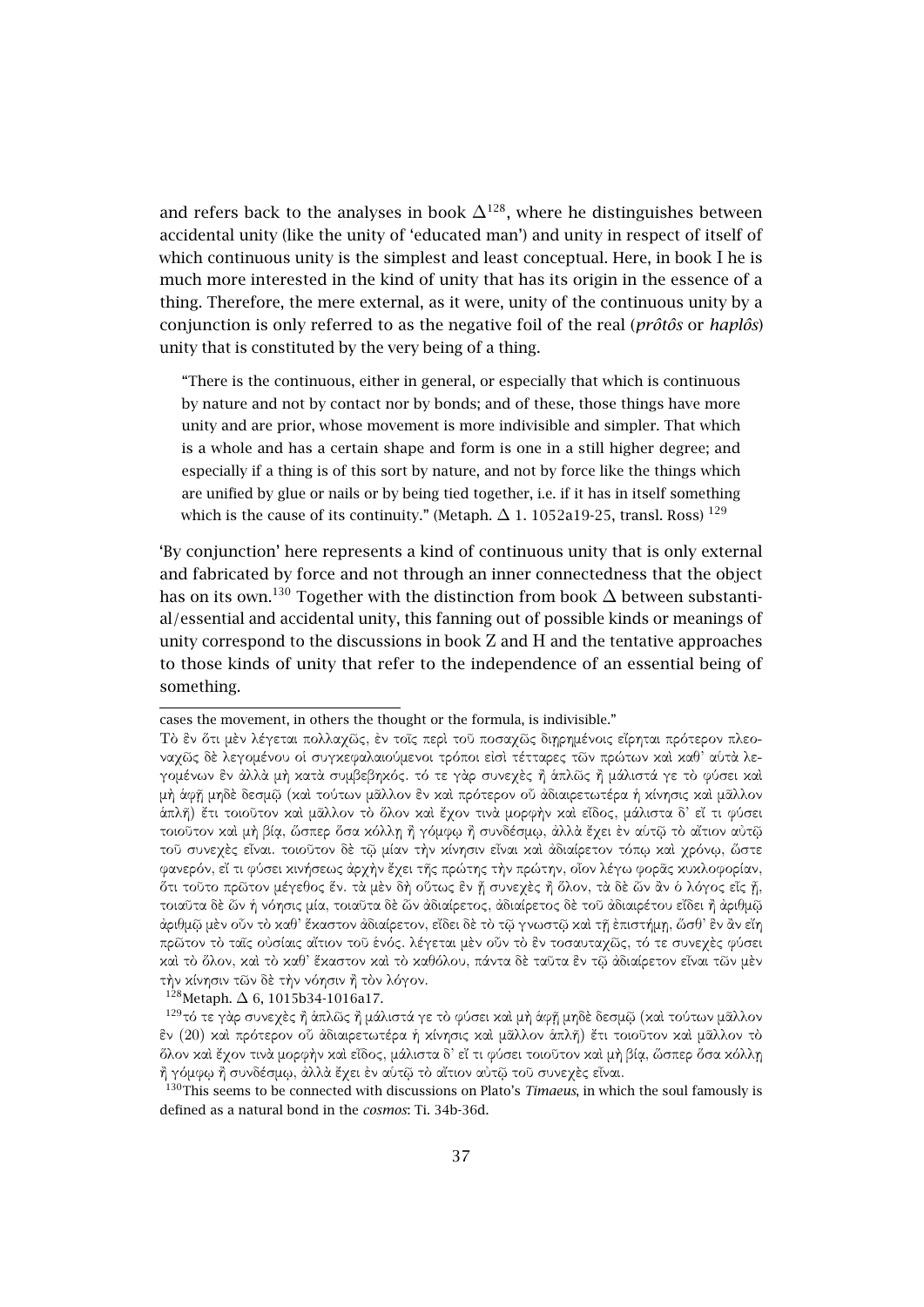and refers back to the analyses in book Δ[128], where he distinguishes between accidental unity (like the unity of 'educated man') and unity in respect of itself of which continuous unity is the simplest and least conceptual. Here, in book I he is much more interested in the kind of unity that has its origin in the essence of a thing. Therefore, the mere external, as it were, unity of the continuous unity by a conjunction is only referred to as the negative foil of the real (*prôtôs* or *haplôs*) unity that is constituted by the very being of a thing.

> "There is the continuous, either in general, or especially that which is continuous by nature and not by contact nor by bonds; and of these, those things have more unity and are prior, whose movement is more indivisible and simpler. That which is a whole and has a certain shape and form is one in a still higher degree; and especially if a thing is of this sort by nature, and not by force like the things which are unified by glue or nails or by being tied together, i.e. if it has in itself something which is the cause of its continuity." (Metaph. Δ 1. 1052a19-25, transl. Ross) [129]

'By conjunction' here represents a kind of continuous unity that is only external and fabricated by force and not through an inner connectedness that the object has on its own.[130] Together with the distinction from book Δ between substantial/essential and accidental unity, this fanning out of possible kinds or meanings of unity correspond to the discussions in book Z and H and the tentative approaches to those kinds of unity that refer to the independence of an essential being of something.

---

cases the movement, in others the thought or the formula, is indivisible."

Τὸ ἓν ὅτι μὲν λέγεται πολλαχῶς, ἐν τοῖς περὶ τοῦ ποσαχῶς διῃρημένοις εἴρηται πρότερον πλεοναχῶς δὲ λεγομένου οἱ συγκεφαλαιούμενοι τρόποι εἰσὶ τέτταρες τῶν πρώτων καὶ καθ' αὑτὰ λεγομένων ἓν ἀλλὰ μὴ κατὰ συμβεβηκός. τό τε γὰρ συνεχὲς ἢ ἁπλῶς ἢ μάλιστά γε τὸ φύσει καὶ μὴ ἁφῇ μηδὲ δεσμῷ (καὶ τούτων μᾶλλον ἓν καὶ πρότερον οὗ ἀδιαιρετωτέρα ἡ κίνησις καὶ μᾶλλον ἁπλῆ) ἔτι τοιοῦτον καὶ μᾶλλον τὸ ὅλον καὶ ἔχον τινὰ μορφὴν καὶ εἶδος, μάλιστα δ' εἴ τι φύσει τοιοῦτον καὶ μὴ βίᾳ, ὥσπερ ὅσα κόλλῃ ἢ γόμφῳ ἢ συνδέσμῳ, ἀλλὰ ἔχει ἐν αὑτῷ τὸ αἴτιον αὑτῷ τοῦ συνεχὲς εἶναι. τοιοῦτον δὲ τῷ μίαν τὴν κίνησιν εἶναι καὶ ἀδιαίρετον τόπῳ καὶ χρόνῳ, ὥστε φανερόν, εἴ τι φύσει κινήσεως ἀρχὴν ἔχει τῆς πρώτης τὴν πρώτην, οἷον λέγω φορᾶς κυκλοφορίαν, ὅτι τοῦτο πρῶτον μέγεθος ἕν. τὰ μὲν δὴ οὕτως ἓν ᾗ συνεχὲς ἢ ὅλον, τὰ δὲ ὧν ἂν ὁ λόγος εἷς ᾖ, τοιαῦτα δὲ ὧν ἡ νόησις μία, τοιαῦτα δὲ ὧν ἀδιαίρετος, ἀδιαίρετος δὲ τοῦ ἀδιαιρέτου εἴδει ἢ ἀριθμῷ ἀριθμῷ μὲν οὖν τὸ καθ' ἕκαστον ἀδιαίρετον, εἴδει δὲ τὸ τῷ γνωστῷ καὶ τῇ ἐπιστήμῃ, ὥσθ' ἓν ἂν εἴη πρῶτον τὸ ταῖς οὐσίαις αἴτιον τοῦ ἑνός. λέγεται μὲν οὖν τὸ ἓν τοσαυταχῶς, τό τε συνεχὲς φύσει καὶ τὸ ὅλον, καὶ τὸ καθ' ἕκαστον καὶ τὸ καθόλου, πάντα δὲ ταῦτα ἓν τῷ ἀδιαίρετον εἶναι τῶν μὲν τὴν κίνησιν τῶν δὲ τὴν νόησιν ἢ τὸν λόγον.

[128] Metaph. Δ 6, 1015b34-1016a17.

[129] τό τε γὰρ συνεχὲς ἢ ἁπλῶς ἢ μάλιστά γε τὸ φύσει καὶ μὴ ἁφῇ μηδὲ δεσμῷ (καὶ τούτων μᾶλλον ἓν (20) καὶ πρότερον οὗ ἀδιαιρετωτέρα ἡ κίνησις καὶ μᾶλλον ἁπλῆ) ἔτι τοιοῦτον καὶ μᾶλλον τὸ ὅλον καὶ ἔχον τινὰ μορφὴν καὶ εἶδος, μάλιστα δ' εἴ τι φύσει τοιοῦτον καὶ μὴ βίᾳ, ὥσπερ ὅσα κόλλῃ ἢ γόμφῳ ἢ συνδέσμῳ, ἀλλὰ ἔχει ἐν αὑτῷ τὸ αἴτιον αὑτῷ τοῦ συνεχὲς εἶναι.

[130] This seems to be connected with discussions on Plato's *Timaeus*, in which the soul famously is defined as a natural bond in the *cosmos*: Ti. 34b-36d.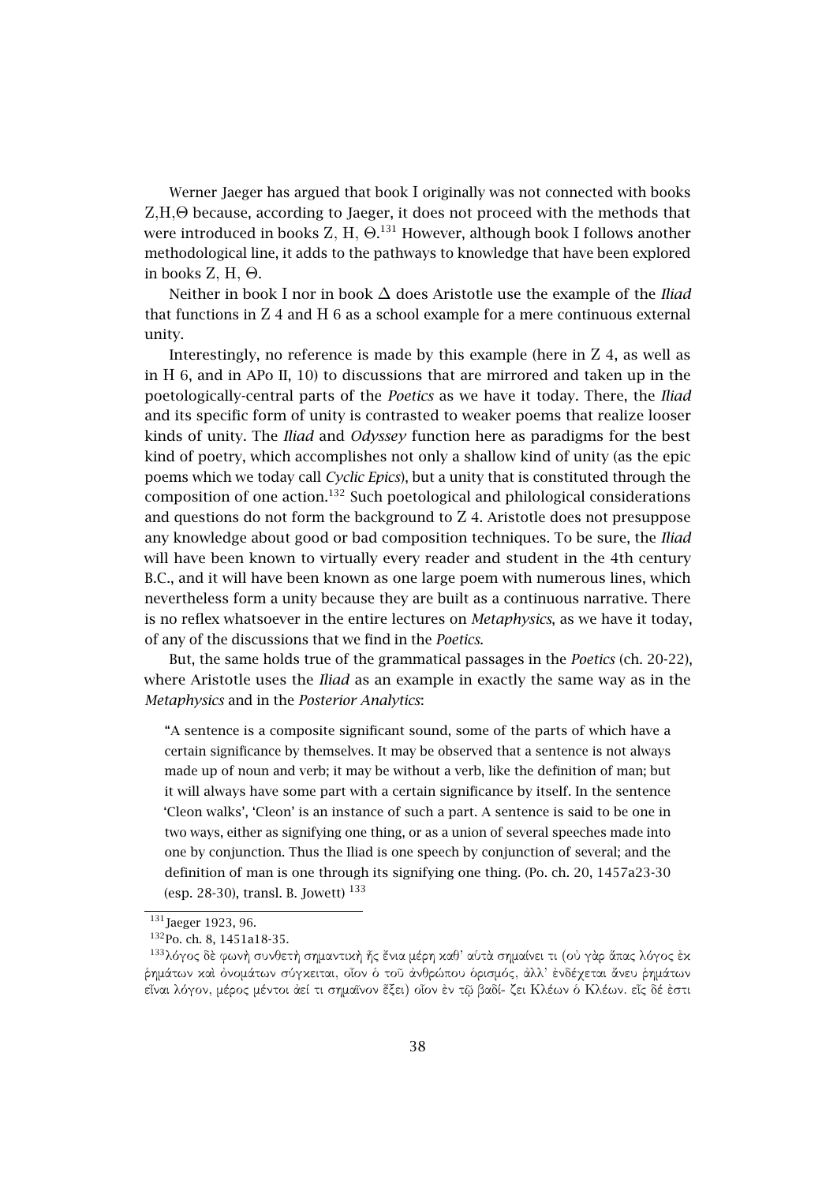Werner Jaeger has argued that book I originally was not connected with books Z,H,Θ because, according to Jaeger, it does not proceed with the methods that were introduced in books Z, H, Θ.[131] However, although book I follows another methodological line, it adds to the pathways to knowledge that have been explored in books Z, H, Θ.

Neither in book I nor in book Δ does Aristotle use the example of the *Iliad* that functions in Z 4 and H 6 as a school example for a mere continuous external unity.

Interestingly, no reference is made by this example (here in Z 4, as well as in H 6, and in APo II, 10) to discussions that are mirrored and taken up in the poetologically-central parts of the *Poetics* as we have it today. There, the *Iliad* and its specific form of unity is contrasted to weaker poems that realize looser kinds of unity. The *Iliad* and *Odyssey* function here as paradigms for the best kind of poetry, which accomplishes not only a shallow kind of unity (as the epic poems which we today call *Cyclic Epics*), but a unity that is constituted through the composition of one action.[132] Such poetological and philological considerations and questions do not form the background to Z 4. Aristotle does not presuppose any knowledge about good or bad composition techniques. To be sure, the *Iliad* will have been known to virtually every reader and student in the 4th century B.C., and it will have been known as one large poem with numerous lines, which nevertheless form a unity because they are built as a continuous narrative. There is no reflex whatsoever in the entire lectures on *Metaphysics*, as we have it today, of any of the discussions that we find in the *Poetics*.

But, the same holds true of the grammatical passages in the *Poetics* (ch. 20-22), where Aristotle uses the *Iliad* as an example in exactly the same way as in the *Metaphysics* and in the *Posterior Analytics*:

> "A sentence is a composite significant sound, some of the parts of which have a certain significance by themselves. It may be observed that a sentence is not always made up of noun and verb; it may be without a verb, like the definition of man; but it will always have some part with a certain significance by itself. In the sentence 'Cleon walks', 'Cleon' is an instance of such a part. A sentence is said to be one in two ways, either as signifying one thing, or as a union of several speeches made into one by conjunction. Thus the Iliad is one speech by conjunction of several; and the definition of man is one through its signifying one thing. (Po. ch. 20, 1457a23-30 (esp. 28-30), transl. B. Jowett) [133]

---

[131] Jaeger 1923, 96.

[132] Po. ch. 8, 1451a18-35.

[133] λόγος δὲ φωνὴ συνθετὴ σημαντικὴ ἧς ἔνια μέρη καθ' αὑτὰ σημαίνει τι (οὐ γὰρ ἅπας λόγος ἐκ ῥημάτων καὶ ὀνομάτων σύγκειται, οἷον ὁ τοῦ ἀνθρώπου ὁρισμός, ἀλλ' ἐνδέχεται ἄνευ ῥημάτων εἶναι λόγον, μέρος μέντοι ἀεί τι σημαῖνον ἕξει) οἷον ἐν τῷ βαδί- ζει Κλέων ὁ Κλέων. εἷς δέ ἐστι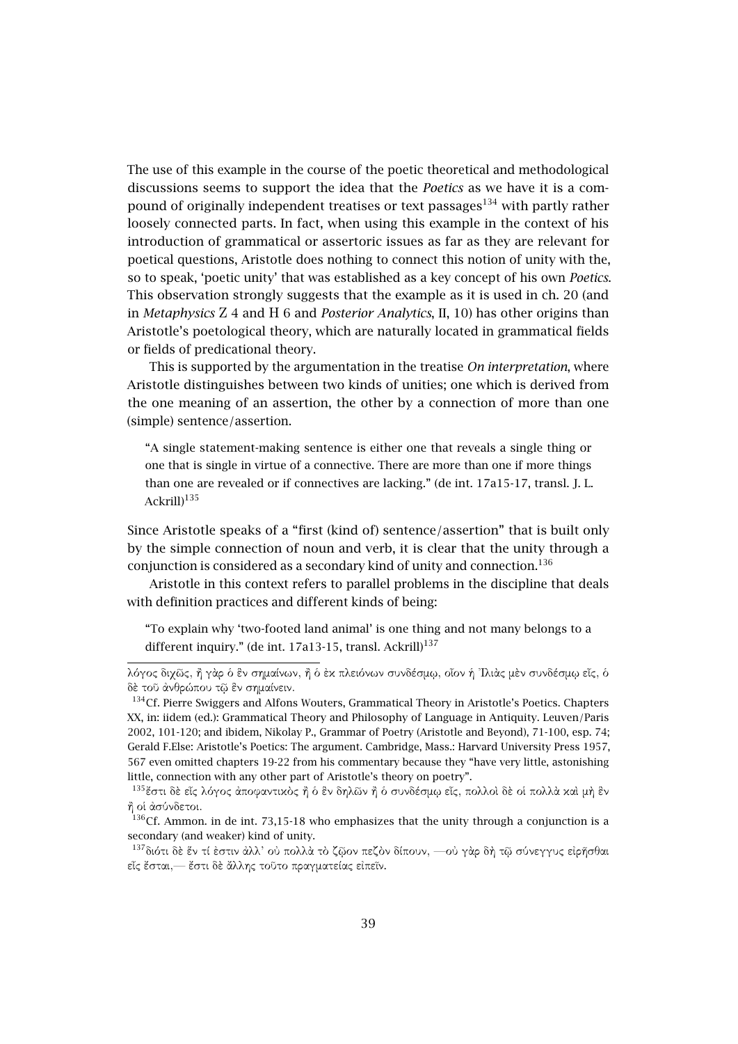The use of this example in the course of the poetic theoretical and methodological discussions seems to support the idea that the *Poetics* as we have it is a compound of originally independent treatises or text passages[134] with partly rather loosely connected parts. In fact, when using this example in the context of his introduction of grammatical or assertoric issues as far as they are relevant for poetical questions, Aristotle does nothing to connect this notion of unity with the, so to speak, 'poetic unity' that was established as a key concept of his own *Poetics*. This observation strongly suggests that the example as it is used in ch. 20 (and in *Metaphysics* Z 4 and H 6 and *Posterior Analytics*, II, 10) has other origins than Aristotle's poetological theory, which are naturally located in grammatical fields or fields of predicational theory.

This is supported by the argumentation in the treatise *On interpretation*, where Aristotle distinguishes between two kinds of unities; one which is derived from the one meaning of an assertion, the other by a connection of more than one (simple) sentence/assertion.

> "A single statement-making sentence is either one that reveals a single thing or one that is single in virtue of a connective. There are more than one if more things than one are revealed or if connectives are lacking." (de int. 17a15-17, transl. J. L. Ackrill)[135]

Since Aristotle speaks of a "first (kind of) sentence/assertion" that is built only by the simple connection of noun and verb, it is clear that the unity through a conjunction is considered as a secondary kind of unity and connection.[136]

Aristotle in this context refers to parallel problems in the discipline that deals with definition practices and different kinds of being:

> "To explain why 'two-footed land animal' is one thing and not many belongs to a different inquiry." (de int. 17a13-15, transl. Ackrill)[137]

---

λόγος διχῶς, ἢ γὰρ ὁ ἓν σημαίνων, ἢ ὁ ἐκ πλειόνων συνδέσμῳ, οἷον ἡ Ἰλιὰς μὲν συνδέσμῳ εἷς, ὁ δὲ τοῦ ἀνθρώπου τῷ ἓν σημαίνειν.

[134] Cf. Pierre Swiggers and Alfons Wouters, Grammatical Theory in Aristotle's Poetics. Chapters XX, in: iidem (ed.): Grammatical Theory and Philosophy of Language in Antiquity. Leuven/Paris 2002, 101-120; and ibidem, Nikolay P., Grammar of Poetry (Aristotle and Beyond), 71-100, esp. 74; Gerald F.Else: Aristotle's Poetics: The argument. Cambridge, Mass.: Harvard University Press 1957, 567 even omitted chapters 19-22 from his commentary because they "have very little, astonishing little, connection with any other part of Aristotle's theory on poetry".

[135] ἔστι δὲ εἷς λόγος ἀποφαντικὸς ἢ ὁ ἓν δηλῶν ἢ ὁ συνδέσμῳ εἷς, πολλοὶ δὲ οἱ πολλὰ καὶ μὴ ἓν ἢ οἱ ἀσύνδετοι.

[136] Cf. Ammon. in de int. 73,15-18 who emphasizes that the unity through a conjunction is a secondary (and weaker) kind of unity.

[137] διότι δὲ ἕν τί ἐστιν ἀλλ' οὐ πολλὰ τὸ ζῷον πεζὸν δίπουν, —οὐ γὰρ δὴ τῷ σύνεγγυς εἰρῆσθαι εἷς ἔσται,— ἔστι δὲ ἄλλης τοῦτο πραγματείας εἰπεῖν.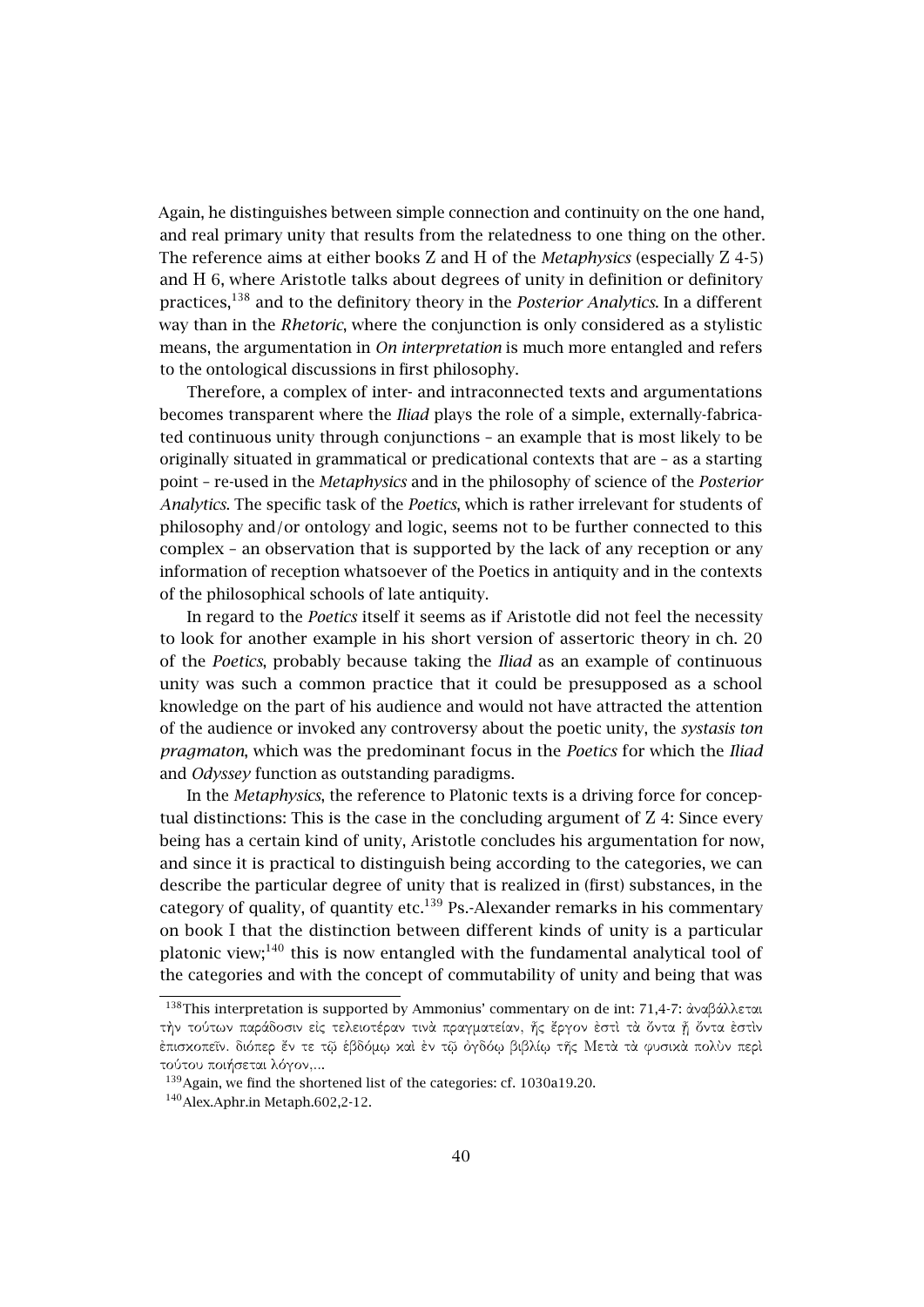Again, he distinguishes between simple connection and continuity on the one hand, and real primary unity that results from the relatedness to one thing on the other. The reference aims at either books Z and H of the *Metaphysics* (especially Z 4-5) and H 6, where Aristotle talks about degrees of unity in definition or definitory practices,[138] and to the definitory theory in the *Posterior Analytics*. In a different way than in the *Rhetoric*, where the conjunction is only considered as a stylistic means, the argumentation in *On interpretation* is much more entangled and refers to the ontological discussions in first philosophy.

Therefore, a complex of inter- and intraconnected texts and argumentations becomes transparent where the *Iliad* plays the role of a simple, externally-fabricated continuous unity through conjunctions – an example that is most likely to be originally situated in grammatical or predicational contexts that are – as a starting point – re-used in the *Metaphysics* and in the philosophy of science of the *Posterior Analytics*. The specific task of the *Poetics*, which is rather irrelevant for students of philosophy and/or ontology and logic, seems not to be further connected to this complex – an observation that is supported by the lack of any reception or any information of reception whatsoever of the Poetics in antiquity and in the contexts of the philosophical schools of late antiquity.

In regard to the *Poetics* itself it seems as if Aristotle did not feel the necessity to look for another example in his short version of assertoric theory in ch. 20 of the *Poetics*, probably because taking the *Iliad* as an example of continuous unity was such a common practice that it could be presupposed as a school knowledge on the part of his audience and would not have attracted the attention of the audience or invoked any controversy about the poetic unity, the *systasis ton pragmaton*, which was the predominant focus in the *Poetics* for which the *Iliad* and *Odyssey* function as outstanding paradigms.

In the *Metaphysics*, the reference to Platonic texts is a driving force for conceptual distinctions: This is the case in the concluding argument of Z 4: Since every being has a certain kind of unity, Aristotle concludes his argumentation for now, and since it is practical to distinguish being according to the categories, we can describe the particular degree of unity that is realized in (first) substances, in the category of quality, of quantity etc.[139] Ps.-Alexander remarks in his commentary on book I that the distinction between different kinds of unity is a particular platonic view;[140] this is now entangled with the fundamental analytical tool of the categories and with the concept of commutability of unity and being that was

---

[138] This interpretation is supported by Ammonius' commentary on de int: 71,4-7: ἀναβάλλεται τὴν τούτων παράδοσιν εἰς τελειοτέραν τινὰ πραγματείαν, ἧς ἔργον ἐστὶ τὰ ὄντα ᾗ ὄντα ἐστὶν ἐπισκοπεῖν. διόπερ ἔν τε τῷ ἑβδόμῳ καὶ ἐν τῷ ὀγδόῳ βιβλίῳ τῆς Μετὰ τὰ φυσικὰ πολὺν περὶ τούτου ποιήσεται λόγον,...

[139] Again, we find the shortened list of the categories: cf. 1030a19.20.

[140] Alex.Aphr.in Metaph.602,2-12.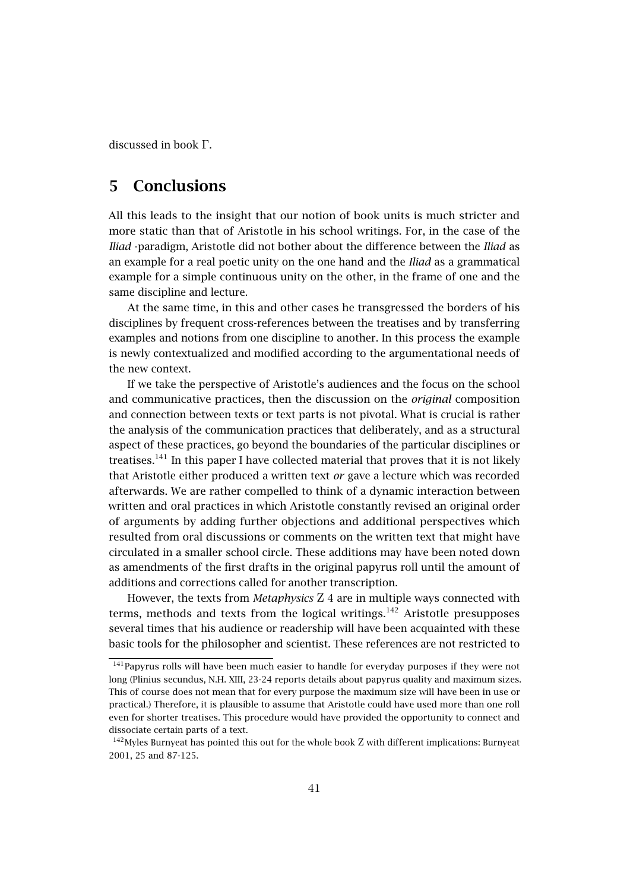discussed in book Γ.

# 5 Conclusions

All this leads to the insight that our notion of book units is much stricter and more static than that of Aristotle in his school writings. For, in the case of the *Iliad* -paradigm, Aristotle did not bother about the difference between the *Iliad* as an example for a real poetic unity on the one hand and the *Iliad* as a grammatical example for a simple continuous unity on the other, in the frame of one and the same discipline and lecture.

At the same time, in this and other cases he transgressed the borders of his disciplines by frequent cross-references between the treatises and by transferring examples and notions from one discipline to another. In this process the example is newly contextualized and modified according to the argumentational needs of the new context.

If we take the perspective of Aristotle's audiences and the focus on the school and communicative practices, then the discussion on the *original* composition and connection between texts or text parts is not pivotal. What is crucial is rather the analysis of the communication practices that deliberately, and as a structural aspect of these practices, go beyond the boundaries of the particular disciplines or treatises.[141] In this paper I have collected material that proves that it is not likely that Aristotle either produced a written text *or* gave a lecture which was recorded afterwards. We are rather compelled to think of a dynamic interaction between written and oral practices in which Aristotle constantly revised an original order of arguments by adding further objections and additional perspectives which resulted from oral discussions or comments on the written text that might have circulated in a smaller school circle. These additions may have been noted down as amendments of the first drafts in the original papyrus roll until the amount of additions and corrections called for another transcription.

However, the texts from *Metaphysics* Z 4 are in multiple ways connected with terms, methods and texts from the logical writings.[142] Aristotle presupposes several times that his audience or readership will have been acquainted with these basic tools for the philosopher and scientist. These references are not restricted to

[141] Papyrus rolls will have been much easier to handle for everyday purposes if they were not long (Plinius secundus, N.H. XIII, 23-24 reports details about papyrus quality and maximum sizes. This of course does not mean that for every purpose the maximum size will have been in use or practical.) Therefore, it is plausible to assume that Aristotle could have used more than one roll even for shorter treatises. This procedure would have provided the opportunity to connect and dissociate certain parts of a text.

[142] Myles Burnyeat has pointed this out for the whole book Z with different implications: Burnyeat 2001, 25 and 87-125.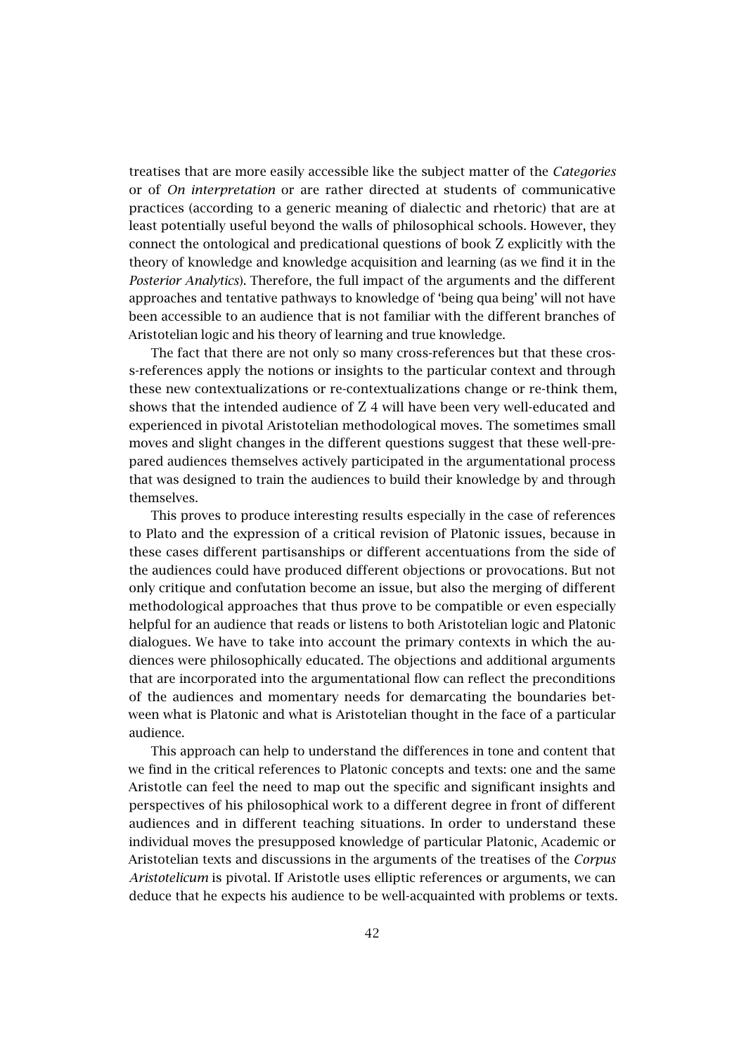treatises that are more easily accessible like the subject matter of the *Categories* or of *On interpretation* or are rather directed at students of communicative practices (according to a generic meaning of dialectic and rhetoric) that are at least potentially useful beyond the walls of philosophical schools. However, they connect the ontological and predicational questions of book Z explicitly with the theory of knowledge and knowledge acquisition and learning (as we find it in the *Posterior Analytics*). Therefore, the full impact of the arguments and the different approaches and tentative pathways to knowledge of 'being qua being' will not have been accessible to an audience that is not familiar with the different branches of Aristotelian logic and his theory of learning and true knowledge.

The fact that there are not only so many cross-references but that these cross-references apply the notions or insights to the particular context and through these new contextualizations or re-contextualizations change or re-think them, shows that the intended audience of Z 4 will have been very well-educated and experienced in pivotal Aristotelian methodological moves. The sometimes small moves and slight changes in the different questions suggest that these well-prepared audiences themselves actively participated in the argumentational process that was designed to train the audiences to build their knowledge by and through themselves.

This proves to produce interesting results especially in the case of references to Plato and the expression of a critical revision of Platonic issues, because in these cases different partisanships or different accentuations from the side of the audiences could have produced different objections or provocations. But not only critique and confutation become an issue, but also the merging of different methodological approaches that thus prove to be compatible or even especially helpful for an audience that reads or listens to both Aristotelian logic and Platonic dialogues. We have to take into account the primary contexts in which the audiences were philosophically educated. The objections and additional arguments that are incorporated into the argumentational flow can reflect the preconditions of the audiences and momentary needs for demarcating the boundaries between what is Platonic and what is Aristotelian thought in the face of a particular audience.

This approach can help to understand the differences in tone and content that we find in the critical references to Platonic concepts and texts: one and the same Aristotle can feel the need to map out the specific and significant insights and perspectives of his philosophical work to a different degree in front of different audiences and in different teaching situations. In order to understand these individual moves the presupposed knowledge of particular Platonic, Academic or Aristotelian texts and discussions in the arguments of the treatises of the *Corpus Aristotelicum* is pivotal. If Aristotle uses elliptic references or arguments, we can deduce that he expects his audience to be well-acquainted with problems or texts.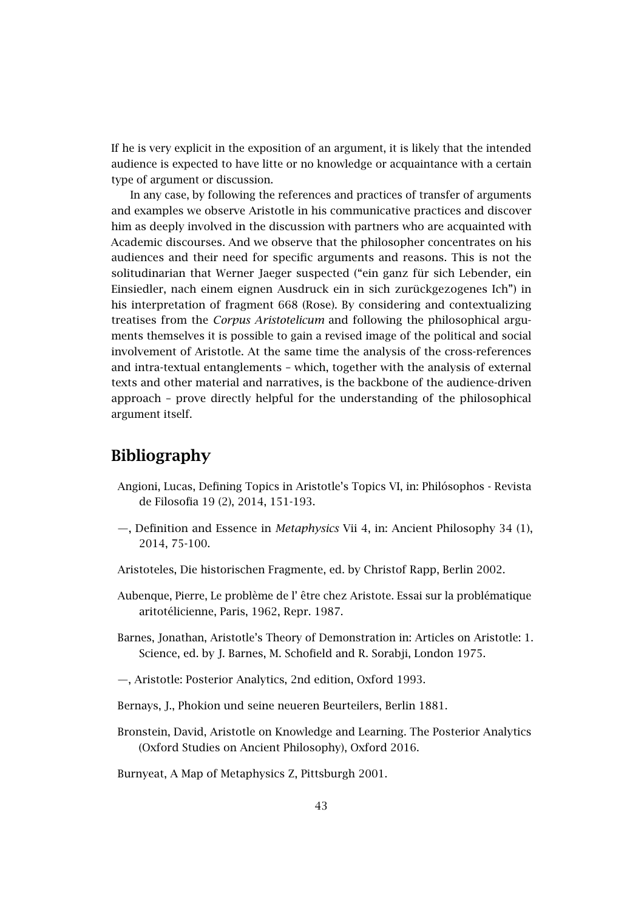If he is very explicit in the exposition of an argument, it is likely that the intended audience is expected to have litte or no knowledge or acquaintance with a certain type of argument or discussion.

In any case, by following the references and practices of transfer of arguments and examples we observe Aristotle in his communicative practices and discover him as deeply involved in the discussion with partners who are acquainted with Academic discourses. And we observe that the philosopher concentrates on his audiences and their need for specific arguments and reasons. This is not the solitudinarian that Werner Jaeger suspected ("ein ganz für sich Lebender, ein Einsiedler, nach einem eignen Ausdruck ein in sich zurückgezogenes Ich") in his interpretation of fragment 668 (Rose). By considering and contextualizing treatises from the *Corpus Aristotelicum* and following the philosophical arguments themselves it is possible to gain a revised image of the political and social involvement of Aristotle. At the same time the analysis of the cross-references and intra-textual entanglements – which, together with the analysis of external texts and other material and narratives, is the backbone of the audience-driven approach – prove directly helpful for the understanding of the philosophical argument itself.

## Bibliography

Angioni, Lucas, Defining Topics in Aristotle's Topics VI, in: Philósophos - Revista de Filosofia 19 (2), 2014, 151-193.

—, Definition and Essence in *Metaphysics* Vii 4, in: Ancient Philosophy 34 (1), 2014, 75-100.

Aristoteles, Die historischen Fragmente, ed. by Christof Rapp, Berlin 2002.

Aubenque, Pierre, Le problème de l' être chez Aristote. Essai sur la problématique aritotélicienne, Paris, 1962, Repr. 1987.

Barnes, Jonathan, Aristotle's Theory of Demonstration in: Articles on Aristotle: 1. Science, ed. by J. Barnes, M. Schofield and R. Sorabji, London 1975.

—, Aristotle: Posterior Analytics, 2nd edition, Oxford 1993.

Bernays, J., Phokion und seine neueren Beurteilers, Berlin 1881.

Bronstein, David, Aristotle on Knowledge and Learning. The Posterior Analytics (Oxford Studies on Ancient Philosophy), Oxford 2016.

Burnyeat, A Map of Metaphysics Z, Pittsburgh 2001.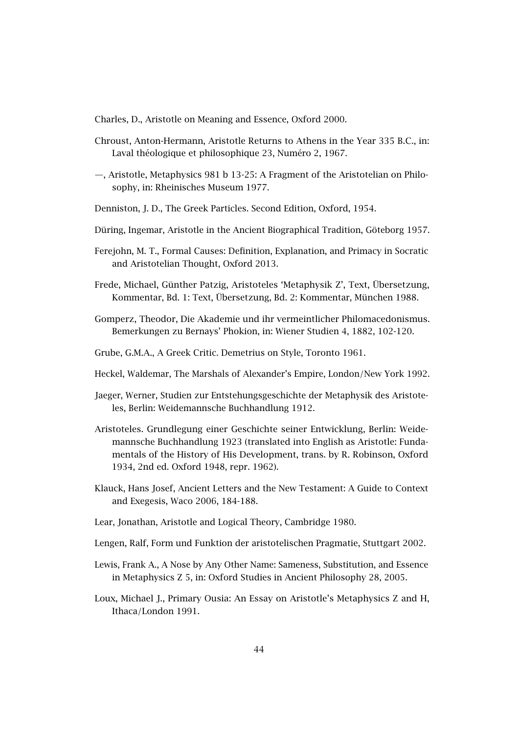Charles, D., Aristotle on Meaning and Essence, Oxford 2000.

Chroust, Anton-Hermann, Aristotle Returns to Athens in the Year 335 B.C., in: Laval théologique et philosophique 23, Numéro 2, 1967.

—, Aristotle, Metaphysics 981 b 13-25: A Fragment of the Aristotelian on Philosophy, in: Rheinisches Museum 1977.

Denniston, J. D., The Greek Particles. Second Edition, Oxford, 1954.

Düring, Ingemar, Aristotle in the Ancient Biographical Tradition, Göteborg 1957.

Ferejohn, M. T., Formal Causes: Definition, Explanation, and Primacy in Socratic and Aristotelian Thought, Oxford 2013.

Frede, Michael, Günther Patzig, Aristoteles 'Metaphysik Z', Text, Übersetzung, Kommentar, Bd. 1: Text, Übersetzung, Bd. 2: Kommentar, München 1988.

Gomperz, Theodor, Die Akademie und ihr vermeintlicher Philomacedonismus. Bemerkungen zu Bernays' Phokion, in: Wiener Studien 4, 1882, 102-120.

Grube, G.M.A., A Greek Critic. Demetrius on Style, Toronto 1961.

Heckel, Waldemar, The Marshals of Alexander's Empire, London/New York 1992.

Jaeger, Werner, Studien zur Entstehungsgeschichte der Metaphysik des Aristoteles, Berlin: Weidemannsche Buchhandlung 1912.

Aristoteles. Grundlegung einer Geschichte seiner Entwicklung, Berlin: Weidemannsche Buchhandlung 1923 (translated into English as Aristotle: Fundamentals of the History of His Development, trans. by R. Robinson, Oxford 1934, 2nd ed. Oxford 1948, repr. 1962).

Klauck, Hans Josef, Ancient Letters and the New Testament: A Guide to Context and Exegesis, Waco 2006, 184-188.

Lear, Jonathan, Aristotle and Logical Theory, Cambridge 1980.

Lengen, Ralf, Form und Funktion der aristotelischen Pragmatie, Stuttgart 2002.

Lewis, Frank A., A Nose by Any Other Name: Sameness, Substitution, and Essence in Metaphysics Z 5, in: Oxford Studies in Ancient Philosophy 28, 2005.

Loux, Michael J., Primary Ousia: An Essay on Aristotle's Metaphysics Z and H, Ithaca/London 1991.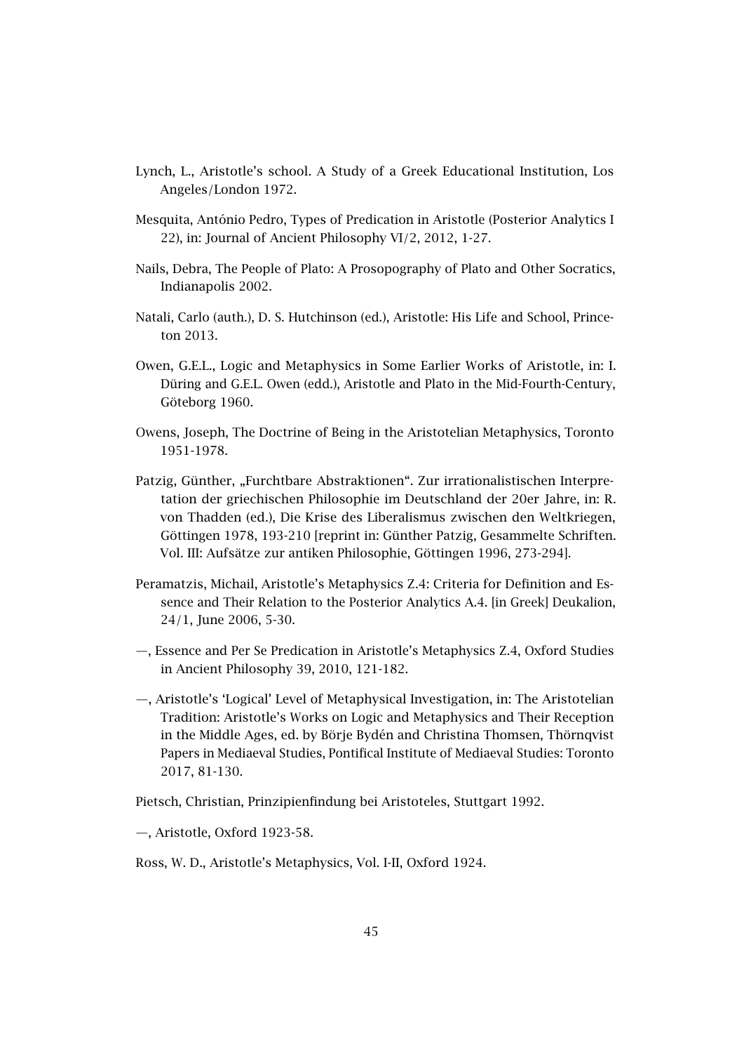Lynch, L., Aristotle's school. A Study of a Greek Educational Institution, Los Angeles/London 1972.

Mesquita, António Pedro, Types of Predication in Aristotle (Posterior Analytics I 22), in: Journal of Ancient Philosophy VI/2, 2012, 1-27.

Nails, Debra, The People of Plato: A Prosopography of Plato and Other Socratics, Indianapolis 2002.

Natali, Carlo (auth.), D. S. Hutchinson (ed.), Aristotle: His Life and School, Princeton 2013.

Owen, G.E.L., Logic and Metaphysics in Some Earlier Works of Aristotle, in: I. Düring and G.E.L. Owen (edd.), Aristotle and Plato in the Mid-Fourth-Century, Göteborg 1960.

Owens, Joseph, The Doctrine of Being in the Aristotelian Metaphysics, Toronto 1951-1978.

Patzig, Günther, „Furchtbare Abstraktionen". Zur irrationalistischen Interpretation der griechischen Philosophie im Deutschland der 20er Jahre, in: R. von Thadden (ed.), Die Krise des Liberalismus zwischen den Weltkriegen, Göttingen 1978, 193-210 [reprint in: Günther Patzig, Gesammelte Schriften. Vol. III: Aufsätze zur antiken Philosophie, Göttingen 1996, 273-294].

Peramatzis, Michail, Aristotle's Metaphysics Z.4: Criteria for Definition and Essence and Their Relation to the Posterior Analytics A.4. [in Greek] Deukalion, 24/1, June 2006, 5-30.

—, Essence and Per Se Predication in Aristotle's Metaphysics Z.4, Oxford Studies in Ancient Philosophy 39, 2010, 121-182.

—, Aristotle's 'Logical' Level of Metaphysical Investigation, in: The Aristotelian Tradition: Aristotle's Works on Logic and Metaphysics and Their Reception in the Middle Ages, ed. by Börje Bydén and Christina Thomsen, Thörnqvist Papers in Mediaeval Studies, Pontifical Institute of Mediaeval Studies: Toronto 2017, 81-130.

Pietsch, Christian, Prinzipienfindung bei Aristoteles, Stuttgart 1992.

—, Aristotle, Oxford 1923-58.

Ross, W. D., Aristotle's Metaphysics, Vol. I-II, Oxford 1924.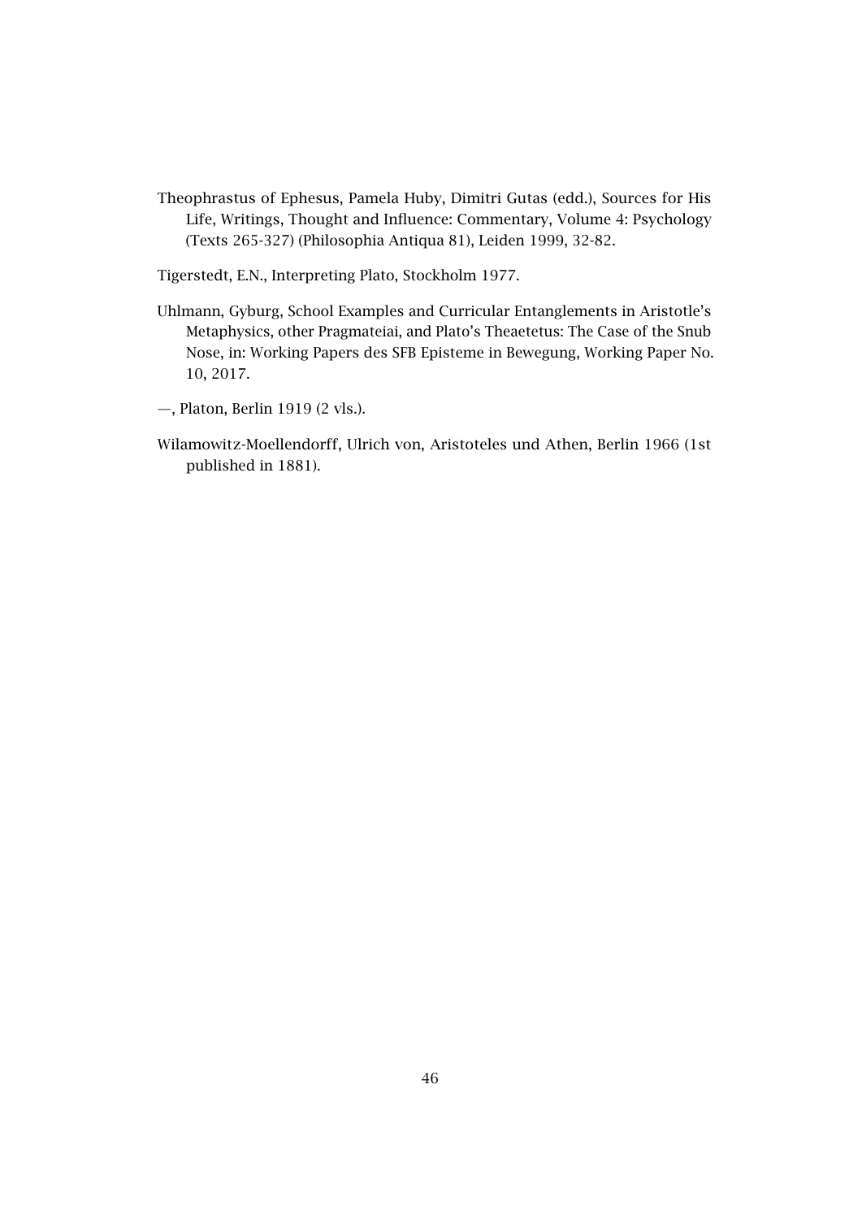Theophrastus of Ephesus, Pamela Huby, Dimitri Gutas (edd.), Sources for His Life, Writings, Thought and Influence: Commentary, Volume 4: Psychology (Texts 265-327) (Philosophia Antiqua 81), Leiden 1999, 32-82.

Tigerstedt, E.N., Interpreting Plato, Stockholm 1977.

Uhlmann, Gyburg, School Examples and Curricular Entanglements in Aristotle's Metaphysics, other Pragmateiai, and Plato's Theaetetus: The Case of the Snub Nose, in: Working Papers des SFB Episteme in Bewegung, Working Paper No. 10, 2017.

—, Platon, Berlin 1919 (2 vls.).

Wilamowitz-Moellendorff, Ulrich von, Aristoteles und Athen, Berlin 1966 (1st published in 1881).